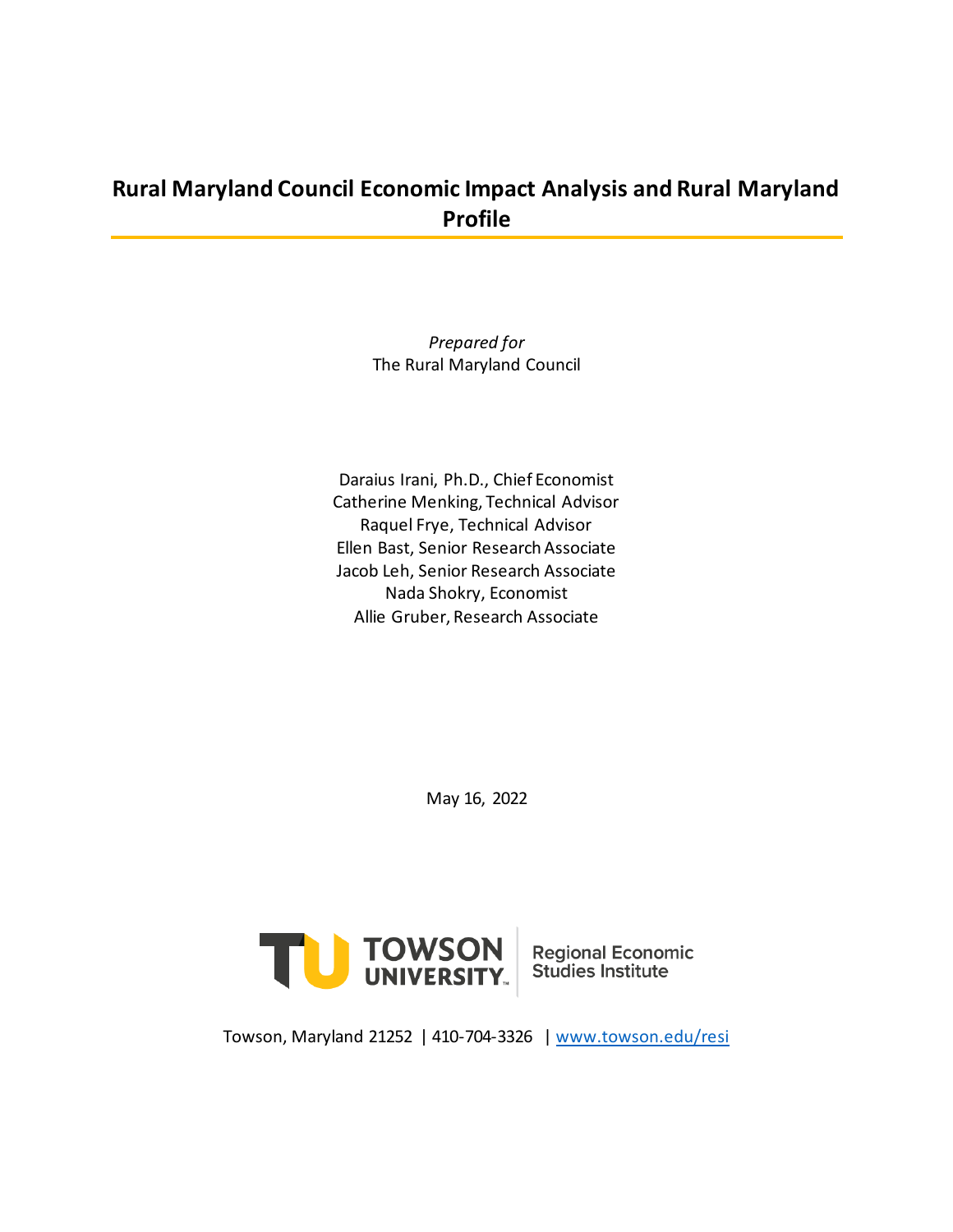# Rural Maryland Council Economic Impact Analysis and Rural Maryland Profile

*Prepared for*
The Rural Maryland Council

Daraius Irani, Ph.D., Chief Economist
Catherine Menking, Technical Advisor
Raquel Frye, Technical Advisor
Ellen Bast, Senior Research Associate
Jacob Leh, Senior Research Associate
Nada Shokry, Economist
Allie Gruber, Research Associate

May 16, 2022

TOWSON UNIVERSITY | Regional Economic Studies Institute

Towson, Maryland 21252 | 410-704-3326 | www.towson.edu/resi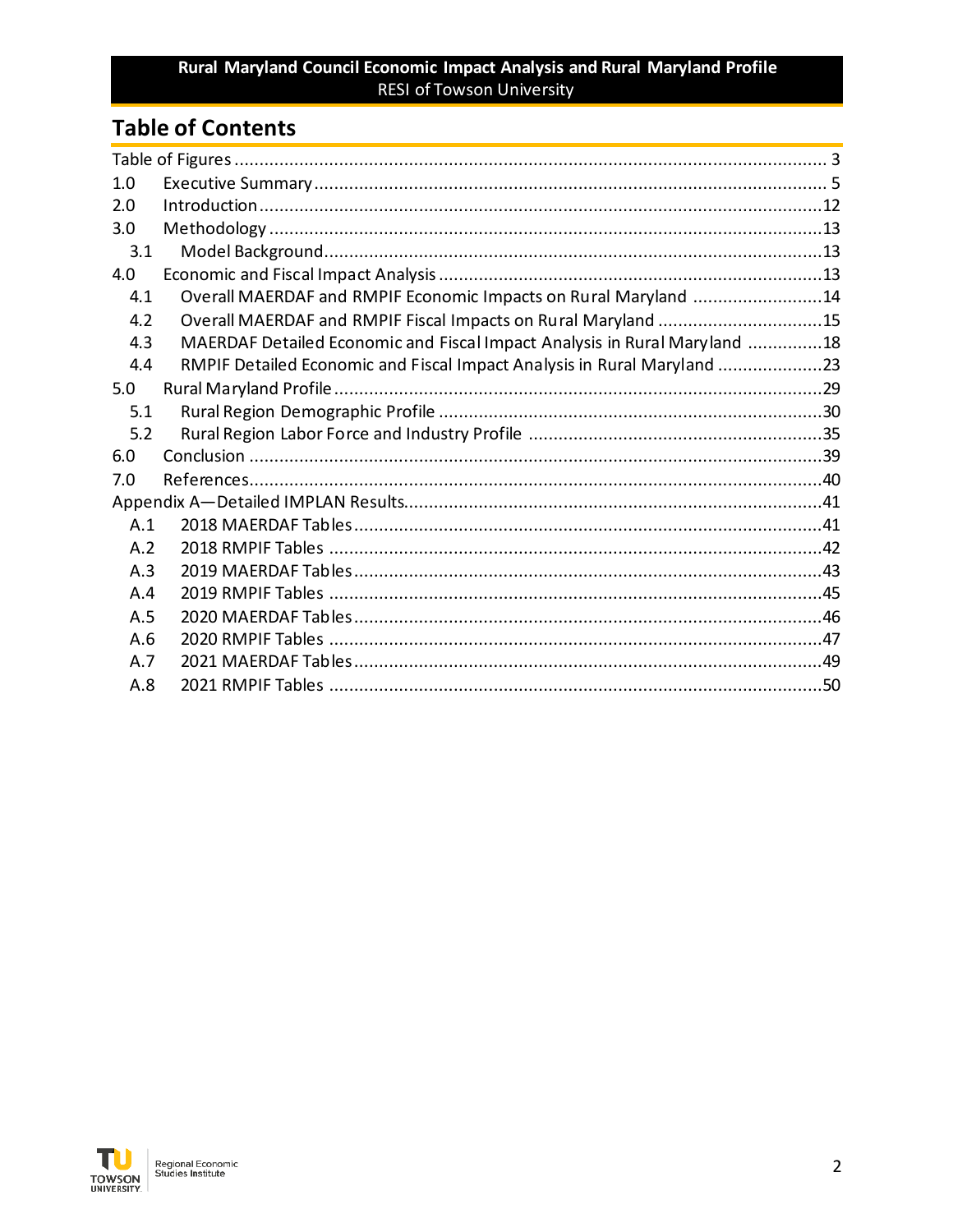# Table of Contents

Table of Figures ..... 3
1.0 Executive Summary ..... 5
2.0 Introduction ..... 12
3.0 Methodology ..... 13
  3.1 Model Background ..... 13
4.0 Economic and Fiscal Impact Analysis ..... 13
  4.1 Overall MAERDAF and RMPIF Economic Impacts on Rural Maryland ..... 14
  4.2 Overall MAERDAF and RMPIF Fiscal Impacts on Rural Maryland ..... 15
  4.3 MAERDAF Detailed Economic and Fiscal Impact Analysis in Rural Maryland ..... 18
  4.4 RMPIF Detailed Economic and Fiscal Impact Analysis in Rural Maryland ..... 23
5.0 Rural Maryland Profile ..... 29
  5.1 Rural Region Demographic Profile ..... 30
  5.2 Rural Region Labor Force and Industry Profile ..... 35
6.0 Conclusion ..... 39
7.0 References ..... 40
Appendix A—Detailed IMPLAN Results ..... 41
  A.1 2018 MAERDAF Tables ..... 41
  A.2 2018 RMPIF Tables ..... 42
  A.3 2019 MAERDAF Tables ..... 43
  A.4 2019 RMPIF Tables ..... 45
  A.5 2020 MAERDAF Tables ..... 46
  A.6 2020 RMPIF Tables ..... 47
  A.7 2021 MAERDAF Tables ..... 49
  A.8 2021 RMPIF Tables ..... 50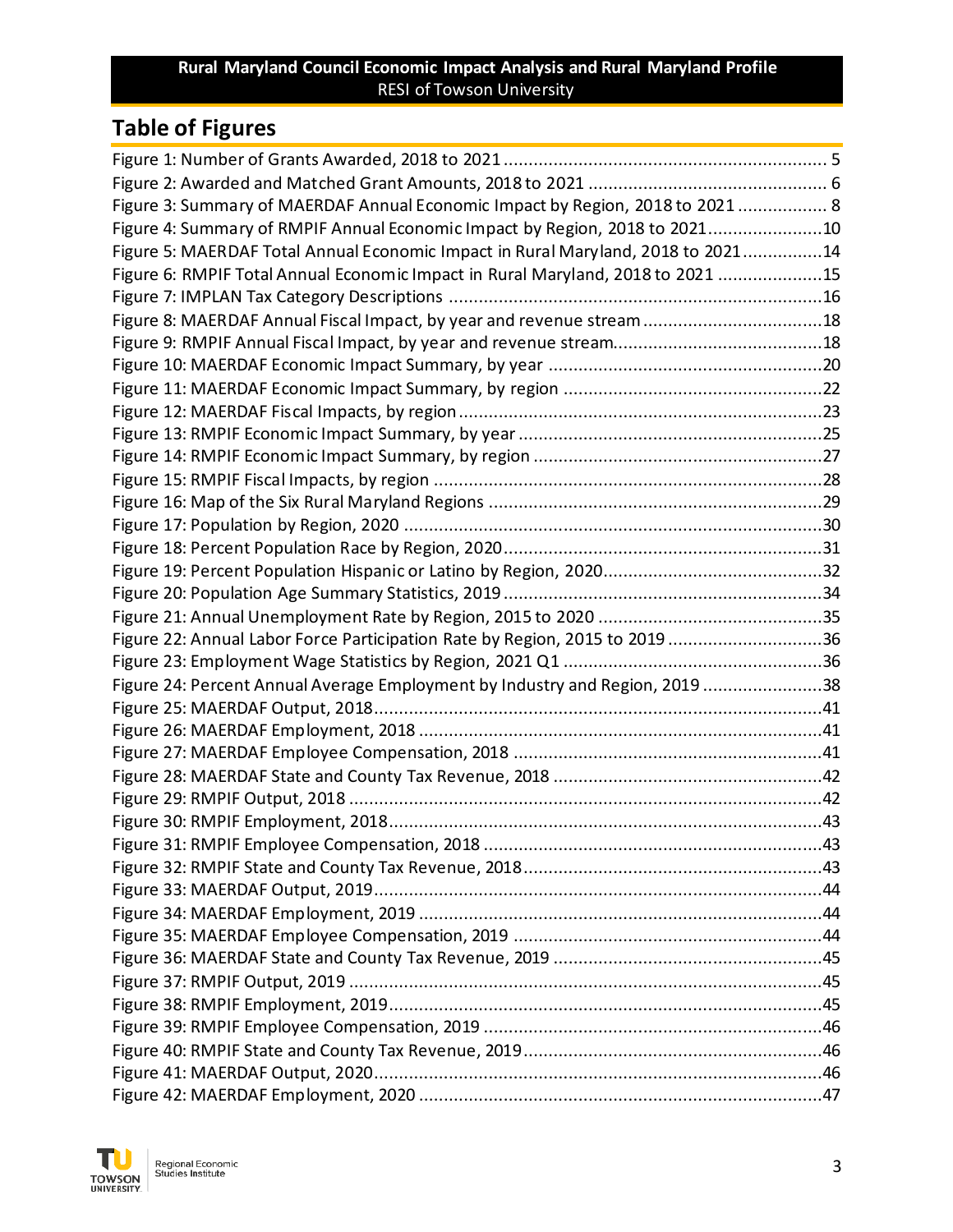## Table of Figures

Figure 1: Number of Grants Awarded, 2018 to 2021 .................................................................. 5
Figure 2: Awarded and Matched Grant Amounts, 2018 to 2021 ................................................ 6
Figure 3: Summary of MAERDAF Annual Economic Impact by Region, 2018 to 2021 ................. 8
Figure 4: Summary of RMPIF Annual Economic Impact by Region, 2018 to 2021.......................10
Figure 5: MAERDAF Total Annual Economic Impact in Rural Maryland, 2018 to 2021................14
Figure 6: RMPIF Total Annual Economic Impact in Rural Maryland, 2018 to 2021 .....................15
Figure 7: IMPLAN Tax Category Descriptions ...........................................................................16
Figure 8: MAERDAF Annual Fiscal Impact, by year and revenue stream ....................................18
Figure 9: RMPIF Annual Fiscal Impact, by year and revenue stream..........................................18
Figure 10: MAERDAF Economic Impact Summary, by year .......................................................20
Figure 11: MAERDAF Economic Impact Summary, by region ....................................................22
Figure 12: MAERDAF Fiscal Impacts, by region .........................................................................23
Figure 13: RMPIF Economic Impact Summary, by year .............................................................25
Figure 14: RMPIF Economic Impact Summary, by region ..........................................................27
Figure 15: RMPIF Fiscal Impacts, by region ..............................................................................28
Figure 16: Map of the Six Rural Maryland Regions ...................................................................29
Figure 17: Population by Region, 2020 ....................................................................................30
Figure 18: Percent Population Race by Region, 2020................................................................31
Figure 19: Percent Population Hispanic or Latino by Region, 2020............................................32
Figure 20: Population Age Summary Statistics, 2019 ................................................................34
Figure 21: Annual Unemployment Rate by Region, 2015 to 2020 .............................................35
Figure 22: Annual Labor Force Participation Rate by Region, 2015 to 2019 ...............................36
Figure 23: Employment Wage Statistics by Region, 2021 Q1 ....................................................36
Figure 24: Percent Annual Average Employment by Industry and Region, 2019 ........................38
Figure 25: MAERDAF Output, 2018...........................................................................................41
Figure 26: MAERDAF Employment, 2018 ..................................................................................41
Figure 27: MAERDAF Employee Compensation, 2018 ..............................................................41
Figure 28: MAERDAF State and County Tax Revenue, 2018 ......................................................42
Figure 29: RMPIF Output, 2018 ...............................................................................................42
Figure 30: RMPIF Employment, 2018.......................................................................................43
Figure 31: RMPIF Employee Compensation, 2018 ....................................................................43
Figure 32: RMPIF State and County Tax Revenue, 2018............................................................43
Figure 33: MAERDAF Output, 2019...........................................................................................44
Figure 34: MAERDAF Employment, 2019 ..................................................................................44
Figure 35: MAERDAF Employee Compensation, 2019 ..............................................................44
Figure 36: MAERDAF State and County Tax Revenue, 2019 ......................................................45
Figure 37: RMPIF Output, 2019 ...............................................................................................45
Figure 38: RMPIF Employment, 2019.......................................................................................45
Figure 39: RMPIF Employee Compensation, 2019 ....................................................................46
Figure 40: RMPIF State and County Tax Revenue, 2019............................................................46
Figure 41: MAERDAF Output, 2020...........................................................................................46
Figure 42: MAERDAF Employment, 2020 ..................................................................................47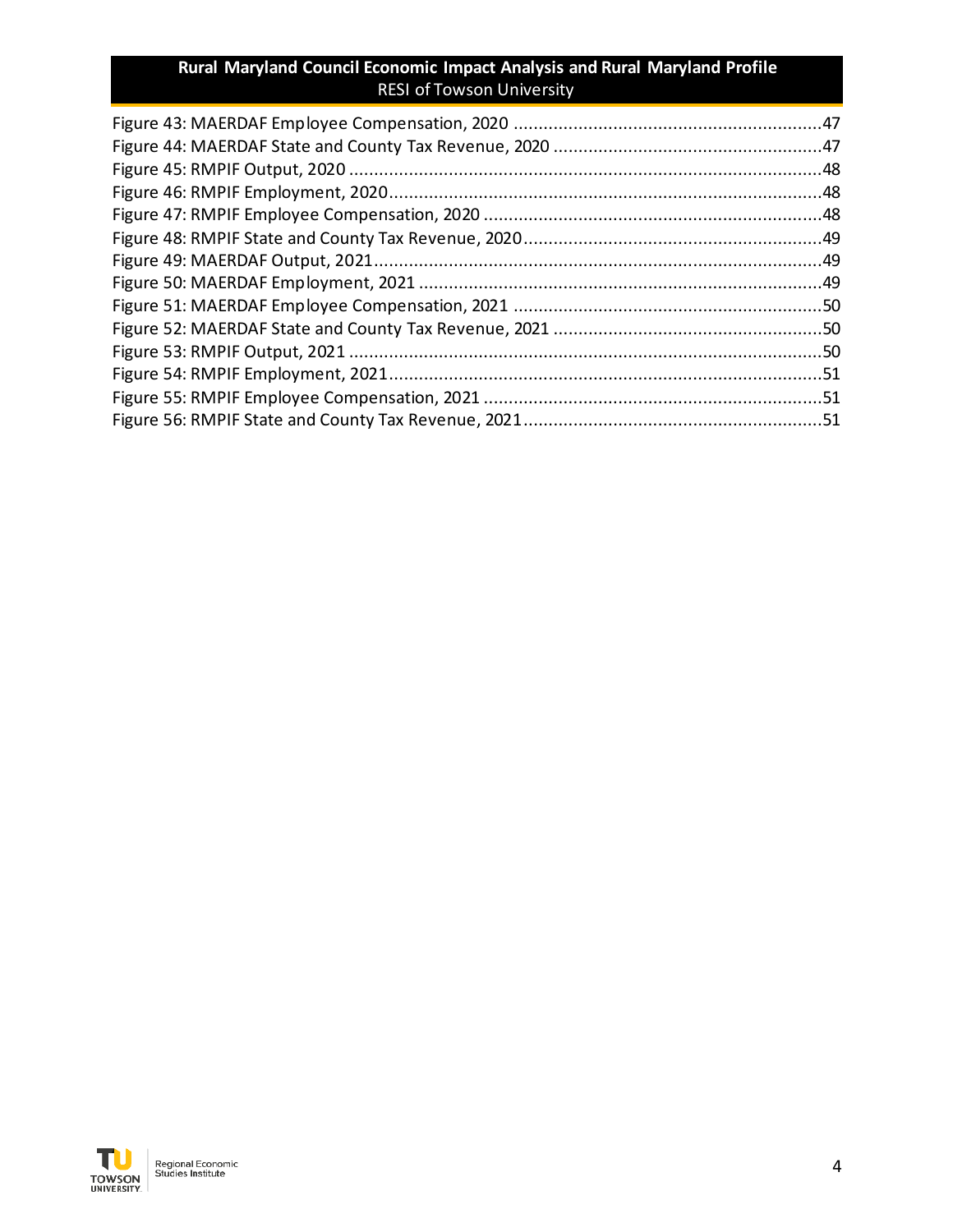Figure 43: MAERDAF Employee Compensation, 2020 .....47
Figure 44: MAERDAF State and County Tax Revenue, 2020 .....47
Figure 45: RMPIF Output, 2020 .....48
Figure 46: RMPIF Employment, 2020.....48
Figure 47: RMPIF Employee Compensation, 2020 .....48
Figure 48: RMPIF State and County Tax Revenue, 2020.....49
Figure 49: MAERDAF Output, 2021.....49
Figure 50: MAERDAF Employment, 2021 .....49
Figure 51: MAERDAF Employee Compensation, 2021 .....50
Figure 52: MAERDAF State and County Tax Revenue, 2021 .....50
Figure 53: RMPIF Output, 2021 .....50
Figure 54: RMPIF Employment, 2021.....51
Figure 55: RMPIF Employee Compensation, 2021 .....51
Figure 56: RMPIF State and County Tax Revenue, 2021.....51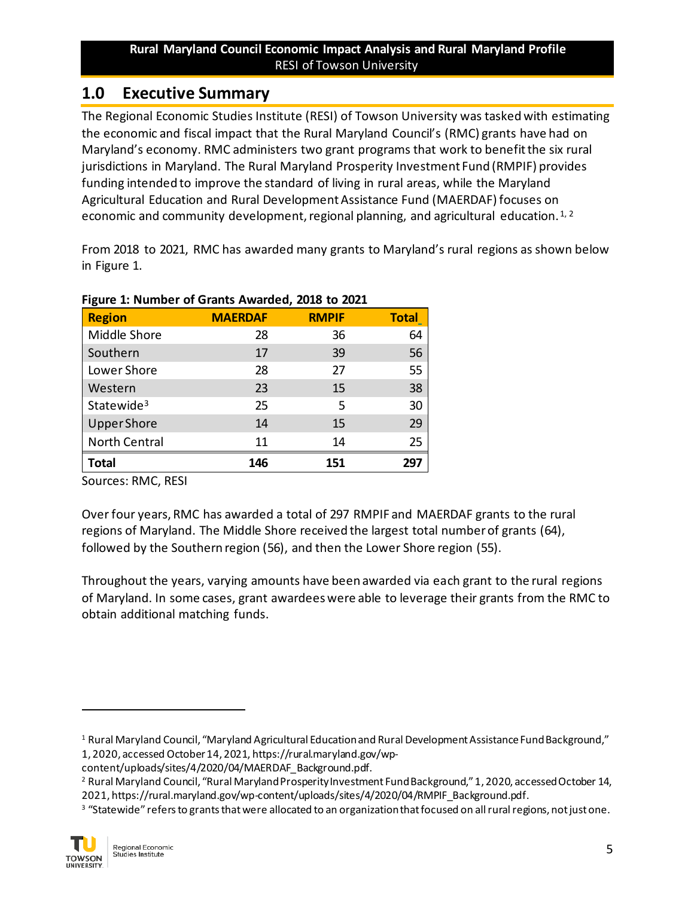## 1.0 Executive Summary

The Regional Economic Studies Institute (RESI) of Towson University was tasked with estimating the economic and fiscal impact that the Rural Maryland Council's (RMC) grants have had on Maryland's economy. RMC administers two grant programs that work to benefit the six rural jurisdictions in Maryland. The Rural Maryland Prosperity Investment Fund (RMPIF) provides funding intended to improve the standard of living in rural areas, while the Maryland Agricultural Education and Rural Development Assistance Fund (MAERDAF) focuses on economic and community development, regional planning, and agricultural education.[1, 2]

From 2018 to 2021, RMC has awarded many grants to Maryland's rural regions as shown below in Figure 1.

**Figure 1: Number of Grants Awarded, 2018 to 2021**

| Region | MAERDAF | RMPIF | Total |
|---|---|---|---|
| Middle Shore | 28 | 36 | 64 |
| Southern | 17 | 39 | 56 |
| Lower Shore | 28 | 27 | 55 |
| Western | 23 | 15 | 38 |
| Statewide[3] | 25 | 5 | 30 |
| Upper Shore | 14 | 15 | 29 |
| North Central | 11 | 14 | 25 |
| **Total** | **146** | **151** | **297** |

Sources: RMC, RESI

Over four years, RMC has awarded a total of 297 RMPIF and MAERDAF grants to the rural regions of Maryland. The Middle Shore received the largest total number of grants (64), followed by the Southern region (56), and then the Lower Shore region (55).

Throughout the years, varying amounts have been awarded via each grant to the rural regions of Maryland. In some cases, grant awardees were able to leverage their grants from the RMC to obtain additional matching funds.

---

[1] Rural Maryland Council, "Maryland Agricultural Education and Rural Development Assistance Fund Background," 1, 2020, accessed October 14, 2021, https://rural.maryland.gov/wp-content/uploads/sites/4/2020/04/MAERDAF_Background.pdf.

[2] Rural Maryland Council, "Rural Maryland Prosperity Investment Fund Background," 1, 2020, accessed October 14, 2021, https://rural.maryland.gov/wp-content/uploads/sites/4/2020/04/RMPIF_Background.pdf.

[3] "Statewide" refers to grants that were allocated to an organization that focused on all rural regions, not just one.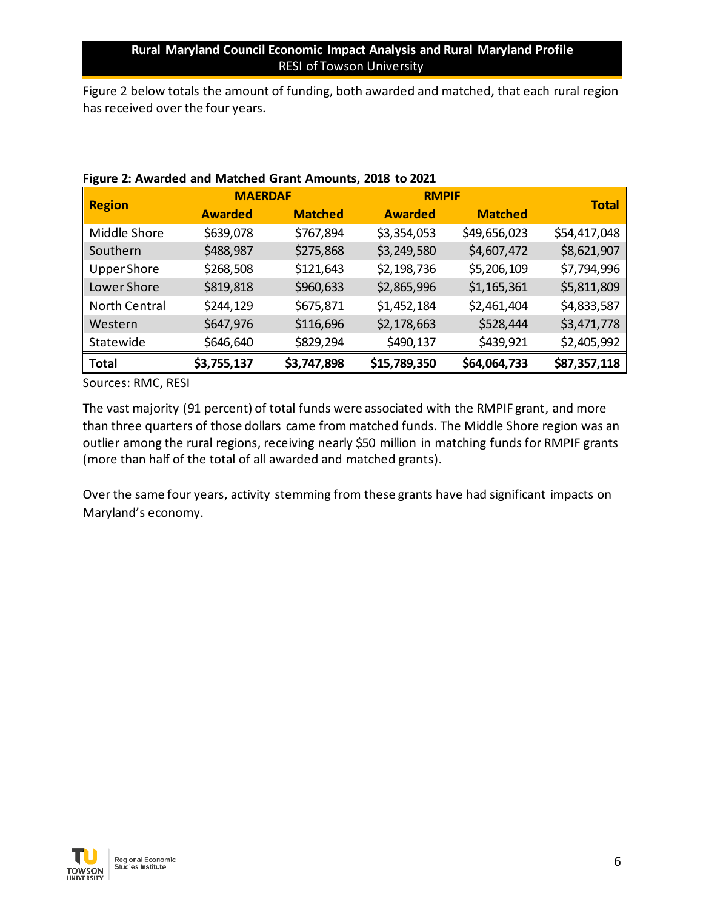Figure 2 below totals the amount of funding, both awarded and matched, that each rural region has received over the four years.

**Figure 2: Awarded and Matched Grant Amounts, 2018 to 2021**

| Region | MAERDAF | | RMPIF | | Total |
|---|---|---|---|---|---|
| | Awarded | Matched | Awarded | Matched | |
| Middle Shore | $639,078 | $767,894 | $3,354,053 | $49,656,023 | $54,417,048 |
| Southern | $488,987 | $275,868 | $3,249,580 | $4,607,472 | $8,621,907 |
| Upper Shore | $268,508 | $121,643 | $2,198,736 | $5,206,109 | $7,794,996 |
| Lower Shore | $819,818 | $960,633 | $2,865,996 | $1,165,361 | $5,811,809 |
| North Central | $244,129 | $675,871 | $1,452,184 | $2,461,404 | $4,833,587 |
| Western | $647,976 | $116,696 | $2,178,663 | $528,444 | $3,471,778 |
| Statewide | $646,640 | $829,294 | $490,137 | $439,921 | $2,405,992 |
| **Total** | **$3,755,137** | **$3,747,898** | **$15,789,350** | **$64,064,733** | **$87,357,118** |

Sources: RMC, RESI

The vast majority (91 percent) of total funds were associated with the RMPIF grant, and more than three quarters of those dollars came from matched funds. The Middle Shore region was an outlier among the rural regions, receiving nearly $50 million in matching funds for RMPIF grants (more than half of the total of all awarded and matched grants).

Over the same four years, activity stemming from these grants have had significant impacts on Maryland's economy.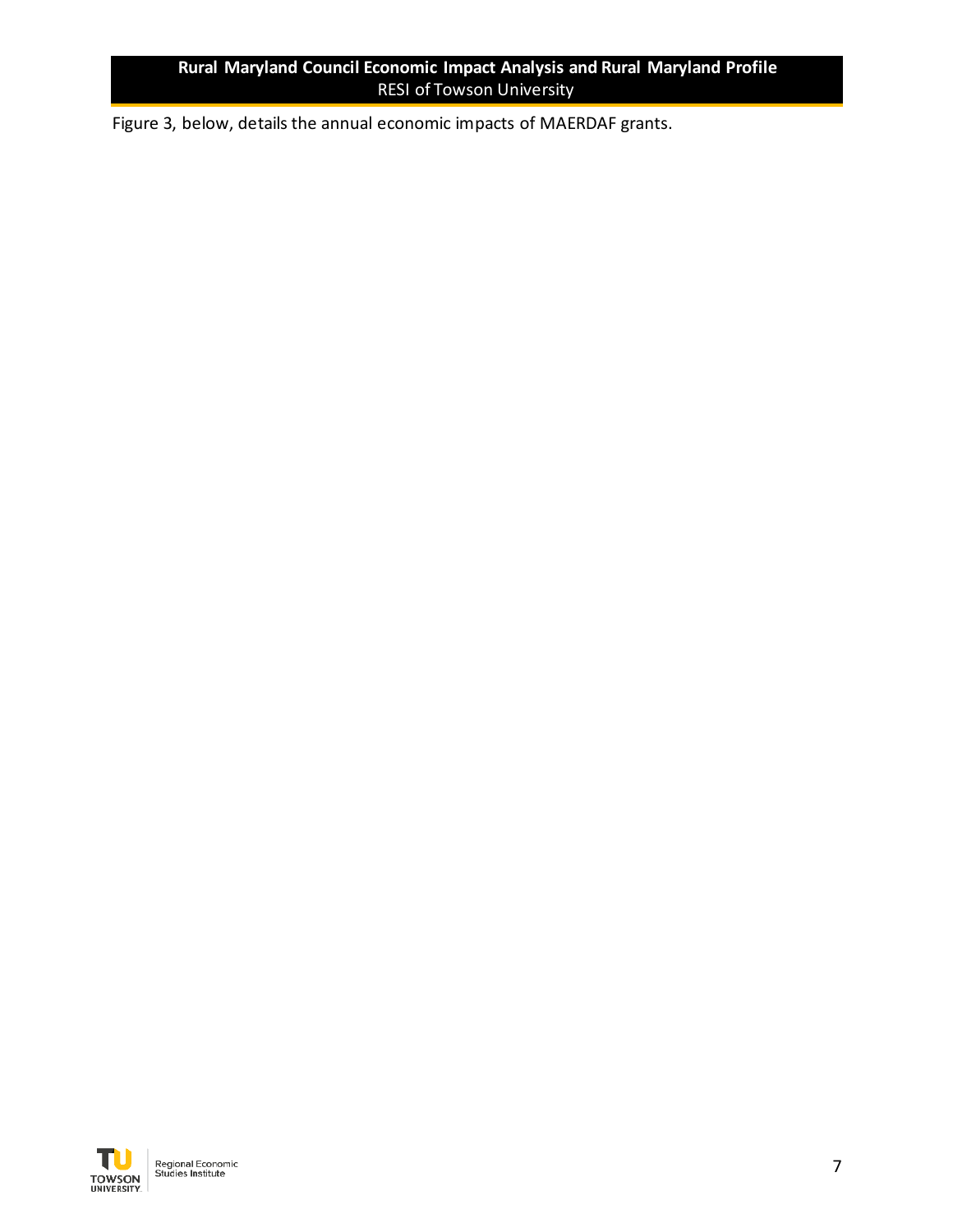Figure 3, below, details the annual economic impacts of MAERDAF grants.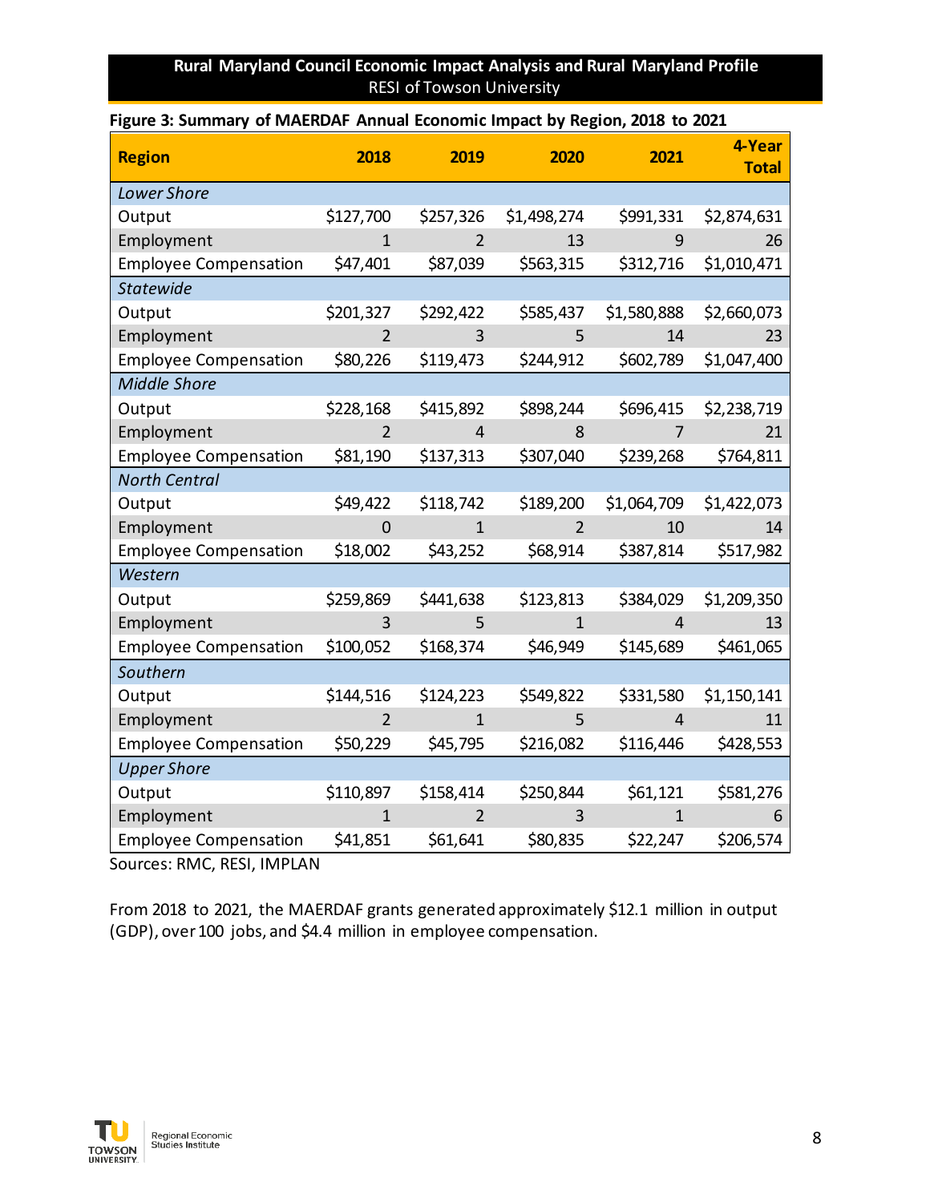**Figure 3: Summary of MAERDAF Annual Economic Impact by Region, 2018 to 2021**

| Region | 2018 | 2019 | 2020 | 2021 | 4-Year Total |
|---|---|---|---|---|---|
| *Lower Shore* | | | | | |
| Output | $127,700 | $257,326 | $1,498,274 | $991,331 | $2,874,631 |
| Employment | 1 | 2 | 13 | 9 | 26 |
| Employee Compensation | $47,401 | $87,039 | $563,315 | $312,716 | $1,010,471 |
| *Statewide* | | | | | |
| Output | $201,327 | $292,422 | $585,437 | $1,580,888 | $2,660,073 |
| Employment | 2 | 3 | 5 | 14 | 23 |
| Employee Compensation | $80,226 | $119,473 | $244,912 | $602,789 | $1,047,400 |
| *Middle Shore* | | | | | |
| Output | $228,168 | $415,892 | $898,244 | $696,415 | $2,238,719 |
| Employment | 2 | 4 | 8 | 7 | 21 |
| Employee Compensation | $81,190 | $137,313 | $307,040 | $239,268 | $764,811 |
| *North Central* | | | | | |
| Output | $49,422 | $118,742 | $189,200 | $1,064,709 | $1,422,073 |
| Employment | 0 | 1 | 2 | 10 | 14 |
| Employee Compensation | $18,002 | $43,252 | $68,914 | $387,814 | $517,982 |
| *Western* | | | | | |
| Output | $259,869 | $441,638 | $123,813 | $384,029 | $1,209,350 |
| Employment | 3 | 5 | 1 | 4 | 13 |
| Employee Compensation | $100,052 | $168,374 | $46,949 | $145,689 | $461,065 |
| *Southern* | | | | | |
| Output | $144,516 | $124,223 | $549,822 | $331,580 | $1,150,141 |
| Employment | 2 | 1 | 5 | 4 | 11 |
| Employee Compensation | $50,229 | $45,795 | $216,082 | $116,446 | $428,553 |
| *Upper Shore* | | | | | |
| Output | $110,897 | $158,414 | $250,844 | $61,121 | $581,276 |
| Employment | 1 | 2 | 3 | 1 | 6 |
| Employee Compensation | $41,851 | $61,641 | $80,835 | $22,247 | $206,574 |

Sources: RMC, RESI, IMPLAN

From 2018 to 2021, the MAERDAF grants generated approximately $12.1 million in output (GDP), over 100 jobs, and $4.4 million in employee compensation.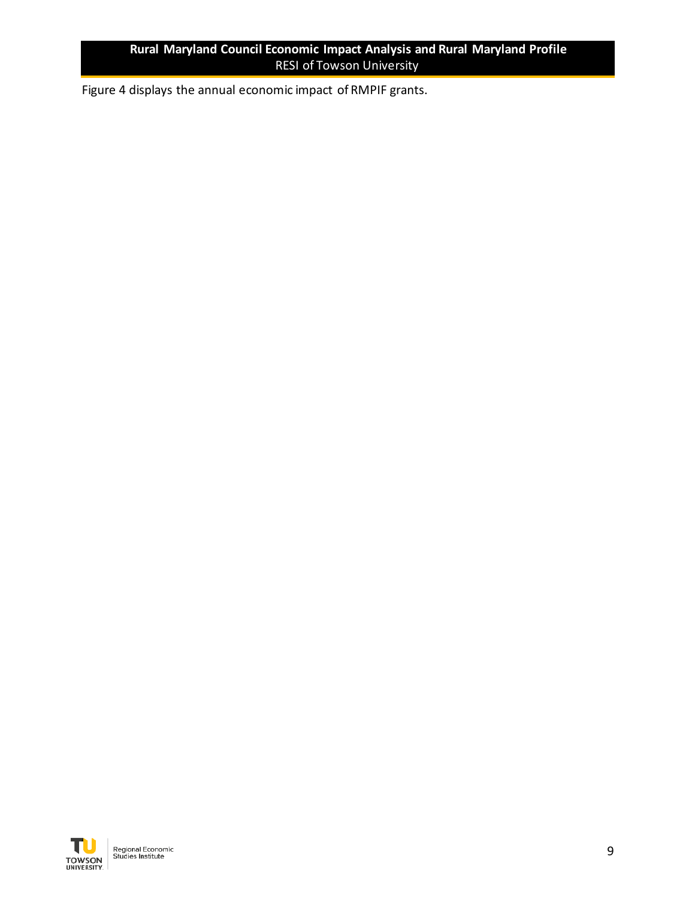Figure 4 displays the annual economic impact of RMPIF grants.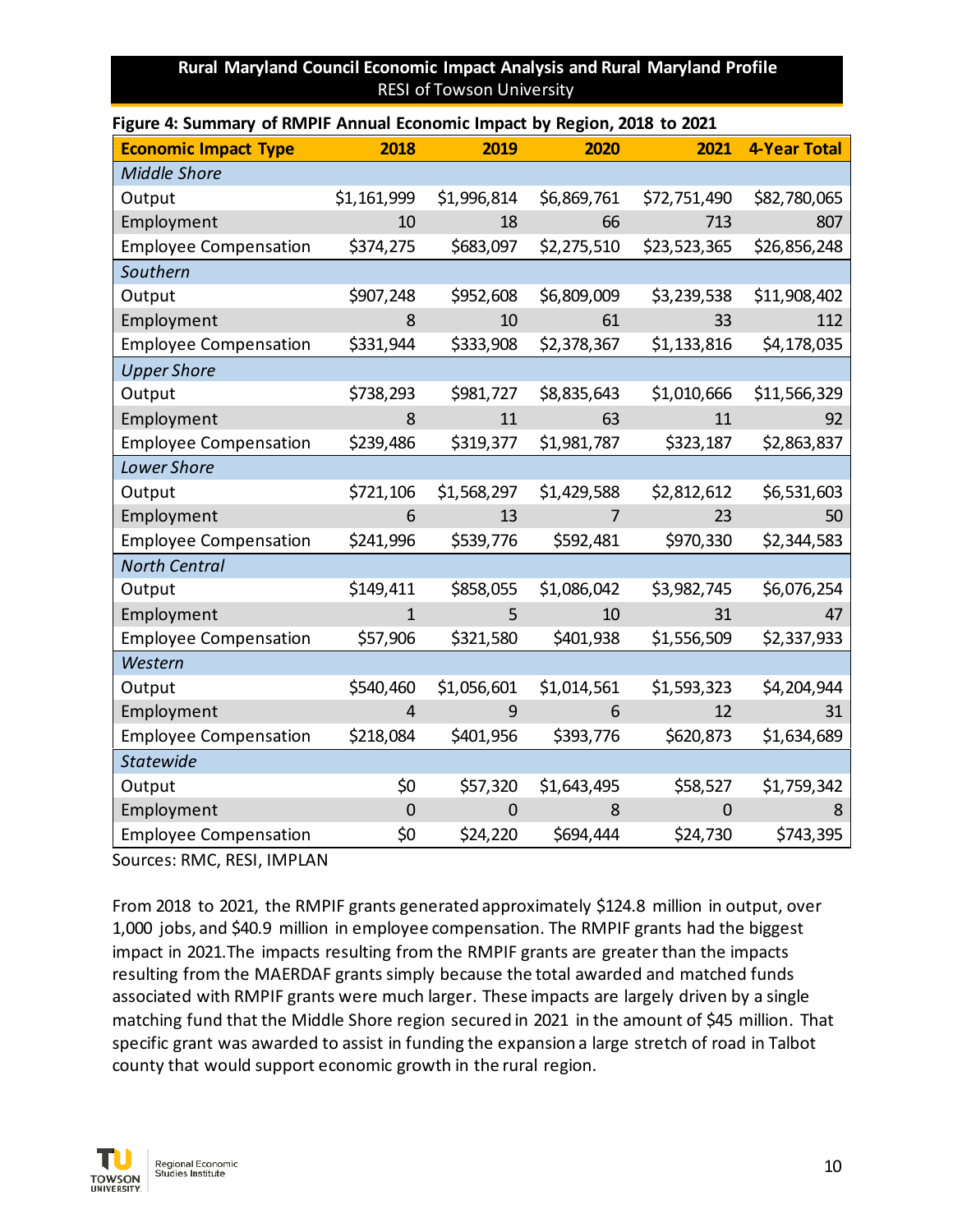**Figure 4: Summary of RMPIF Annual Economic Impact by Region, 2018 to 2021**

| Economic Impact Type | 2018 | 2019 | 2020 | 2021 | 4-Year Total |
|---|---|---|---|---|---|
| *Middle Shore* | | | | | |
| Output | $1,161,999 | $1,996,814 | $6,869,761 | $72,751,490 | $82,780,065 |
| Employment | 10 | 18 | 66 | 713 | 807 |
| Employee Compensation | $374,275 | $683,097 | $2,275,510 | $23,523,365 | $26,856,248 |
| *Southern* | | | | | |
| Output | $907,248 | $952,608 | $6,809,009 | $3,239,538 | $11,908,402 |
| Employment | 8 | 10 | 61 | 33 | 112 |
| Employee Compensation | $331,944 | $333,908 | $2,378,367 | $1,133,816 | $4,178,035 |
| *Upper Shore* | | | | | |
| Output | $738,293 | $981,727 | $8,835,643 | $1,010,666 | $11,566,329 |
| Employment | 8 | 11 | 63 | 11 | 92 |
| Employee Compensation | $239,486 | $319,377 | $1,981,787 | $323,187 | $2,863,837 |
| *Lower Shore* | | | | | |
| Output | $721,106 | $1,568,297 | $1,429,588 | $2,812,612 | $6,531,603 |
| Employment | 6 | 13 | 7 | 23 | 50 |
| Employee Compensation | $241,996 | $539,776 | $592,481 | $970,330 | $2,344,583 |
| *North Central* | | | | | |
| Output | $149,411 | $858,055 | $1,086,042 | $3,982,745 | $6,076,254 |
| Employment | 1 | 5 | 10 | 31 | 47 |
| Employee Compensation | $57,906 | $321,580 | $401,938 | $1,556,509 | $2,337,933 |
| *Western* | | | | | |
| Output | $540,460 | $1,056,601 | $1,014,561 | $1,593,323 | $4,204,944 |
| Employment | 4 | 9 | 6 | 12 | 31 |
| Employee Compensation | $218,084 | $401,956 | $393,776 | $620,873 | $1,634,689 |
| *Statewide* | | | | | |
| Output | $0 | $57,320 | $1,643,495 | $58,527 | $1,759,342 |
| Employment | 0 | 0 | 8 | 0 | 8 |
| Employee Compensation | $0 | $24,220 | $694,444 | $24,730 | $743,395 |

Sources: RMC, RESI, IMPLAN

From 2018 to 2021, the RMPIF grants generated approximately $124.8 million in output, over 1,000 jobs, and $40.9 million in employee compensation. The RMPIF grants had the biggest impact in 2021.The impacts resulting from the RMPIF grants are greater than the impacts resulting from the MAERDAF grants simply because the total awarded and matched funds associated with RMPIF grants were much larger. These impacts are largely driven by a single matching fund that the Middle Shore region secured in 2021 in the amount of $45 million. That specific grant was awarded to assist in funding the expansion a large stretch of road in Talbot county that would support economic growth in the rural region.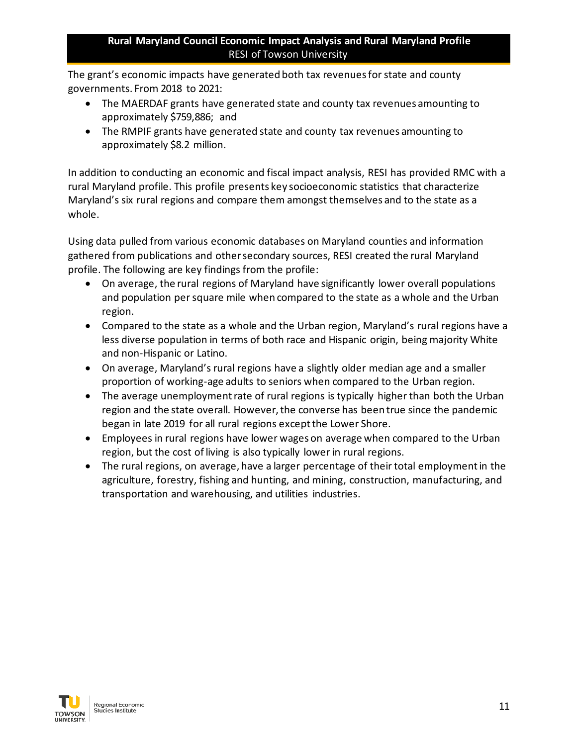The grant's economic impacts have generated both tax revenues for state and county governments. From 2018 to 2021:

- The MAERDAF grants have generated state and county tax revenues amounting to approximately $759,886; and
- The RMPIF grants have generated state and county tax revenues amounting to approximately $8.2 million.

In addition to conducting an economic and fiscal impact analysis, RESI has provided RMC with a rural Maryland profile. This profile presents key socioeconomic statistics that characterize Maryland's six rural regions and compare them amongst themselves and to the state as a whole.

Using data pulled from various economic databases on Maryland counties and information gathered from publications and other secondary sources, RESI created the rural Maryland profile. The following are key findings from the profile:

- On average, the rural regions of Maryland have significantly lower overall populations and population per square mile when compared to the state as a whole and the Urban region.
- Compared to the state as a whole and the Urban region, Maryland's rural regions have a less diverse population in terms of both race and Hispanic origin, being majority White and non-Hispanic or Latino.
- On average, Maryland's rural regions have a slightly older median age and a smaller proportion of working-age adults to seniors when compared to the Urban region.
- The average unemployment rate of rural regions is typically higher than both the Urban region and the state overall. However, the converse has been true since the pandemic began in late 2019 for all rural regions except the Lower Shore.
- Employees in rural regions have lower wages on average when compared to the Urban region, but the cost of living is also typically lower in rural regions.
- The rural regions, on average, have a larger percentage of their total employment in the agriculture, forestry, fishing and hunting, and mining, construction, manufacturing, and transportation and warehousing, and utilities industries.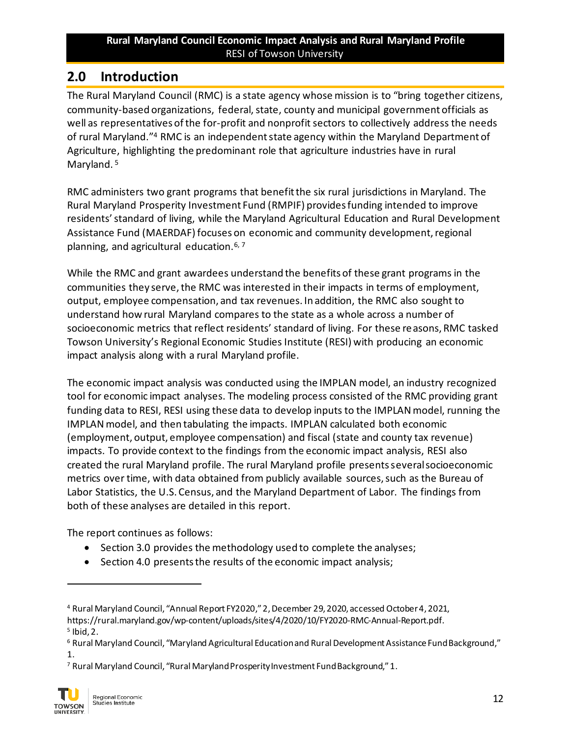## 2.0 Introduction

The Rural Maryland Council (RMC) is a state agency whose mission is to "bring together citizens, community-based organizations, federal, state, county and municipal government officials as well as representatives of the for-profit and nonprofit sectors to collectively address the needs of rural Maryland."[4] RMC is an independent state agency within the Maryland Department of Agriculture, highlighting the predominant role that agriculture industries have in rural Maryland.[5]

RMC administers two grant programs that benefit the six rural jurisdictions in Maryland. The Rural Maryland Prosperity Investment Fund (RMPIF) provides funding intended to improve residents' standard of living, while the Maryland Agricultural Education and Rural Development Assistance Fund (MAERDAF) focuses on economic and community development, regional planning, and agricultural education.[6, 7]

While the RMC and grant awardees understand the benefits of these grant programs in the communities they serve, the RMC was interested in their impacts in terms of employment, output, employee compensation, and tax revenues. In addition, the RMC also sought to understand how rural Maryland compares to the state as a whole across a number of socioeconomic metrics that reflect residents' standard of living. For these reasons, RMC tasked Towson University's Regional Economic Studies Institute (RESI) with producing an economic impact analysis along with a rural Maryland profile.

The economic impact analysis was conducted using the IMPLAN model, an industry recognized tool for economic impact analyses. The modeling process consisted of the RMC providing grant funding data to RESI, RESI using these data to develop inputs to the IMPLAN model, running the IMPLAN model, and then tabulating the impacts. IMPLAN calculated both economic (employment, output, employee compensation) and fiscal (state and county tax revenue) impacts. To provide context to the findings from the economic impact analysis, RESI also created the rural Maryland profile. The rural Maryland profile presents several socioeconomic metrics over time, with data obtained from publicly available sources, such as the Bureau of Labor Statistics, the U.S. Census, and the Maryland Department of Labor. The findings from both of these analyses are detailed in this report.

The report continues as follows:

- Section 3.0 provides the methodology used to complete the analyses;
- Section 4.0 presents the results of the economic impact analysis;

---

[4] Rural Maryland Council, "Annual Report FY2020," 2, December 29, 2020, accessed October 4, 2021, https://rural.maryland.gov/wp-content/uploads/sites/4/2020/10/FY2020-RMC-Annual-Report.pdf.

[5] Ibid, 2.

[6] Rural Maryland Council, "Maryland Agricultural Education and Rural Development Assistance Fund Background," 1.

[7] Rural Maryland Council, "Rural Maryland Prosperity Investment Fund Background," 1.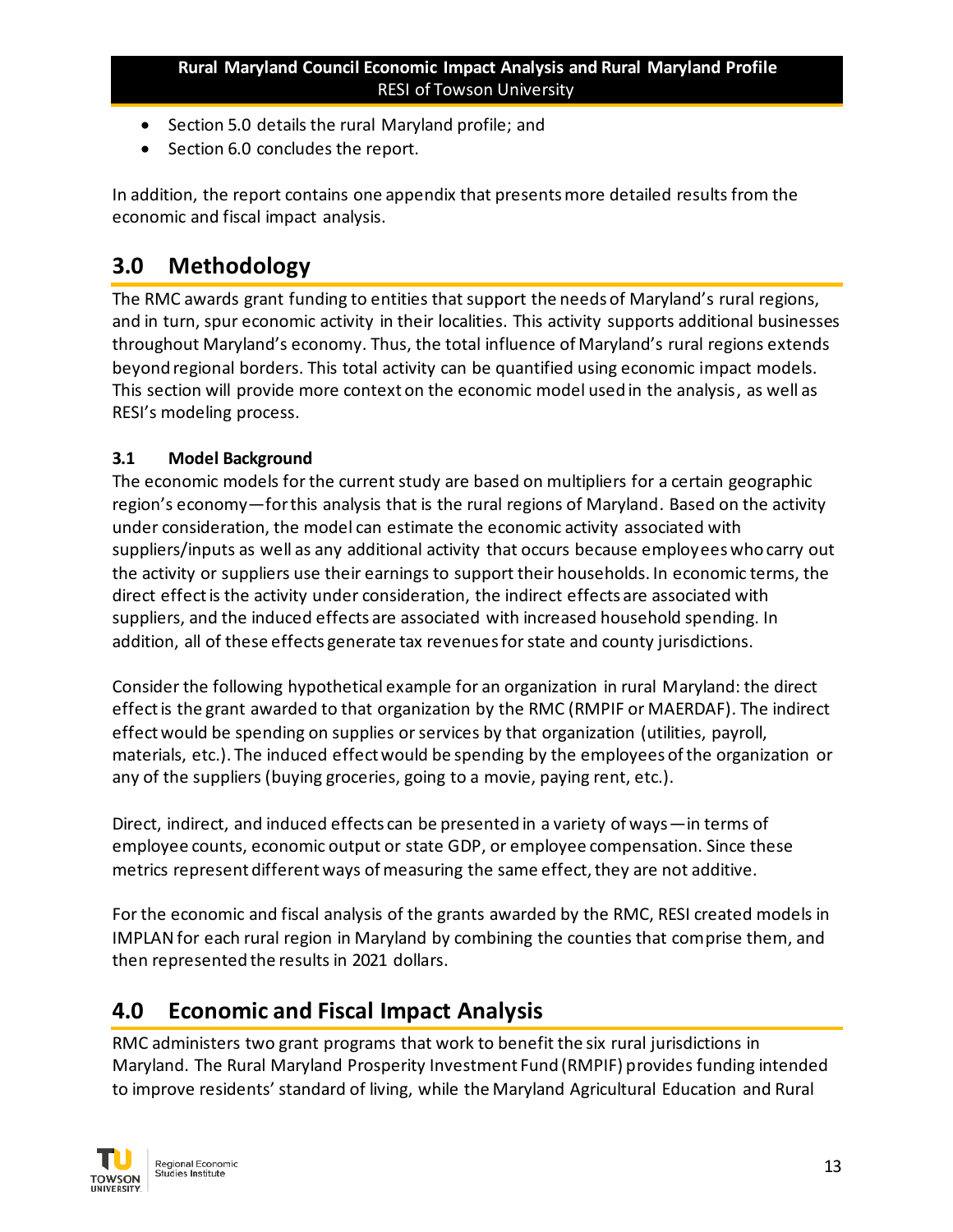- Section 5.0 details the rural Maryland profile; and
- Section 6.0 concludes the report.

In addition, the report contains one appendix that presents more detailed results from the economic and fiscal impact analysis.

## 3.0 Methodology

The RMC awards grant funding to entities that support the needs of Maryland's rural regions, and in turn, spur economic activity in their localities. This activity supports additional businesses throughout Maryland's economy. Thus, the total influence of Maryland's rural regions extends beyond regional borders. This total activity can be quantified using economic impact models. This section will provide more context on the economic model used in the analysis, as well as RESI's modeling process.

### 3.1 Model Background

The economic models for the current study are based on multipliers for a certain geographic region's economy—for this analysis that is the rural regions of Maryland. Based on the activity under consideration, the model can estimate the economic activity associated with suppliers/inputs as well as any additional activity that occurs because employees who carry out the activity or suppliers use their earnings to support their households. In economic terms, the direct effect is the activity under consideration, the indirect effects are associated with suppliers, and the induced effects are associated with increased household spending. In addition, all of these effects generate tax revenues for state and county jurisdictions.

Consider the following hypothetical example for an organization in rural Maryland: the direct effect is the grant awarded to that organization by the RMC (RMPIF or MAERDAF). The indirect effect would be spending on supplies or services by that organization (utilities, payroll, materials, etc.). The induced effect would be spending by the employees of the organization or any of the suppliers (buying groceries, going to a movie, paying rent, etc.).

Direct, indirect, and induced effects can be presented in a variety of ways—in terms of employee counts, economic output or state GDP, or employee compensation. Since these metrics represent different ways of measuring the same effect, they are not additive.

For the economic and fiscal analysis of the grants awarded by the RMC, RESI created models in IMPLAN for each rural region in Maryland by combining the counties that comprise them, and then represented the results in 2021 dollars.

## 4.0 Economic and Fiscal Impact Analysis

RMC administers two grant programs that work to benefit the six rural jurisdictions in Maryland. The Rural Maryland Prosperity Investment Fund (RMPIF) provides funding intended to improve residents' standard of living, while the Maryland Agricultural Education and Rural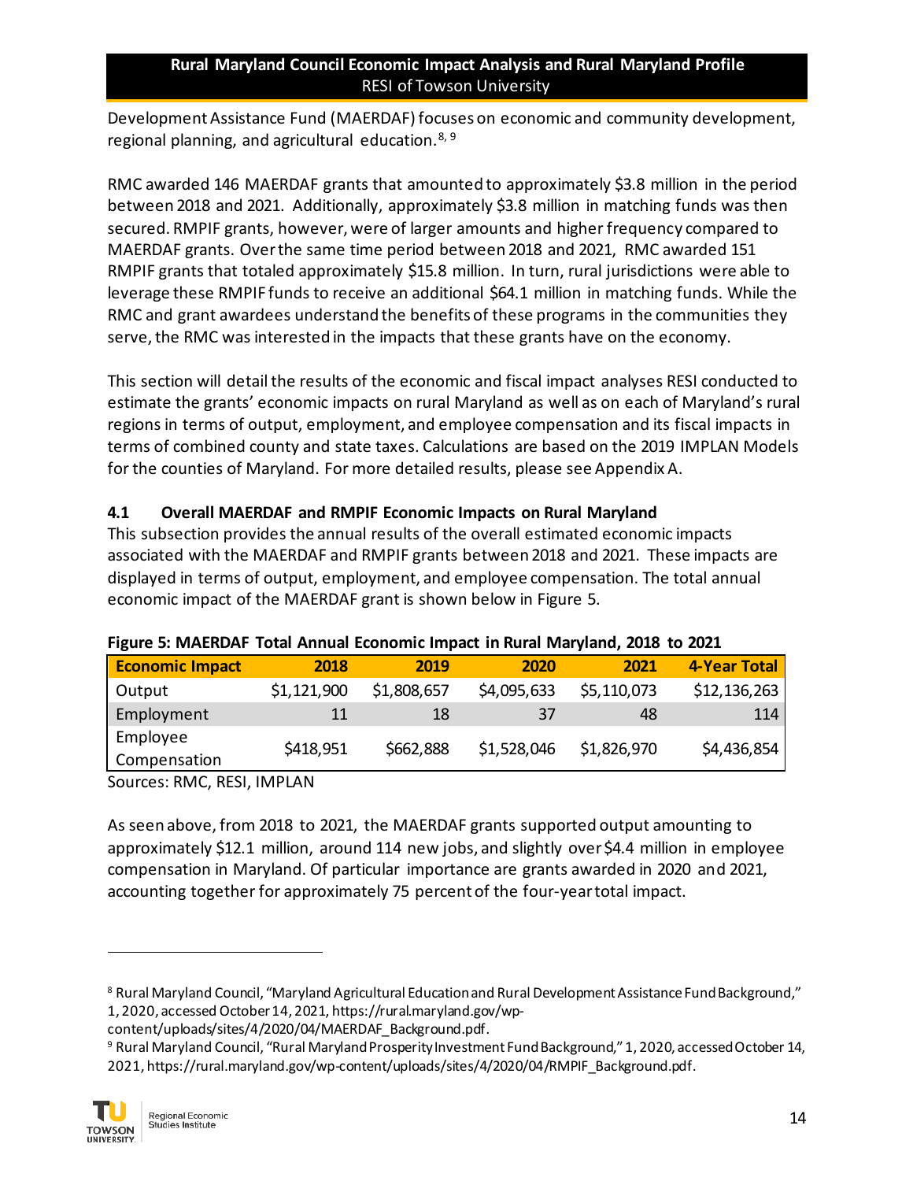Development Assistance Fund (MAERDAF) focuses on economic and community development, regional planning, and agricultural education.[8, 9]

RMC awarded 146 MAERDAF grants that amounted to approximately $3.8 million in the period between 2018 and 2021. Additionally, approximately $3.8 million in matching funds was then secured. RMPIF grants, however, were of larger amounts and higher frequency compared to MAERDAF grants. Over the same time period between 2018 and 2021, RMC awarded 151 RMPIF grants that totaled approximately $15.8 million. In turn, rural jurisdictions were able to leverage these RMPIF funds to receive an additional $64.1 million in matching funds. While the RMC and grant awardees understand the benefits of these programs in the communities they serve, the RMC was interested in the impacts that these grants have on the economy.

This section will detail the results of the economic and fiscal impact analyses RESI conducted to estimate the grants' economic impacts on rural Maryland as well as on each of Maryland's rural regions in terms of output, employment, and employee compensation and its fiscal impacts in terms of combined county and state taxes. Calculations are based on the 2019 IMPLAN Models for the counties of Maryland. For more detailed results, please see Appendix A.

### 4.1 Overall MAERDAF and RMPIF Economic Impacts on Rural Maryland

This subsection provides the annual results of the overall estimated economic impacts associated with the MAERDAF and RMPIF grants between 2018 and 2021. These impacts are displayed in terms of output, employment, and employee compensation. The total annual economic impact of the MAERDAF grant is shown below in Figure 5.

**Figure 5: MAERDAF Total Annual Economic Impact in Rural Maryland, 2018 to 2021**

| Economic Impact | 2018 | 2019 | 2020 | 2021 | 4-Year Total |
|---|---|---|---|---|---|
| Output | $1,121,900 | $1,808,657 | $4,095,633 | $5,110,073 | $12,136,263 |
| Employment | 11 | 18 | 37 | 48 | 114 |
| Employee Compensation | $418,951 | $662,888 | $1,528,046 | $1,826,970 | $4,436,854 |

Sources: RMC, RESI, IMPLAN

As seen above, from 2018 to 2021, the MAERDAF grants supported output amounting to approximately $12.1 million, around 114 new jobs, and slightly over $4.4 million in employee compensation in Maryland. Of particular importance are grants awarded in 2020 and 2021, accounting together for approximately 75 percent of the four-year total impact.

---

[8] Rural Maryland Council, "Maryland Agricultural Education and Rural Development Assistance Fund Background," 1, 2020, accessed October 14, 2021, https://rural.maryland.gov/wp-content/uploads/sites/4/2020/04/MAERDAF_Background.pdf.

[9] Rural Maryland Council, "Rural Maryland Prosperity Investment Fund Background," 1, 2020, accessed October 14, 2021, https://rural.maryland.gov/wp-content/uploads/sites/4/2020/04/RMPIF_Background.pdf.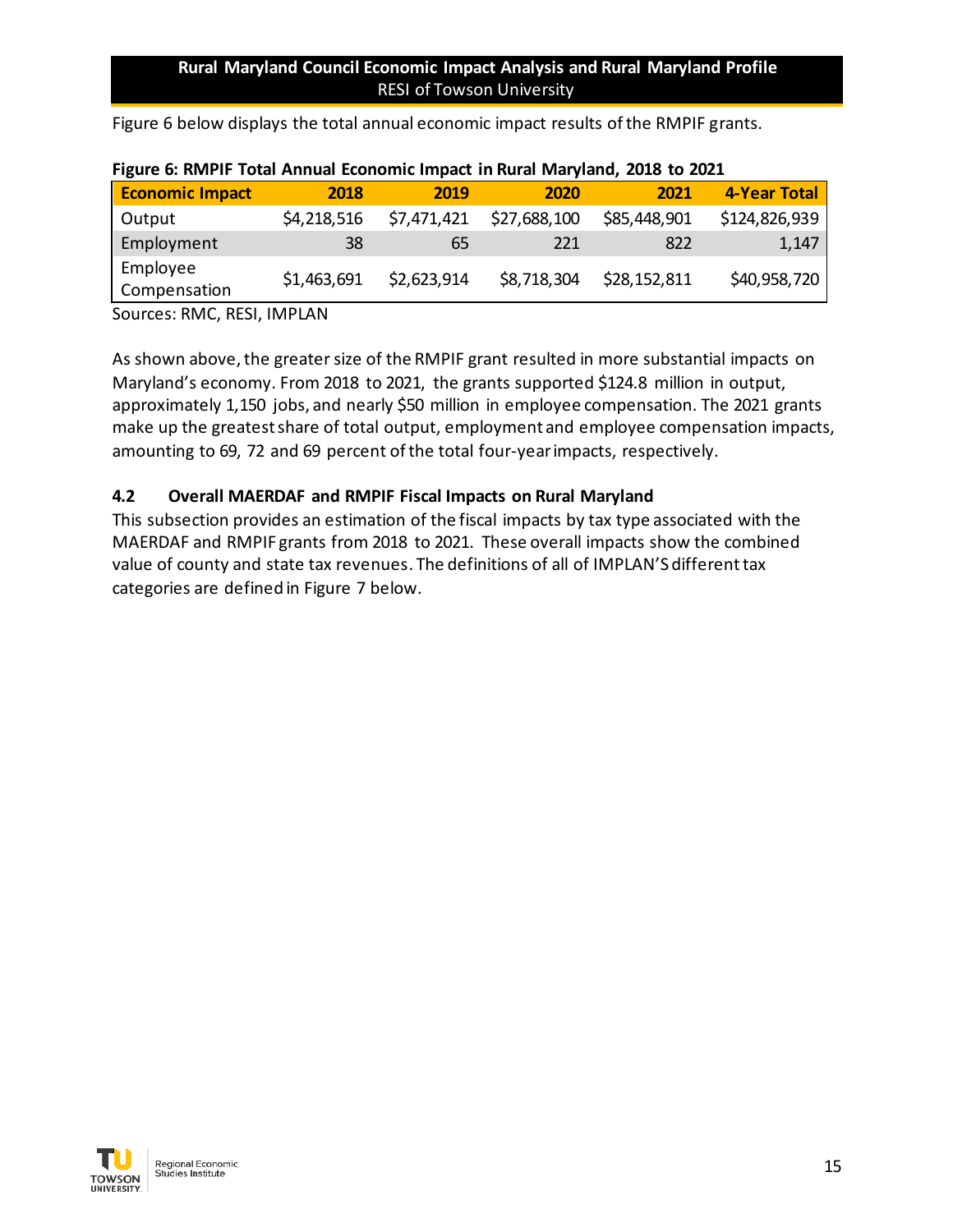Figure 6 below displays the total annual economic impact results of the RMPIF grants.

**Figure 6: RMPIF Total Annual Economic Impact in Rural Maryland, 2018 to 2021**

| Economic Impact | 2018 | 2019 | 2020 | 2021 | 4-Year Total |
|---|---|---|---|---|---|
| Output | $4,218,516 | $7,471,421 | $27,688,100 | $85,448,901 | $124,826,939 |
| Employment | 38 | 65 | 221 | 822 | 1,147 |
| Employee Compensation | $1,463,691 | $2,623,914 | $8,718,304 | $28,152,811 | $40,958,720 |

Sources: RMC, RESI, IMPLAN

As shown above, the greater size of the RMPIF grant resulted in more substantial impacts on Maryland's economy. From 2018 to 2021, the grants supported $124.8 million in output, approximately 1,150 jobs, and nearly $50 million in employee compensation. The 2021 grants make up the greatest share of total output, employment and employee compensation impacts, amounting to 69, 72 and 69 percent of the total four-year impacts, respectively.

### 4.2 Overall MAERDAF and RMPIF Fiscal Impacts on Rural Maryland

This subsection provides an estimation of the fiscal impacts by tax type associated with the MAERDAF and RMPIF grants from 2018 to 2021. These overall impacts show the combined value of county and state tax revenues. The definitions of all of IMPLAN'S different tax categories are defined in Figure 7 below.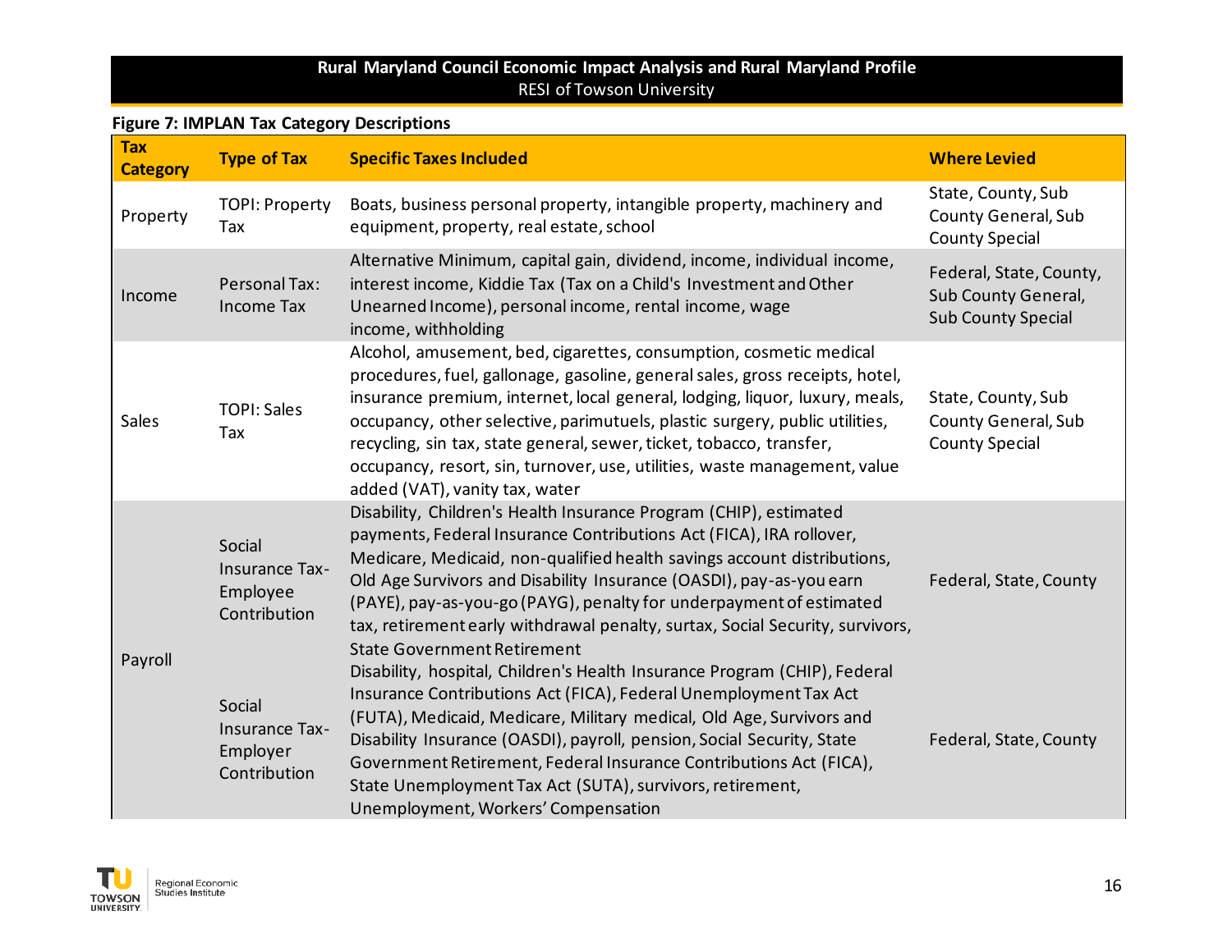**Figure 7: IMPLAN Tax Category Descriptions**

| Tax Category | Type of Tax | Specific Taxes Included | Where Levied |
|---|---|---|---|
| Property | TOPI: Property Tax | Boats, business personal property, intangible property, machinery and equipment, property, real estate, school | State, County, Sub County General, Sub County Special |
| Income | Personal Tax: Income Tax | Alternative Minimum, capital gain, dividend, income, individual income, interest income, Kiddie Tax (Tax on a Child's Investment and Other Unearned Income), personal income, rental income, wage income, withholding | Federal, State, County, Sub County General, Sub County Special |
| Sales | TOPI: Sales Tax | Alcohol, amusement, bed, cigarettes, consumption, cosmetic medical procedures, fuel, gallonage, gasoline, general sales, gross receipts, hotel, insurance premium, internet, local general, lodging, liquor, luxury, meals, occupancy, other selective, parimutuels, plastic surgery, public utilities, recycling, sin tax, state general, sewer, ticket, tobacco, transfer, occupancy, resort, sin, turnover, use, utilities, waste management, value added (VAT), vanity tax, water | State, County, Sub County General, Sub County Special |
| Payroll | Social Insurance Tax-Employee Contribution | Disability, Children's Health Insurance Program (CHIP), estimated payments, Federal Insurance Contributions Act (FICA), IRA rollover, Medicare, Medicaid, non-qualified health savings account distributions, Old Age Survivors and Disability Insurance (OASDI), pay-as-you earn (PAYE), pay-as-you-go (PAYG), penalty for underpayment of estimated tax, retirement early withdrawal penalty, surtax, Social Security, survivors, State Government Retirement | Federal, State, County |
| | Social Insurance Tax-Employer Contribution | Disability, hospital, Children's Health Insurance Program (CHIP), Federal Insurance Contributions Act (FICA), Federal Unemployment Tax Act (FUTA), Medicaid, Medicare, Military medical, Old Age, Survivors and Disability Insurance (OASDI), payroll, pension, Social Security, State Government Retirement, Federal Insurance Contributions Act (FICA), State Unemployment Tax Act (SUTA), survivors, retirement, Unemployment, Workers' Compensation | Federal, State, County |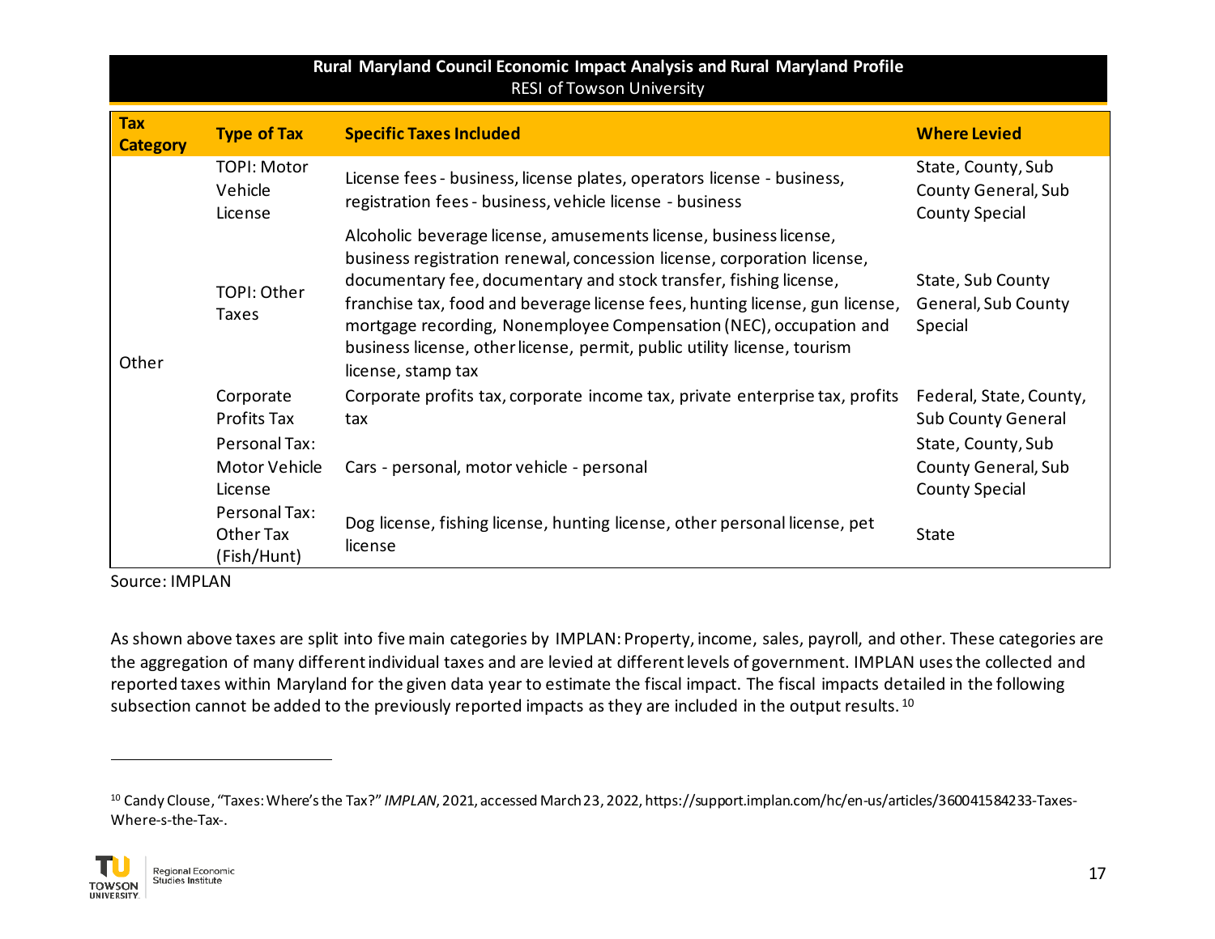| Tax Category | Type of Tax | Specific Taxes Included | Where Levied |
|---|---|---|---|
| Other | TOPI: Motor Vehicle License | License fees - business, license plates, operators license - business, registration fees - business, vehicle license - business | State, County, Sub County General, Sub County Special |
| | TOPI: Other Taxes | Alcoholic beverage license, amusements license, business license, business registration renewal, concession license, corporation license, documentary fee, documentary and stock transfer, fishing license, franchise tax, food and beverage license fees, hunting license, gun license, mortgage recording, Nonemployee Compensation (NEC), occupation and business license, other license, permit, public utility license, tourism license, stamp tax | State, Sub County General, Sub County Special |
| | Corporate Profits Tax | Corporate profits tax, corporate income tax, private enterprise tax, profits tax | Federal, State, County, Sub County General |
| | Personal Tax: Motor Vehicle License | Cars - personal, motor vehicle - personal | State, County, Sub County General, Sub County Special |
| | Personal Tax: Other Tax (Fish/Hunt) | Dog license, fishing license, hunting license, other personal license, pet license | State |

Source: IMPLAN

As shown above taxes are split into five main categories by IMPLAN: Property, income, sales, payroll, and other. These categories are the aggregation of many different individual taxes and are levied at different levels of government. IMPLAN uses the collected and reported taxes within Maryland for the given data year to estimate the fiscal impact. The fiscal impacts detailed in the following subsection cannot be added to the previously reported impacts as they are included in the output results. [10]

[10] Candy Clouse, "Taxes: Where's the Tax?" *IMPLAN*, 2021, accessed March 23, 2022, https://support.implan.com/hc/en-us/articles/360041584233-Taxes-Where-s-the-Tax-.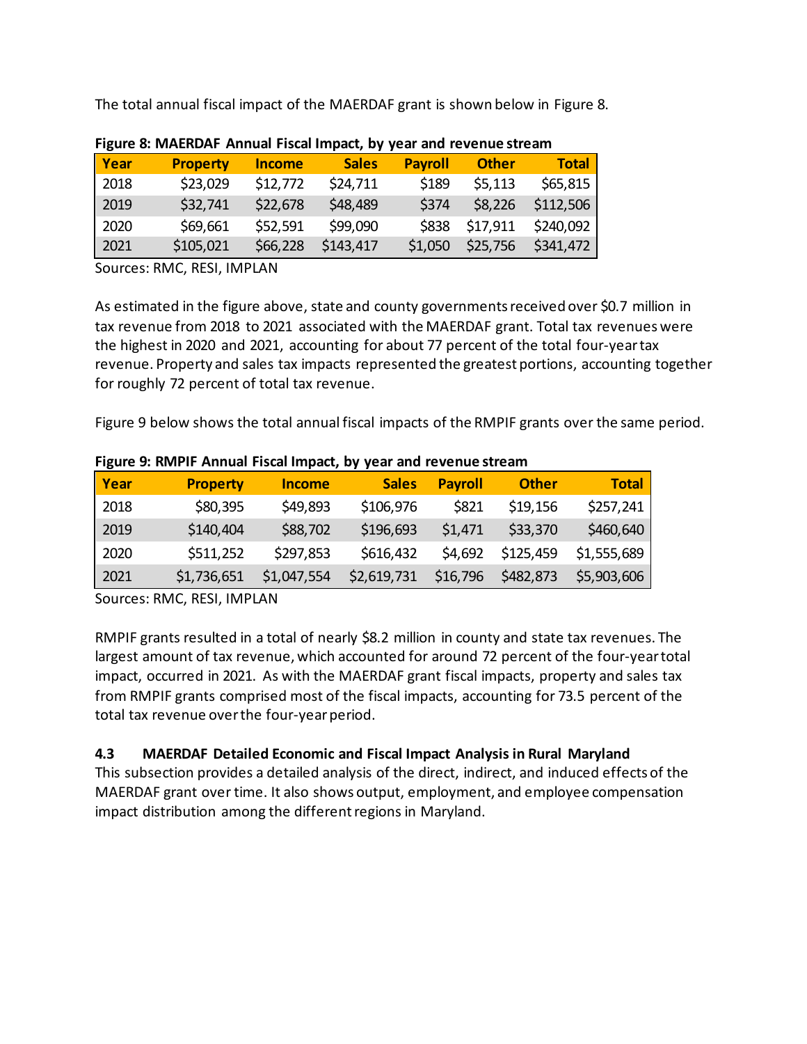The total annual fiscal impact of the MAERDAF grant is shown below in Figure 8.

**Figure 8: MAERDAF Annual Fiscal Impact, by year and revenue stream**

| Year | Property | Income | Sales | Payroll | Other | Total |
|---|---|---|---|---|---|---|
| 2018 | $23,029 | $12,772 | $24,711 | $189 | $5,113 | $65,815 |
| 2019 | $32,741 | $22,678 | $48,489 | $374 | $8,226 | $112,506 |
| 2020 | $69,661 | $52,591 | $99,090 | $838 | $17,911 | $240,092 |
| 2021 | $105,021 | $66,228 | $143,417 | $1,050 | $25,756 | $341,472 |

Sources: RMC, RESI, IMPLAN

As estimated in the figure above, state and county governments received over $0.7 million in tax revenue from 2018 to 2021 associated with the MAERDAF grant. Total tax revenues were the highest in 2020 and 2021, accounting for about 77 percent of the total four-year tax revenue. Property and sales tax impacts represented the greatest portions, accounting together for roughly 72 percent of total tax revenue.

Figure 9 below shows the total annual fiscal impacts of the RMPIF grants over the same period.

**Figure 9: RMPIF Annual Fiscal Impact, by year and revenue stream**

| Year | Property | Income | Sales | Payroll | Other | Total |
|---|---|---|---|---|---|---|
| 2018 | $80,395 | $49,893 | $106,976 | $821 | $19,156 | $257,241 |
| 2019 | $140,404 | $88,702 | $196,693 | $1,471 | $33,370 | $460,640 |
| 2020 | $511,252 | $297,853 | $616,432 | $4,692 | $125,459 | $1,555,689 |
| 2021 | $1,736,651 | $1,047,554 | $2,619,731 | $16,796 | $482,873 | $5,903,606 |

Sources: RMC, RESI, IMPLAN

RMPIF grants resulted in a total of nearly $8.2 million in county and state tax revenues. The largest amount of tax revenue, which accounted for around 72 percent of the four-year total impact, occurred in 2021. As with the MAERDAF grant fiscal impacts, property and sales tax from RMPIF grants comprised most of the fiscal impacts, accounting for 73.5 percent of the total tax revenue over the four-year period.

### 4.3 MAERDAF Detailed Economic and Fiscal Impact Analysis in Rural Maryland

This subsection provides a detailed analysis of the direct, indirect, and induced effects of the MAERDAF grant over time. It also shows output, employment, and employee compensation impact distribution among the different regions in Maryland.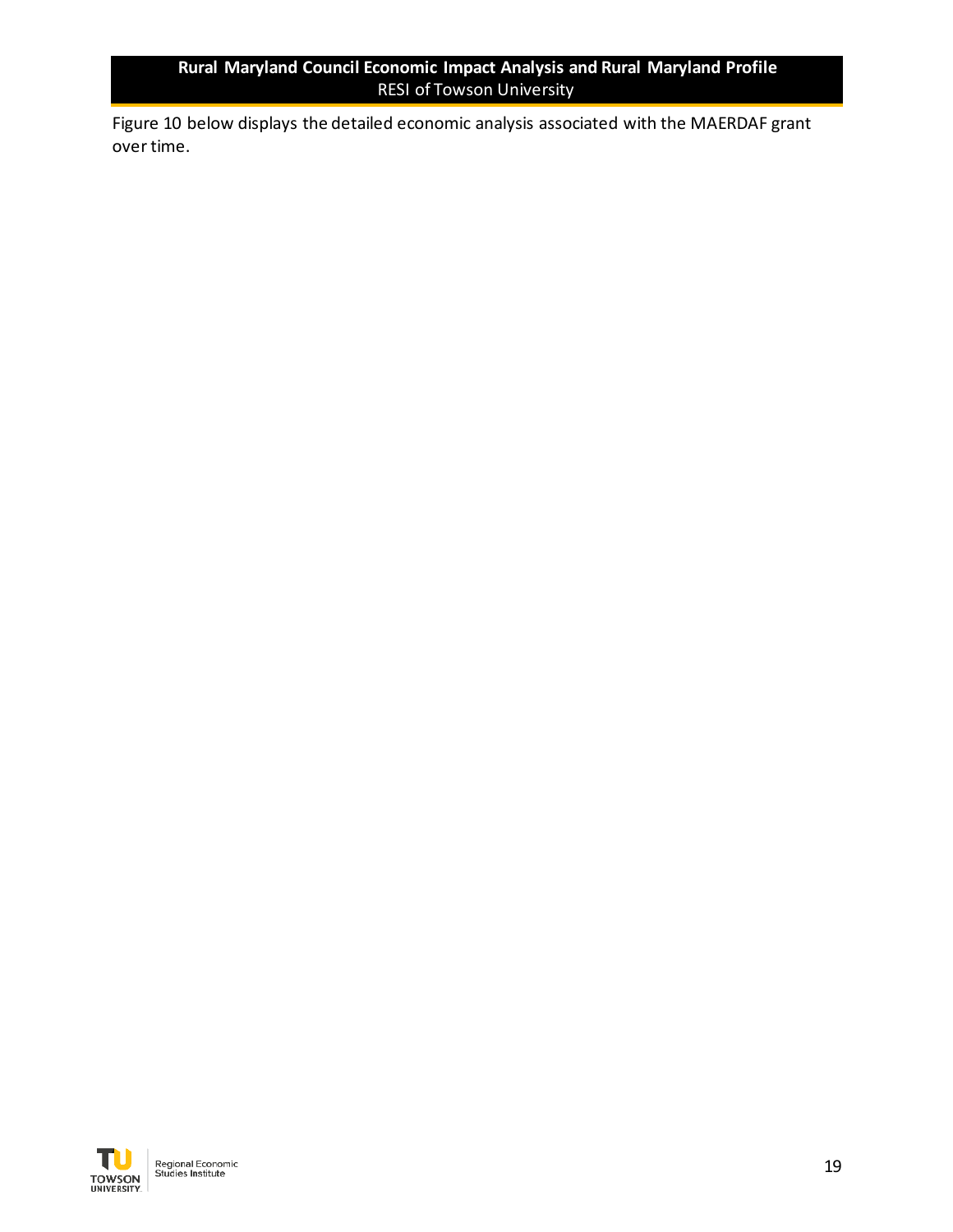Figure 10 below displays the detailed economic analysis associated with the MAERDAF grant over time.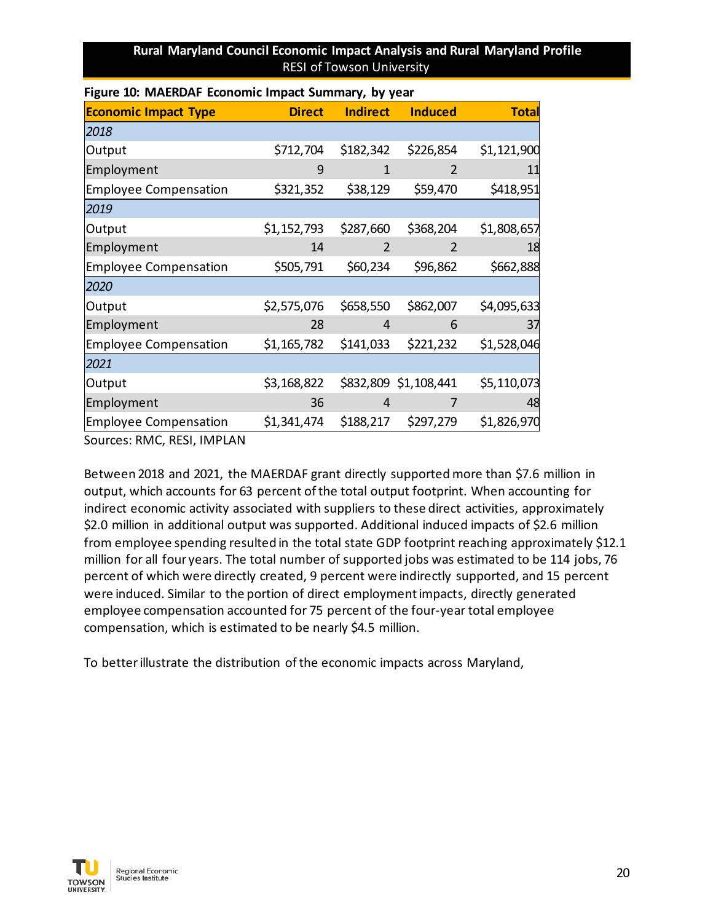**Figure 10: MAERDAF Economic Impact Summary, by year**

| Economic Impact Type | Direct | Indirect | Induced | Total |
|---|---|---|---|---|
| *2018* | | | | |
| Output | $712,704 | $182,342 | $226,854 | $1,121,900 |
| Employment | 9 | 1 | 2 | 11 |
| Employee Compensation | $321,352 | $38,129 | $59,470 | $418,951 |
| *2019* | | | | |
| Output | $1,152,793 | $287,660 | $368,204 | $1,808,657 |
| Employment | 14 | 2 | 2 | 18 |
| Employee Compensation | $505,791 | $60,234 | $96,862 | $662,888 |
| *2020* | | | | |
| Output | $2,575,076 | $658,550 | $862,007 | $4,095,633 |
| Employment | 28 | 4 | 6 | 37 |
| Employee Compensation | $1,165,782 | $141,033 | $221,232 | $1,528,046 |
| *2021* | | | | |
| Output | $3,168,822 | $832,809 | $1,108,441 | $5,110,073 |
| Employment | 36 | 4 | 7 | 48 |
| Employee Compensation | $1,341,474 | $188,217 | $297,279 | $1,826,970 |

Sources: RMC, RESI, IMPLAN

Between 2018 and 2021, the MAERDAF grant directly supported more than $7.6 million in output, which accounts for 63 percent of the total output footprint. When accounting for indirect economic activity associated with suppliers to these direct activities, approximately $2.0 million in additional output was supported. Additional induced impacts of $2.6 million from employee spending resulted in the total state GDP footprint reaching approximately $12.1 million for all four years. The total number of supported jobs was estimated to be 114 jobs, 76 percent of which were directly created, 9 percent were indirectly supported, and 15 percent were induced. Similar to the portion of direct employment impacts, directly generated employee compensation accounted for 75 percent of the four-year total employee compensation, which is estimated to be nearly $4.5 million.

To better illustrate the distribution of the economic impacts across Maryland,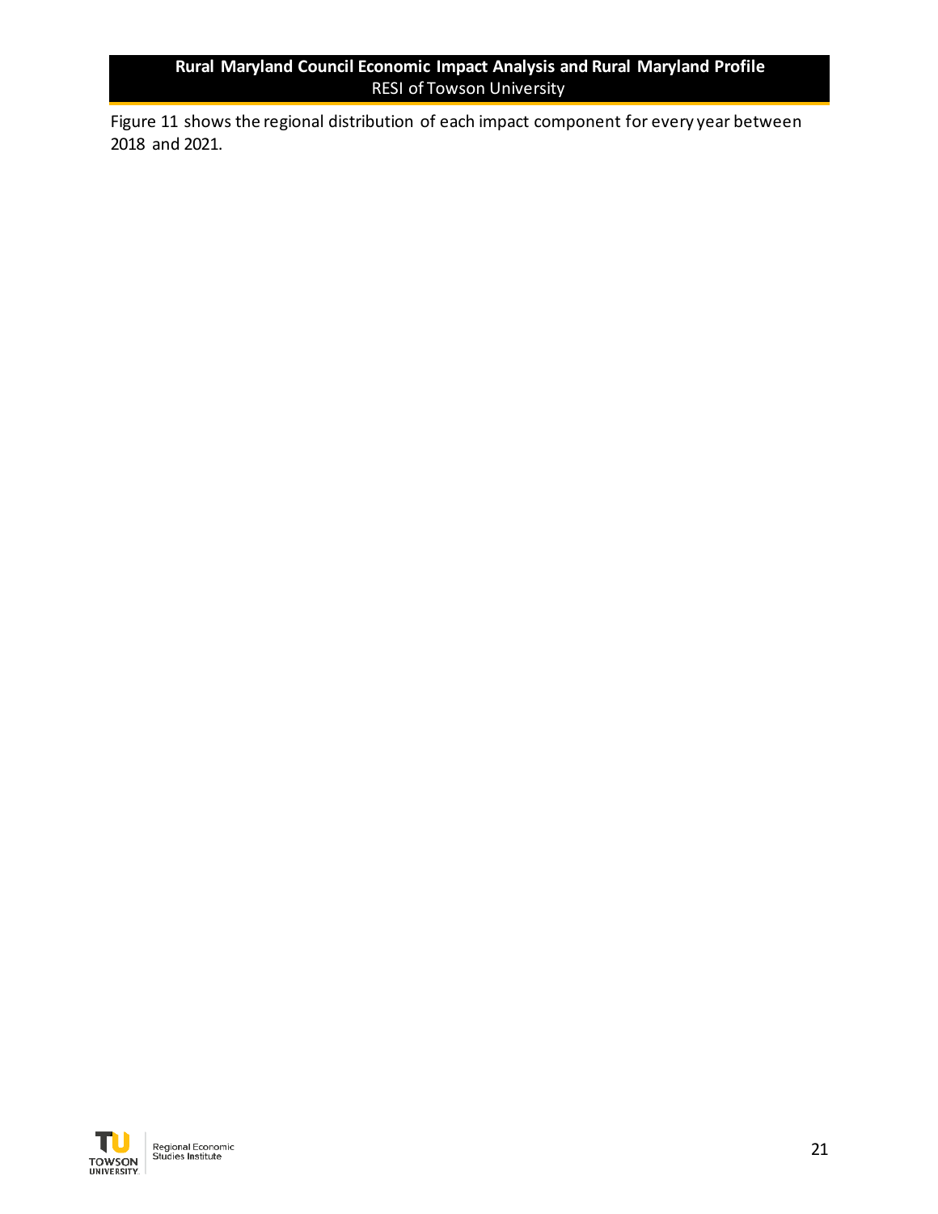Figure 11 shows the regional distribution of each impact component for every year between 2018 and 2021.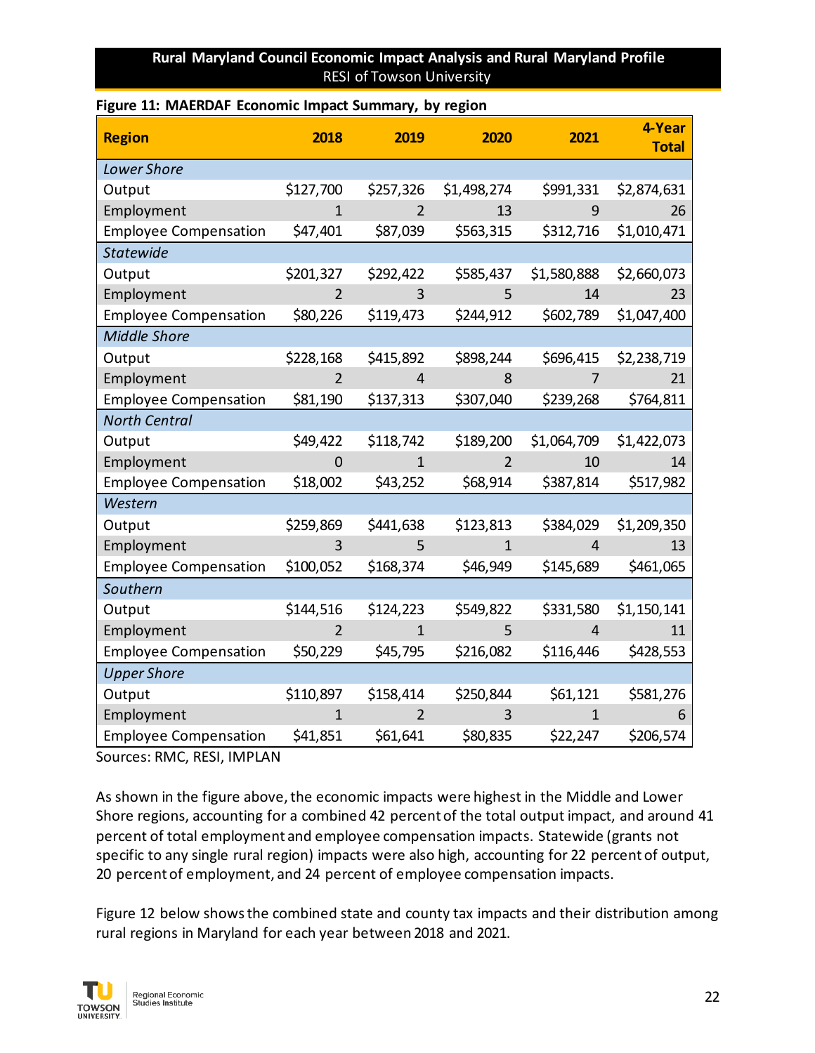**Figure 11: MAERDAF Economic Impact Summary, by region**

| Region | 2018 | 2019 | 2020 | 2021 | 4-Year Total |
|---|---|---|---|---|---|
| *Lower Shore* | | | | | |
| Output | $127,700 | $257,326 | $1,498,274 | $991,331 | $2,874,631 |
| Employment | 1 | 2 | 13 | 9 | 26 |
| Employee Compensation | $47,401 | $87,039 | $563,315 | $312,716 | $1,010,471 |
| *Statewide* | | | | | |
| Output | $201,327 | $292,422 | $585,437 | $1,580,888 | $2,660,073 |
| Employment | 2 | 3 | 5 | 14 | 23 |
| Employee Compensation | $80,226 | $119,473 | $244,912 | $602,789 | $1,047,400 |
| *Middle Shore* | | | | | |
| Output | $228,168 | $415,892 | $898,244 | $696,415 | $2,238,719 |
| Employment | 2 | 4 | 8 | 7 | 21 |
| Employee Compensation | $81,190 | $137,313 | $307,040 | $239,268 | $764,811 |
| *North Central* | | | | | |
| Output | $49,422 | $118,742 | $189,200 | $1,064,709 | $1,422,073 |
| Employment | 0 | 1 | 2 | 10 | 14 |
| Employee Compensation | $18,002 | $43,252 | $68,914 | $387,814 | $517,982 |
| *Western* | | | | | |
| Output | $259,869 | $441,638 | $123,813 | $384,029 | $1,209,350 |
| Employment | 3 | 5 | 1 | 4 | 13 |
| Employee Compensation | $100,052 | $168,374 | $46,949 | $145,689 | $461,065 |
| *Southern* | | | | | |
| Output | $144,516 | $124,223 | $549,822 | $331,580 | $1,150,141 |
| Employment | 2 | 1 | 5 | 4 | 11 |
| Employee Compensation | $50,229 | $45,795 | $216,082 | $116,446 | $428,553 |
| *Upper Shore* | | | | | |
| Output | $110,897 | $158,414 | $250,844 | $61,121 | $581,276 |
| Employment | 1 | 2 | 3 | 1 | 6 |
| Employee Compensation | $41,851 | $61,641 | $80,835 | $22,247 | $206,574 |

Sources: RMC, RESI, IMPLAN

As shown in the figure above, the economic impacts were highest in the Middle and Lower Shore regions, accounting for a combined 42 percent of the total output impact, and around 41 percent of total employment and employee compensation impacts. Statewide (grants not specific to any single rural region) impacts were also high, accounting for 22 percent of output, 20 percent of employment, and 24 percent of employee compensation impacts.

Figure 12 below shows the combined state and county tax impacts and their distribution among rural regions in Maryland for each year between 2018 and 2021.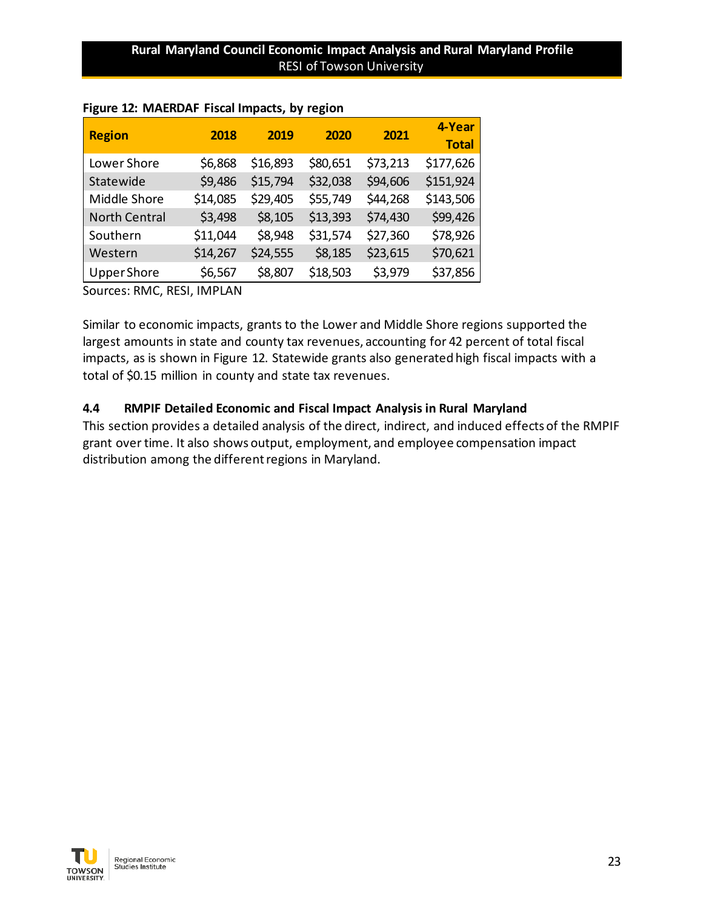**Figure 12: MAERDAF Fiscal Impacts, by region**

| Region | 2018 | 2019 | 2020 | 2021 | 4-Year Total |
|---|---|---|---|---|---|
| Lower Shore | $6,868 | $16,893 | $80,651 | $73,213 | $177,626 |
| Statewide | $9,486 | $15,794 | $32,038 | $94,606 | $151,924 |
| Middle Shore | $14,085 | $29,405 | $55,749 | $44,268 | $143,506 |
| North Central | $3,498 | $8,105 | $13,393 | $74,430 | $99,426 |
| Southern | $11,044 | $8,948 | $31,574 | $27,360 | $78,926 |
| Western | $14,267 | $24,555 | $8,185 | $23,615 | $70,621 |
| Upper Shore | $6,567 | $8,807 | $18,503 | $3,979 | $37,856 |

Sources: RMC, RESI, IMPLAN

Similar to economic impacts, grants to the Lower and Middle Shore regions supported the largest amounts in state and county tax revenues, accounting for 42 percent of total fiscal impacts, as is shown in Figure 12. Statewide grants also generated high fiscal impacts with a total of $0.15 million in county and state tax revenues.

### 4.4 RMPIF Detailed Economic and Fiscal Impact Analysis in Rural Maryland

This section provides a detailed analysis of the direct, indirect, and induced effects of the RMPIF grant over time. It also shows output, employment, and employee compensation impact distribution among the different regions in Maryland.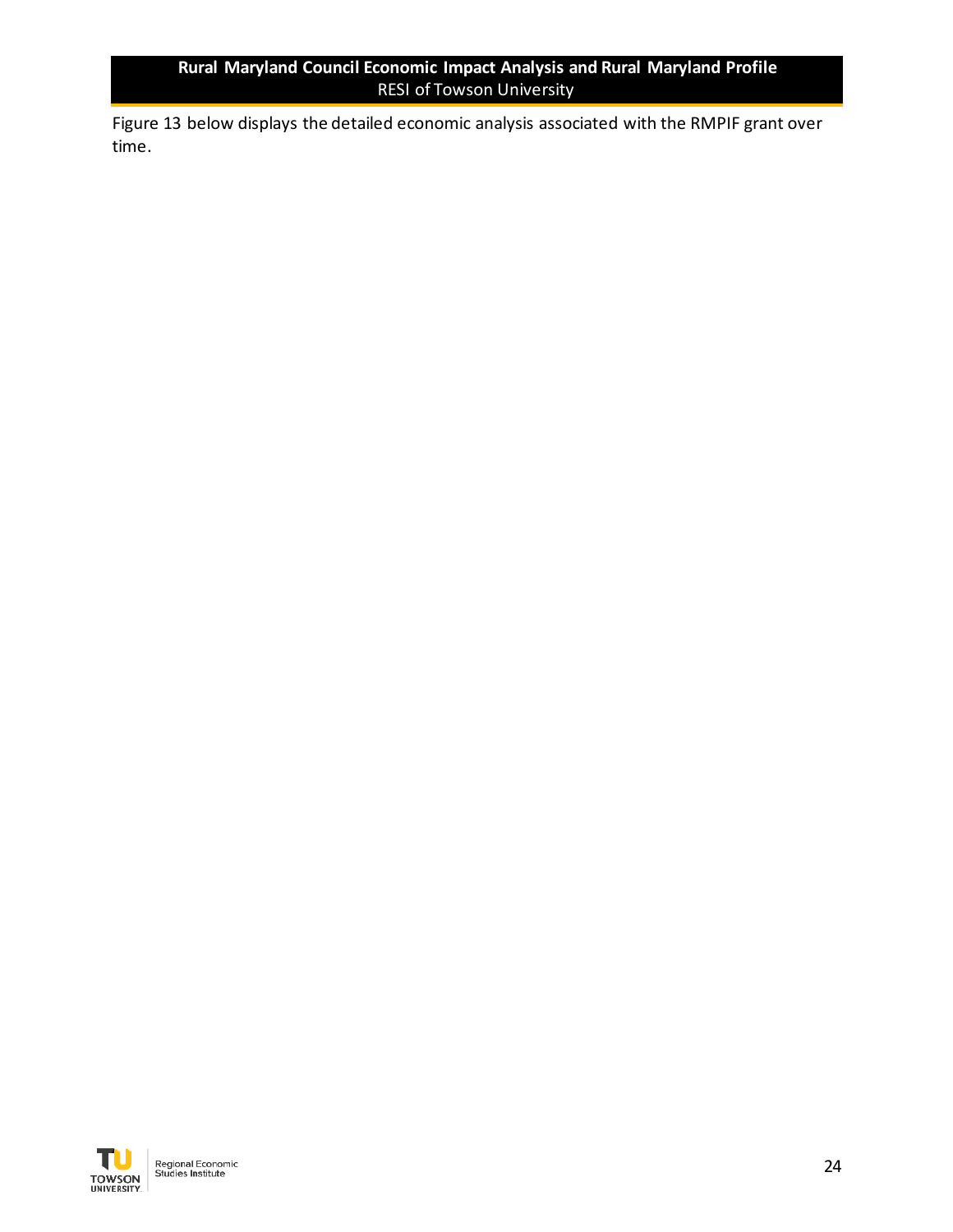Figure 13 below displays the detailed economic analysis associated with the RMPIF grant over time.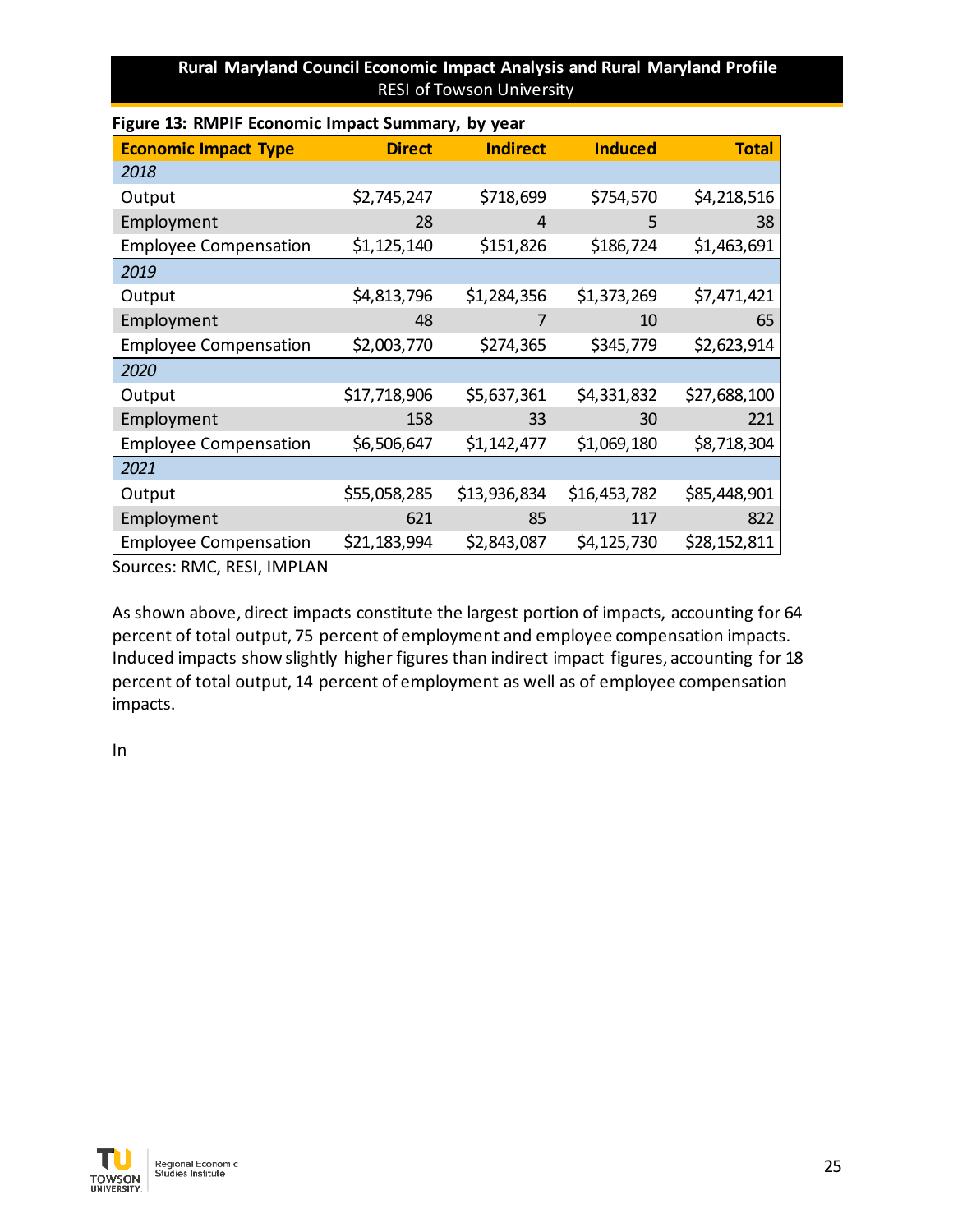**Figure 13: RMPIF Economic Impact Summary, by year**

| Economic Impact Type | Direct | Indirect | Induced | Total |
|---|---|---|---|---|
| *2018* | | | | |
| Output | $2,745,247 | $718,699 | $754,570 | $4,218,516 |
| Employment | 28 | 4 | 5 | 38 |
| Employee Compensation | $1,125,140 | $151,826 | $186,724 | $1,463,691 |
| *2019* | | | | |
| Output | $4,813,796 | $1,284,356 | $1,373,269 | $7,471,421 |
| Employment | 48 | 7 | 10 | 65 |
| Employee Compensation | $2,003,770 | $274,365 | $345,779 | $2,623,914 |
| *2020* | | | | |
| Output | $17,718,906 | $5,637,361 | $4,331,832 | $27,688,100 |
| Employment | 158 | 33 | 30 | 221 |
| Employee Compensation | $6,506,647 | $1,142,477 | $1,069,180 | $8,718,304 |
| *2021* | | | | |
| Output | $55,058,285 | $13,936,834 | $16,453,782 | $85,448,901 |
| Employment | 621 | 85 | 117 | 822 |
| Employee Compensation | $21,183,994 | $2,843,087 | $4,125,730 | $28,152,811 |

Sources: RMC, RESI, IMPLAN

As shown above, direct impacts constitute the largest portion of impacts, accounting for 64 percent of total output, 75 percent of employment and employee compensation impacts. Induced impacts show slightly higher figures than indirect impact figures, accounting for 18 percent of total output, 14 percent of employment as well as of employee compensation impacts.

In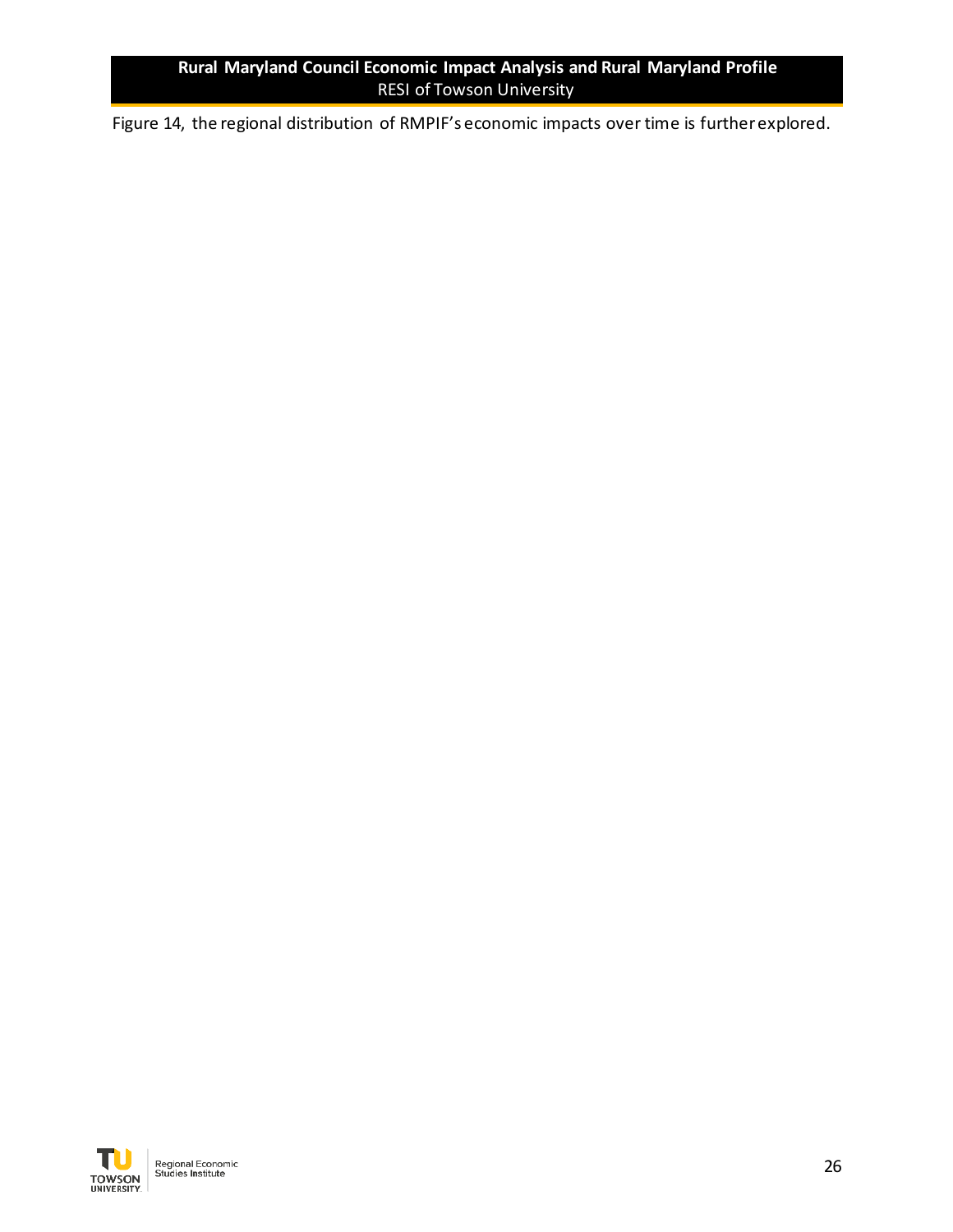Figure 14, the regional distribution of RMPIF's economic impacts over time is further explored.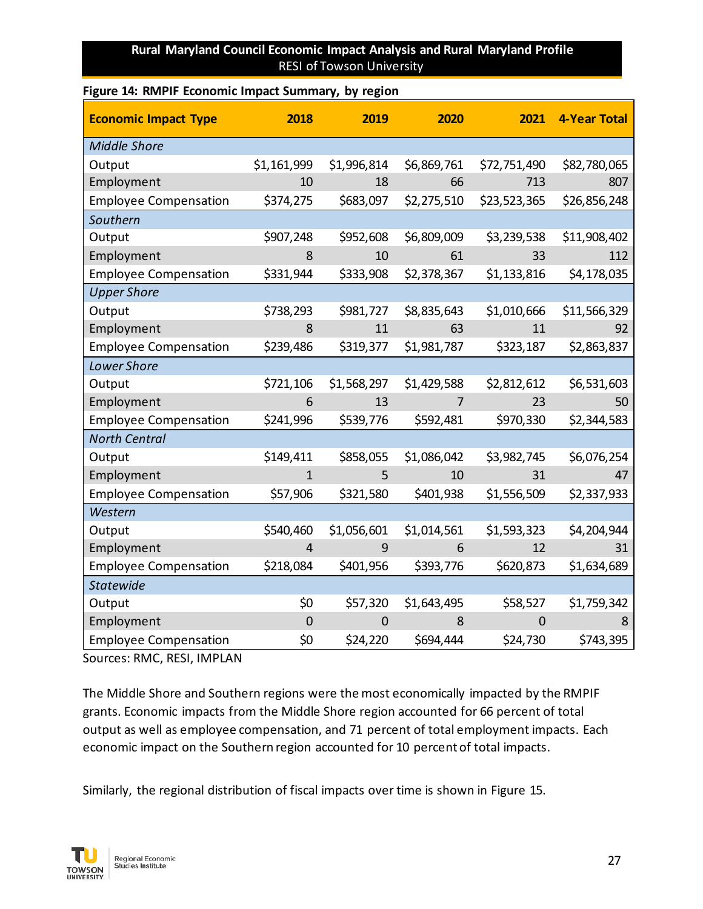**Figure 14: RMPIF Economic Impact Summary, by region**

| Economic Impact Type | 2018 | 2019 | 2020 | 2021 | 4-Year Total |
|---|---|---|---|---|---|
| *Middle Shore* | | | | | |
| Output | $1,161,999 | $1,996,814 | $6,869,761 | $72,751,490 | $82,780,065 |
| Employment | 10 | 18 | 66 | 713 | 807 |
| Employee Compensation | $374,275 | $683,097 | $2,275,510 | $23,523,365 | $26,856,248 |
| *Southern* | | | | | |
| Output | $907,248 | $952,608 | $6,809,009 | $3,239,538 | $11,908,402 |
| Employment | 8 | 10 | 61 | 33 | 112 |
| Employee Compensation | $331,944 | $333,908 | $2,378,367 | $1,133,816 | $4,178,035 |
| *Upper Shore* | | | | | |
| Output | $738,293 | $981,727 | $8,835,643 | $1,010,666 | $11,566,329 |
| Employment | 8 | 11 | 63 | 11 | 92 |
| Employee Compensation | $239,486 | $319,377 | $1,981,787 | $323,187 | $2,863,837 |
| *Lower Shore* | | | | | |
| Output | $721,106 | $1,568,297 | $1,429,588 | $2,812,612 | $6,531,603 |
| Employment | 6 | 13 | 7 | 23 | 50 |
| Employee Compensation | $241,996 | $539,776 | $592,481 | $970,330 | $2,344,583 |
| *North Central* | | | | | |
| Output | $149,411 | $858,055 | $1,086,042 | $3,982,745 | $6,076,254 |
| Employment | 1 | 5 | 10 | 31 | 47 |
| Employee Compensation | $57,906 | $321,580 | $401,938 | $1,556,509 | $2,337,933 |
| *Western* | | | | | |
| Output | $540,460 | $1,056,601 | $1,014,561 | $1,593,323 | $4,204,944 |
| Employment | 4 | 9 | 6 | 12 | 31 |
| Employee Compensation | $218,084 | $401,956 | $393,776 | $620,873 | $1,634,689 |
| *Statewide* | | | | | |
| Output | $0 | $57,320 | $1,643,495 | $58,527 | $1,759,342 |
| Employment | 0 | 0 | 8 | 0 | 8 |
| Employee Compensation | $0 | $24,220 | $694,444 | $24,730 | $743,395 |

Sources: RMC, RESI, IMPLAN

The Middle Shore and Southern regions were the most economically impacted by the RMPIF grants. Economic impacts from the Middle Shore region accounted for 66 percent of total output as well as employee compensation, and 71 percent of total employment impacts. Each economic impact on the Southern region accounted for 10 percent of total impacts.

Similarly, the regional distribution of fiscal impacts over time is shown in Figure 15.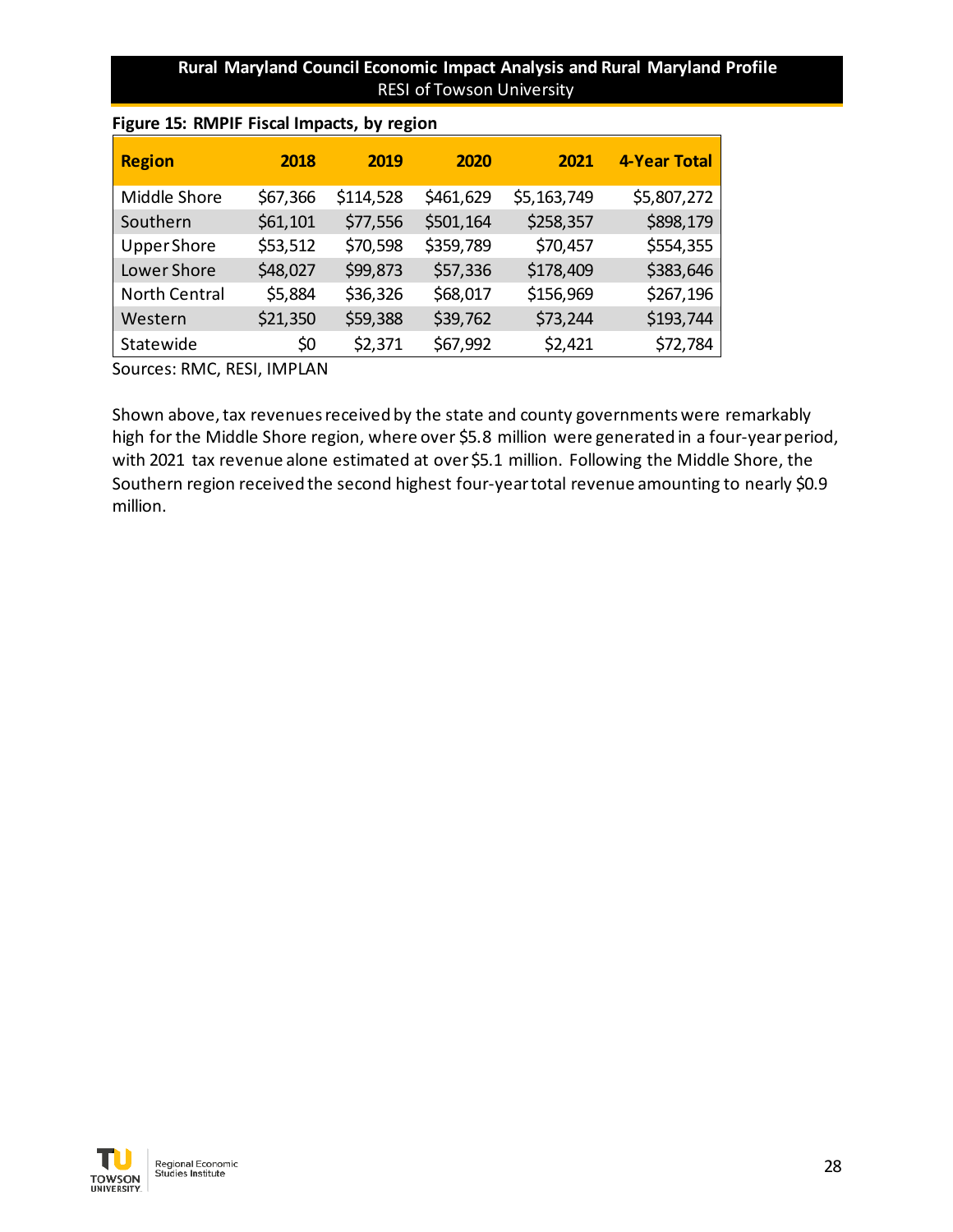**Figure 15: RMPIF Fiscal Impacts, by region**

| Region | 2018 | 2019 | 2020 | 2021 | 4-Year Total |
|---|---|---|---|---|---|
| Middle Shore | $67,366 | $114,528 | $461,629 | $5,163,749 | $5,807,272 |
| Southern | $61,101 | $77,556 | $501,164 | $258,357 | $898,179 |
| Upper Shore | $53,512 | $70,598 | $359,789 | $70,457 | $554,355 |
| Lower Shore | $48,027 | $99,873 | $57,336 | $178,409 | $383,646 |
| North Central | $5,884 | $36,326 | $68,017 | $156,969 | $267,196 |
| Western | $21,350 | $59,388 | $39,762 | $73,244 | $193,744 |
| Statewide | $0 | $2,371 | $67,992 | $2,421 | $72,784 |

Sources: RMC, RESI, IMPLAN

Shown above, tax revenues received by the state and county governments were remarkably high for the Middle Shore region, where over $5.8 million were generated in a four-year period, with 2021 tax revenue alone estimated at over $5.1 million. Following the Middle Shore, the Southern region received the second highest four-year total revenue amounting to nearly $0.9 million.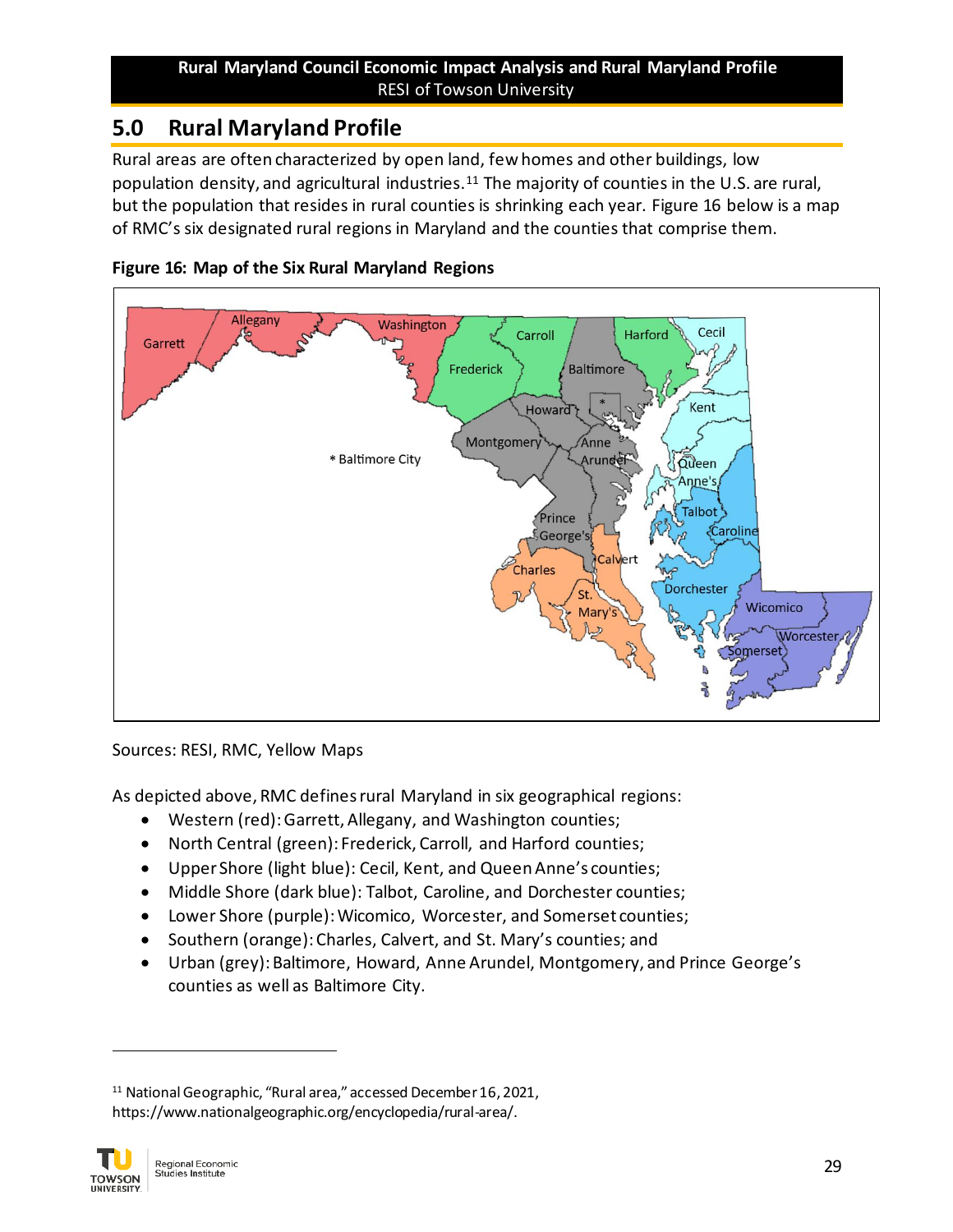## 5.0 Rural Maryland Profile

Rural areas are often characterized by open land, few homes and other buildings, low population density, and agricultural industries.[11] The majority of counties in the U.S. are rural, but the population that resides in rural counties is shrinking each year. Figure 16 below is a map of RMC's six designated rural regions in Maryland and the counties that comprise them.

**Figure 16: Map of the Six Rural Maryland Regions**

Garrett
Allegany
Washington
Carroll
Frederick
Baltimore
Harford
Cecil
Kent
Howard
Montgomery
Anne Arundel
* Baltimore City
Queen Anne's
Talbot
Caroline
Prince George's
Calvert
Charles
St. Mary's
Dorchester
Wicomico
Worcester
Somerset

Sources: RESI, RMC, Yellow Maps

As depicted above, RMC defines rural Maryland in six geographical regions:

- Western (red): Garrett, Allegany, and Washington counties;
- North Central (green): Frederick, Carroll, and Harford counties;
- Upper Shore (light blue): Cecil, Kent, and Queen Anne's counties;
- Middle Shore (dark blue): Talbot, Caroline, and Dorchester counties;
- Lower Shore (purple): Wicomico, Worcester, and Somerset counties;
- Southern (orange): Charles, Calvert, and St. Mary's counties; and
- Urban (grey): Baltimore, Howard, Anne Arundel, Montgomery, and Prince George's counties as well as Baltimore City.

[11] National Geographic, "Rural area," accessed December 16, 2021, https://www.nationalgeographic.org/encyclopedia/rural-area/.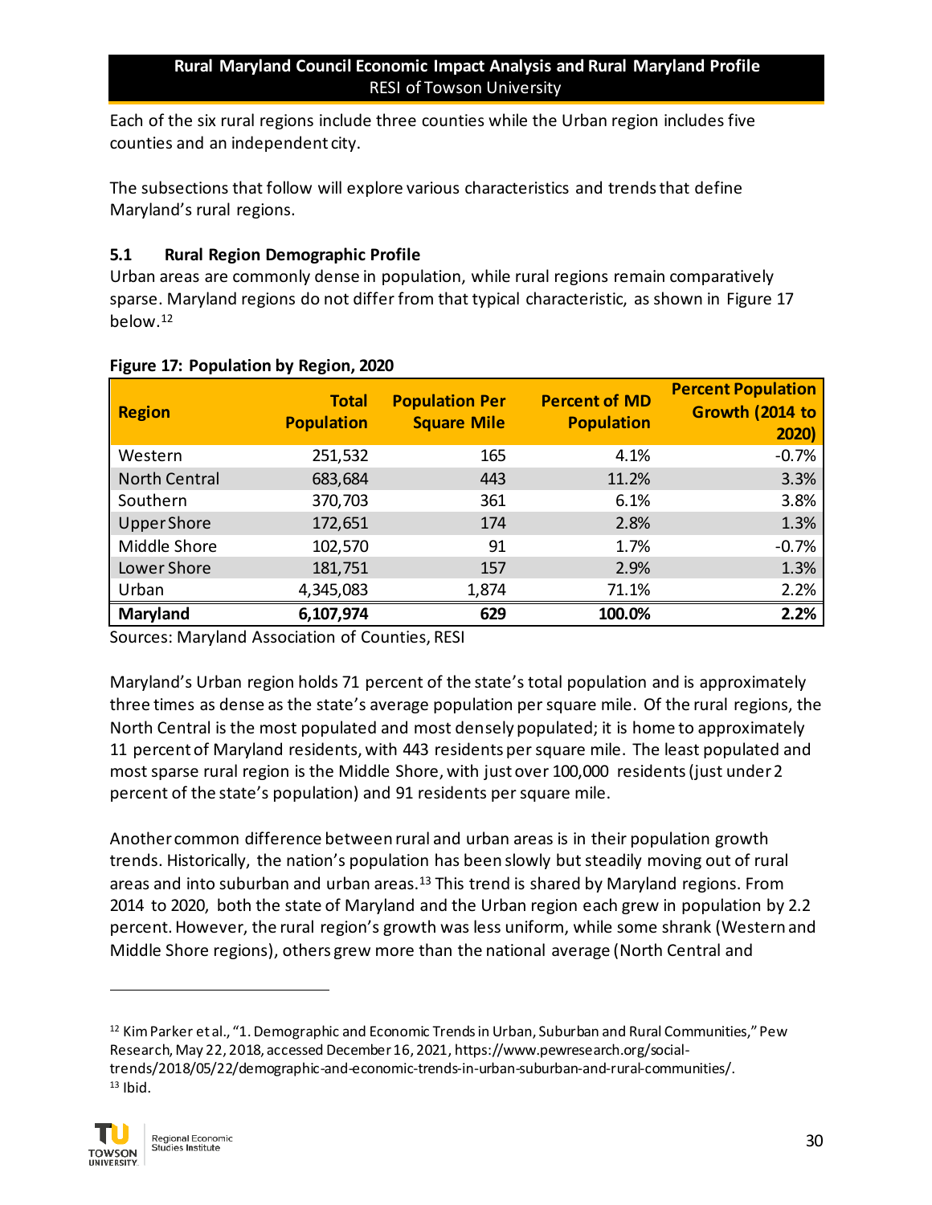Each of the six rural regions include three counties while the Urban region includes five counties and an independent city.

The subsections that follow will explore various characteristics and trends that define Maryland's rural regions.

### 5.1 Rural Region Demographic Profile

Urban areas are commonly dense in population, while rural regions remain comparatively sparse. Maryland regions do not differ from that typical characteristic, as shown in Figure 17 below.[12]

**Figure 17: Population by Region, 2020**

| Region | Total Population | Population Per Square Mile | Percent of MD Population | Percent Population Growth (2014 to 2020) |
|---|---|---|---|---|
| Western | 251,532 | 165 | 4.1% | -0.7% |
| North Central | 683,684 | 443 | 11.2% | 3.3% |
| Southern | 370,703 | 361 | 6.1% | 3.8% |
| Upper Shore | 172,651 | 174 | 2.8% | 1.3% |
| Middle Shore | 102,570 | 91 | 1.7% | -0.7% |
| Lower Shore | 181,751 | 157 | 2.9% | 1.3% |
| Urban | 4,345,083 | 1,874 | 71.1% | 2.2% |
| **Maryland** | **6,107,974** | **629** | **100.0%** | **2.2%** |

Sources: Maryland Association of Counties, RESI

Maryland's Urban region holds 71 percent of the state's total population and is approximately three times as dense as the state's average population per square mile. Of the rural regions, the North Central is the most populated and most densely populated; it is home to approximately 11 percent of Maryland residents, with 443 residents per square mile. The least populated and most sparse rural region is the Middle Shore, with just over 100,000 residents (just under 2 percent of the state's population) and 91 residents per square mile.

Another common difference between rural and urban areas is in their population growth trends. Historically, the nation's population has been slowly but steadily moving out of rural areas and into suburban and urban areas.[13] This trend is shared by Maryland regions. From 2014 to 2020, both the state of Maryland and the Urban region each grew in population by 2.2 percent. However, the rural region's growth was less uniform, while some shrank (Western and Middle Shore regions), others grew more than the national average (North Central and

[12] Kim Parker et al., "1. Demographic and Economic Trends in Urban, Suburban and Rural Communities," Pew Research, May 22, 2018, accessed December 16, 2021, https://www.pewresearch.org/social-trends/2018/05/22/demographic-and-economic-trends-in-urban-suburban-and-rural-communities/.

[13] Ibid.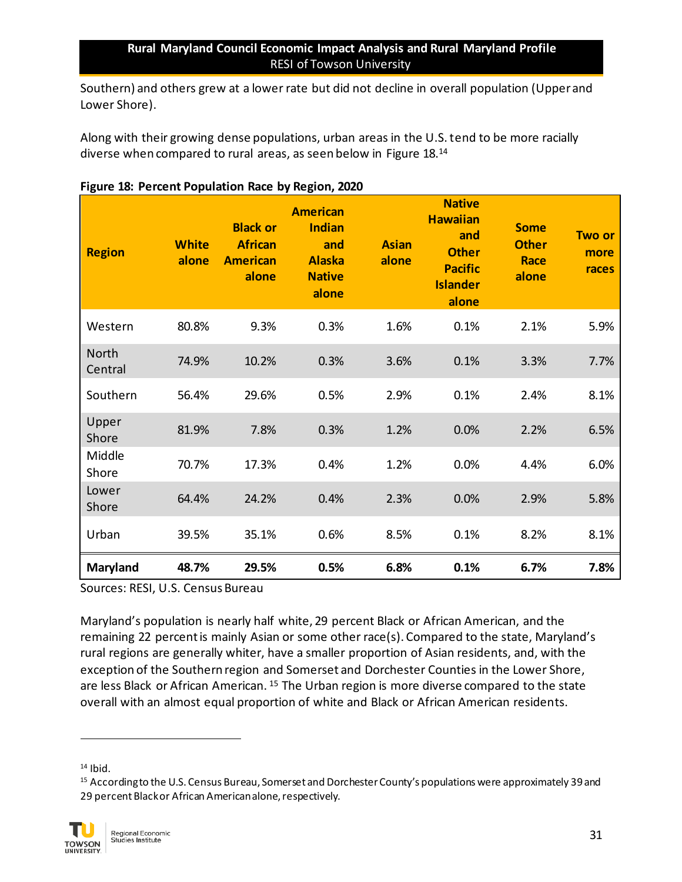Southern) and others grew at a lower rate but did not decline in overall population (Upper and Lower Shore).

Along with their growing dense populations, urban areas in the U.S. tend to be more racially diverse when compared to rural areas, as seen below in Figure 18.[14]

**Figure 18: Percent Population Race by Region, 2020**

| Region | White alone | Black or African American alone | American Indian and Alaska Native alone | Asian alone | Native Hawaiian and Other Pacific Islander alone | Some Other Race alone | Two or more races |
|---|---|---|---|---|---|---|---|
| Western | 80.8% | 9.3% | 0.3% | 1.6% | 0.1% | 2.1% | 5.9% |
| North Central | 74.9% | 10.2% | 0.3% | 3.6% | 0.1% | 3.3% | 7.7% |
| Southern | 56.4% | 29.6% | 0.5% | 2.9% | 0.1% | 2.4% | 8.1% |
| Upper Shore | 81.9% | 7.8% | 0.3% | 1.2% | 0.0% | 2.2% | 6.5% |
| Middle Shore | 70.7% | 17.3% | 0.4% | 1.2% | 0.0% | 4.4% | 6.0% |
| Lower Shore | 64.4% | 24.2% | 0.4% | 2.3% | 0.0% | 2.9% | 5.8% |
| Urban | 39.5% | 35.1% | 0.6% | 8.5% | 0.1% | 8.2% | 8.1% |
| **Maryland** | **48.7%** | **29.5%** | **0.5%** | **6.8%** | **0.1%** | **6.7%** | **7.8%** |

Sources: RESI, U.S. Census Bureau

Maryland's population is nearly half white, 29 percent Black or African American, and the remaining 22 percent is mainly Asian or some other race(s). Compared to the state, Maryland's rural regions are generally whiter, have a smaller proportion of Asian residents, and, with the exception of the Southern region and Somerset and Dorchester Counties in the Lower Shore, are less Black or African American.[15] The Urban region is more diverse compared to the state overall with an almost equal proportion of white and Black or African American residents.

---

[14] Ibid.

[15] According to the U.S. Census Bureau, Somerset and Dorchester County's populations were approximately 39 and 29 percent Black or African American alone, respectively.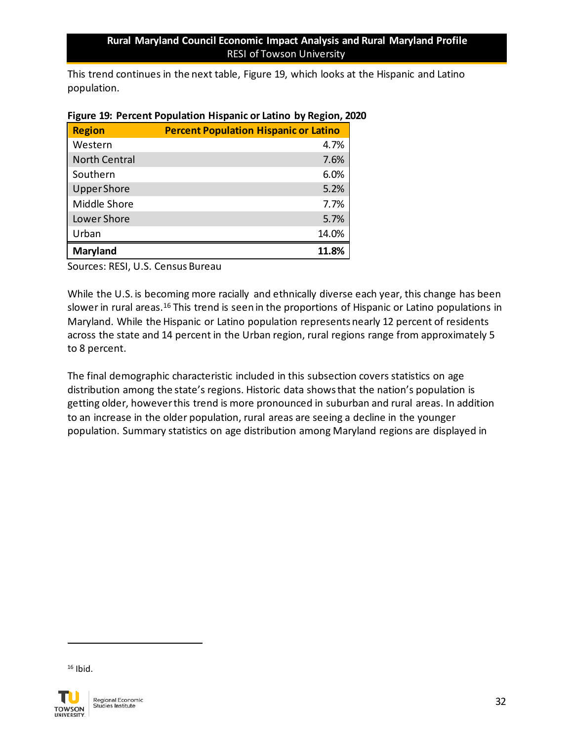This trend continues in the next table, Figure 19, which looks at the Hispanic and Latino population.

**Figure 19: Percent Population Hispanic or Latino by Region, 2020**

| Region | Percent Population Hispanic or Latino |
|---|---|
| Western | 4.7% |
| North Central | 7.6% |
| Southern | 6.0% |
| Upper Shore | 5.2% |
| Middle Shore | 7.7% |
| Lower Shore | 5.7% |
| Urban | 14.0% |
| **Maryland** | **11.8%** |

Sources: RESI, U.S. Census Bureau

While the U.S. is becoming more racially and ethnically diverse each year, this change has been slower in rural areas.[16] This trend is seen in the proportions of Hispanic or Latino populations in Maryland. While the Hispanic or Latino population represents nearly 12 percent of residents across the state and 14 percent in the Urban region, rural regions range from approximately 5 to 8 percent.

The final demographic characteristic included in this subsection covers statistics on age distribution among the state's regions. Historic data shows that the nation's population is getting older, however this trend is more pronounced in suburban and rural areas. In addition to an increase in the older population, rural areas are seeing a decline in the younger population. Summary statistics on age distribution among Maryland regions are displayed in

[16] Ibid.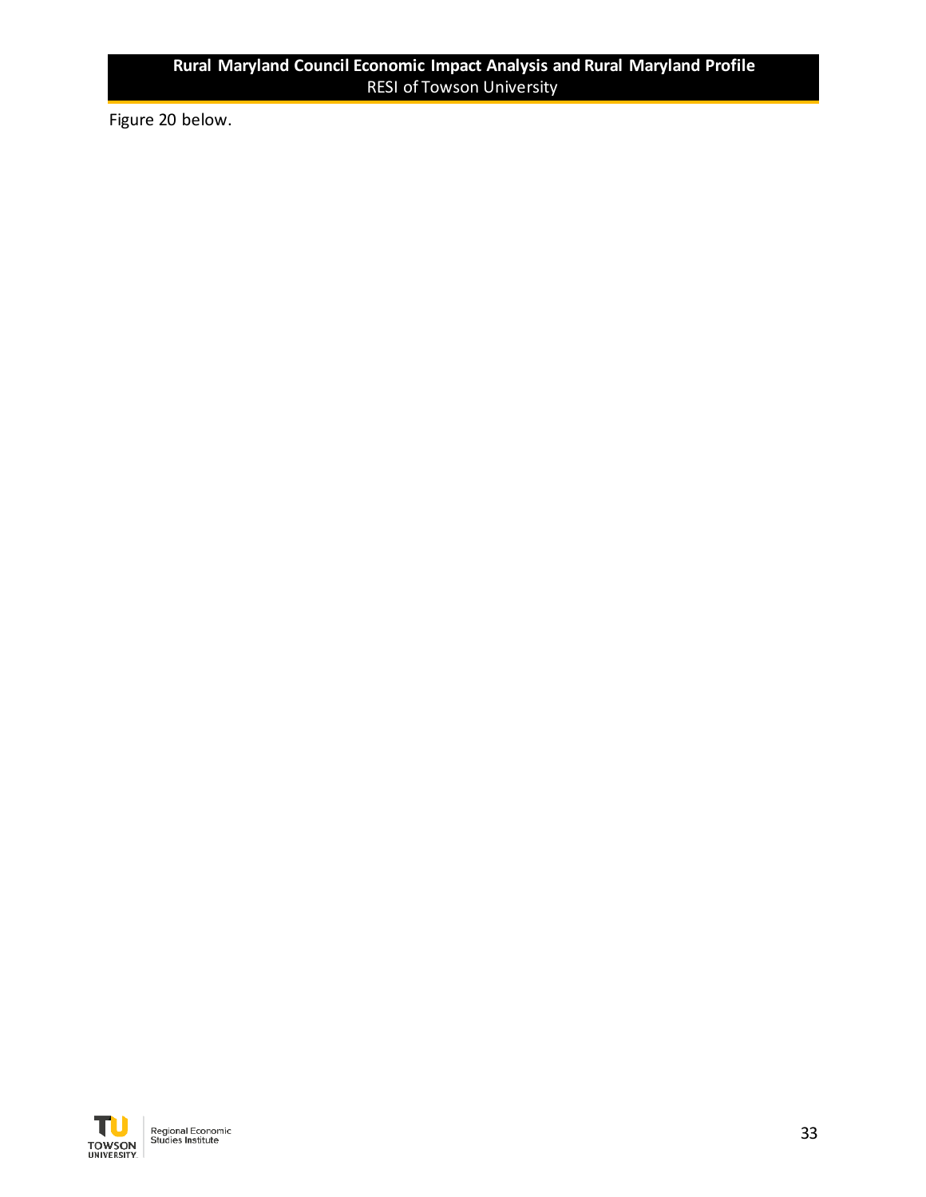Figure 20 below.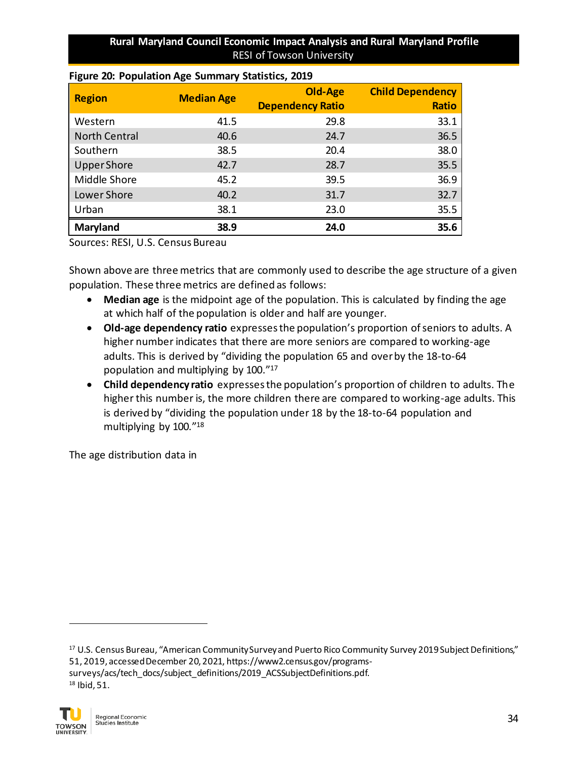**Figure 20: Population Age Summary Statistics, 2019**

| Region | Median Age | Old-Age Dependency Ratio | Child Dependency Ratio |
|---|---|---|---|
| Western | 41.5 | 29.8 | 33.1 |
| North Central | 40.6 | 24.7 | 36.5 |
| Southern | 38.5 | 20.4 | 38.0 |
| Upper Shore | 42.7 | 28.7 | 35.5 |
| Middle Shore | 45.2 | 39.5 | 36.9 |
| Lower Shore | 40.2 | 31.7 | 32.7 |
| Urban | 38.1 | 23.0 | 35.5 |
| **Maryland** | **38.9** | **24.0** | **35.6** |

Sources: RESI, U.S. Census Bureau

Shown above are three metrics that are commonly used to describe the age structure of a given population. These three metrics are defined as follows:

- **Median age** is the midpoint age of the population. This is calculated by finding the age at which half of the population is older and half are younger.
- **Old-age dependency ratio** expresses the population's proportion of seniors to adults. A higher number indicates that there are more seniors are compared to working-age adults. This is derived by "dividing the population 65 and over by the 18-to-64 population and multiplying by 100."[17]
- **Child dependency ratio** expresses the population's proportion of children to adults. The higher this number is, the more children there are compared to working-age adults. This is derived by "dividing the population under 18 by the 18-to-64 population and multiplying by 100."[18]

The age distribution data in

[17] U.S. Census Bureau, "American Community Survey and Puerto Rico Community Survey 2019 Subject Definitions," 51, 2019, accessed December 20, 2021, https://www2.census.gov/programs-surveys/acs/tech_docs/subject_definitions/2019_ACSSubjectDefinitions.pdf.

[18] Ibid, 51.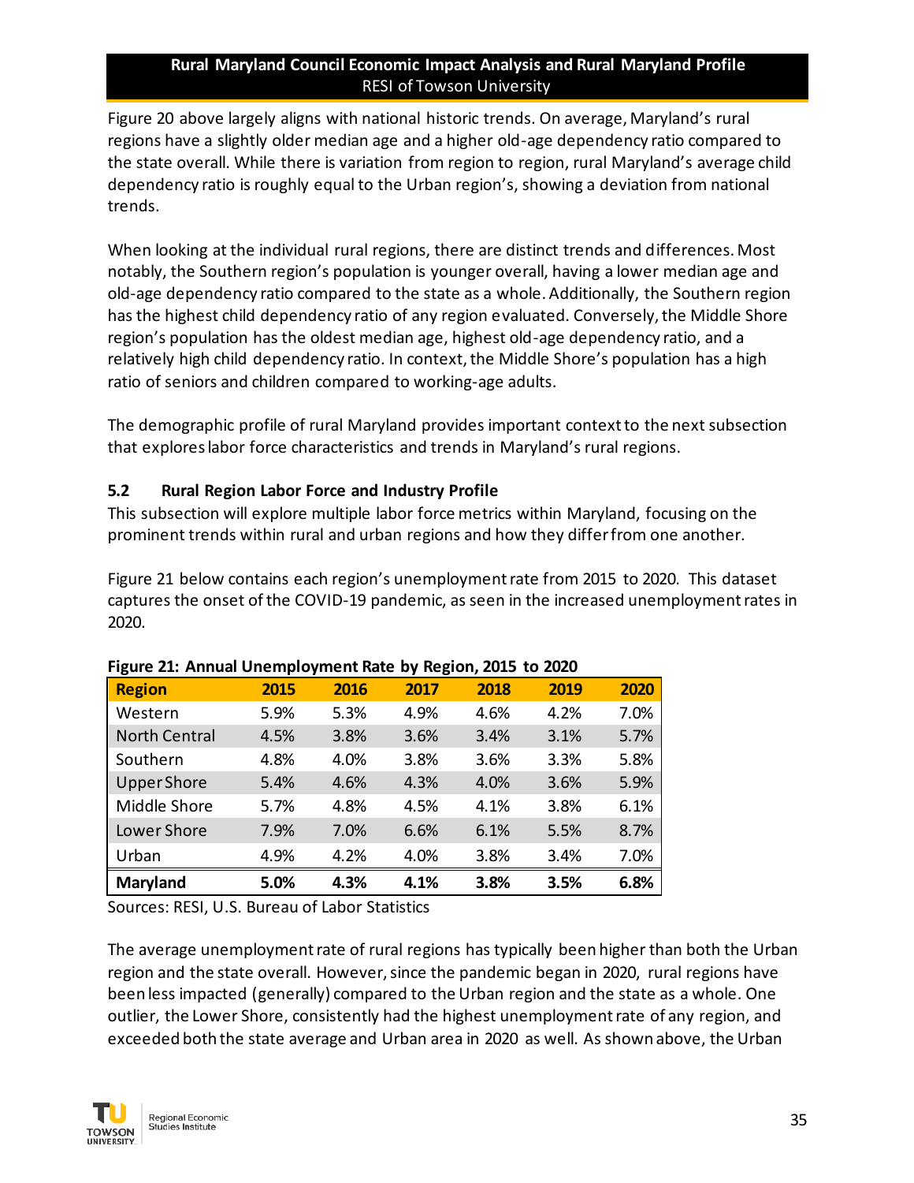Figure 20 above largely aligns with national historic trends. On average, Maryland's rural regions have a slightly older median age and a higher old-age dependency ratio compared to the state overall. While there is variation from region to region, rural Maryland's average child dependency ratio is roughly equal to the Urban region's, showing a deviation from national trends.

When looking at the individual rural regions, there are distinct trends and differences. Most notably, the Southern region's population is younger overall, having a lower median age and old-age dependency ratio compared to the state as a whole. Additionally, the Southern region has the highest child dependency ratio of any region evaluated. Conversely, the Middle Shore region's population has the oldest median age, highest old-age dependency ratio, and a relatively high child dependency ratio. In context, the Middle Shore's population has a high ratio of seniors and children compared to working-age adults.

The demographic profile of rural Maryland provides important context to the next subsection that explores labor force characteristics and trends in Maryland's rural regions.

### 5.2 Rural Region Labor Force and Industry Profile

This subsection will explore multiple labor force metrics within Maryland, focusing on the prominent trends within rural and urban regions and how they differ from one another.

Figure 21 below contains each region's unemployment rate from 2015 to 2020. This dataset captures the onset of the COVID-19 pandemic, as seen in the increased unemployment rates in 2020.

**Figure 21: Annual Unemployment Rate by Region, 2015 to 2020**

| Region | 2015 | 2016 | 2017 | 2018 | 2019 | 2020 |
|---|---|---|---|---|---|---|
| Western | 5.9% | 5.3% | 4.9% | 4.6% | 4.2% | 7.0% |
| North Central | 4.5% | 3.8% | 3.6% | 3.4% | 3.1% | 5.7% |
| Southern | 4.8% | 4.0% | 3.8% | 3.6% | 3.3% | 5.8% |
| Upper Shore | 5.4% | 4.6% | 4.3% | 4.0% | 3.6% | 5.9% |
| Middle Shore | 5.7% | 4.8% | 4.5% | 4.1% | 3.8% | 6.1% |
| Lower Shore | 7.9% | 7.0% | 6.6% | 6.1% | 5.5% | 8.7% |
| Urban | 4.9% | 4.2% | 4.0% | 3.8% | 3.4% | 7.0% |
| **Maryland** | **5.0%** | **4.3%** | **4.1%** | **3.8%** | **3.5%** | **6.8%** |

Sources: RESI, U.S. Bureau of Labor Statistics

The average unemployment rate of rural regions has typically been higher than both the Urban region and the state overall. However, since the pandemic began in 2020, rural regions have been less impacted (generally) compared to the Urban region and the state as a whole. One outlier, the Lower Shore, consistently had the highest unemployment rate of any region, and exceeded both the state average and Urban area in 2020 as well. As shown above, the Urban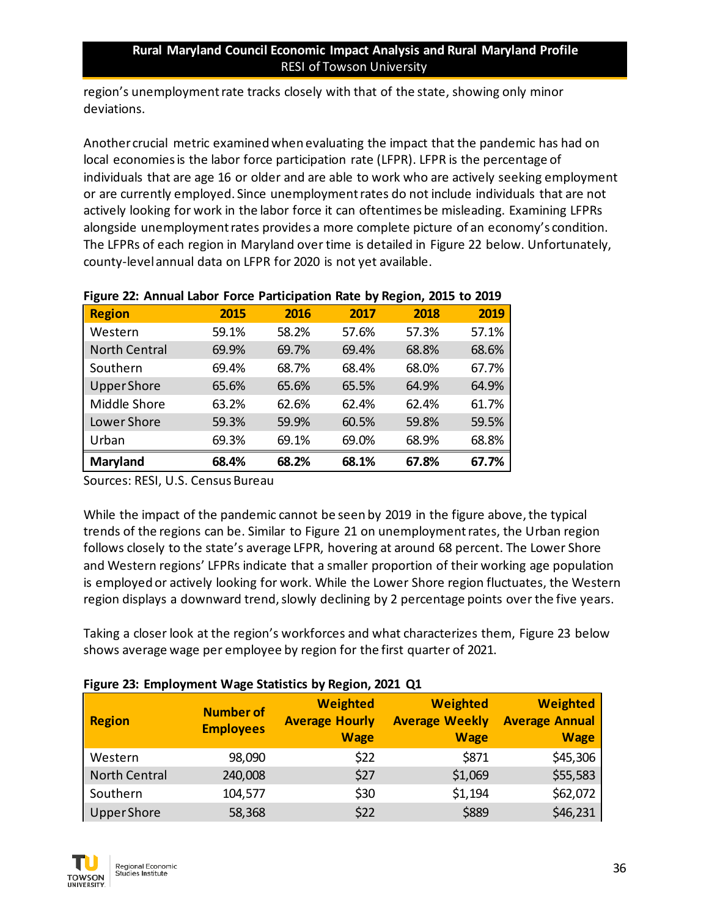region's unemployment rate tracks closely with that of the state, showing only minor deviations.

Another crucial metric examined when evaluating the impact that the pandemic has had on local economies is the labor force participation rate (LFPR). LFPR is the percentage of individuals that are age 16 or older and are able to work who are actively seeking employment or are currently employed. Since unemployment rates do not include individuals that are not actively looking for work in the labor force it can oftentimes be misleading. Examining LFPRs alongside unemployment rates provides a more complete picture of an economy's condition. The LFPRs of each region in Maryland over time is detailed in Figure 22 below. Unfortunately, county-level annual data on LFPR for 2020 is not yet available.

**Figure 22: Annual Labor Force Participation Rate by Region, 2015 to 2019**

| Region | 2015 | 2016 | 2017 | 2018 | 2019 |
|---|---|---|---|---|---|
| Western | 59.1% | 58.2% | 57.6% | 57.3% | 57.1% |
| North Central | 69.9% | 69.7% | 69.4% | 68.8% | 68.6% |
| Southern | 69.4% | 68.7% | 68.4% | 68.0% | 67.7% |
| Upper Shore | 65.6% | 65.6% | 65.5% | 64.9% | 64.9% |
| Middle Shore | 63.2% | 62.6% | 62.4% | 62.4% | 61.7% |
| Lower Shore | 59.3% | 59.9% | 60.5% | 59.8% | 59.5% |
| Urban | 69.3% | 69.1% | 69.0% | 68.9% | 68.8% |
| **Maryland** | **68.4%** | **68.2%** | **68.1%** | **67.8%** | **67.7%** |

Sources: RESI, U.S. Census Bureau

While the impact of the pandemic cannot be seen by 2019 in the figure above, the typical trends of the regions can be. Similar to Figure 21 on unemployment rates, the Urban region follows closely to the state's average LFPR, hovering at around 68 percent. The Lower Shore and Western regions' LFPRs indicate that a smaller proportion of their working age population is employed or actively looking for work. While the Lower Shore region fluctuates, the Western region displays a downward trend, slowly declining by 2 percentage points over the five years.

Taking a closer look at the region's workforces and what characterizes them, Figure 23 below shows average wage per employee by region for the first quarter of 2021.

**Figure 23: Employment Wage Statistics by Region, 2021 Q1**

| Region | Number of Employees | Weighted Average Hourly Wage | Weighted Average Weekly Wage | Weighted Average Annual Wage |
|---|---|---|---|---|
| Western | 98,090 | $22 | $871 | $45,306 |
| North Central | 240,008 | $27 | $1,069 | $55,583 |
| Southern | 104,577 | $30 | $1,194 | $62,072 |
| Upper Shore | 58,368 | $22 | $889 | $46,231 |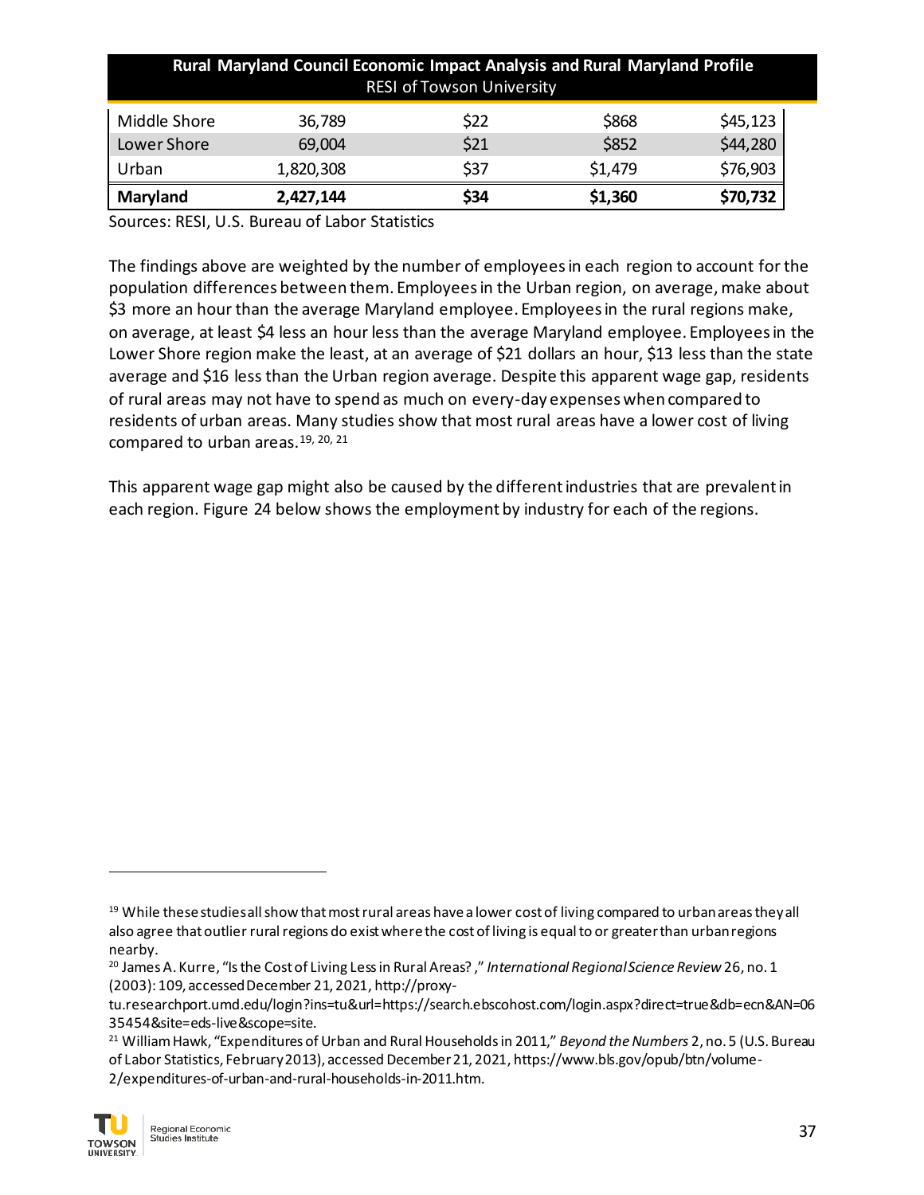| | | | | |
|---|---|---|---|---|
| Middle Shore | 36,789 | $22 | $868 | $45,123 |
| Lower Shore | 69,004 | $21 | $852 | $44,280 |
| Urban | 1,820,308 | $37 | $1,479 | $76,903 |
| **Maryland** | **2,427,144** | **$34** | **$1,360** | **$70,732** |

Sources: RESI, U.S. Bureau of Labor Statistics

The findings above are weighted by the number of employees in each region to account for the population differences between them. Employees in the Urban region, on average, make about $3 more an hour than the average Maryland employee. Employees in the rural regions make, on average, at least $4 less an hour less than the average Maryland employee. Employees in the Lower Shore region make the least, at an average of $21 dollars an hour, $13 less than the state average and $16 less than the Urban region average. Despite this apparent wage gap, residents of rural areas may not have to spend as much on every-day expenses when compared to residents of urban areas. Many studies show that most rural areas have a lower cost of living compared to urban areas.[19, 20, 21]

This apparent wage gap might also be caused by the different industries that are prevalent in each region. Figure 24 below shows the employment by industry for each of the regions.

---

[19] While these studies all show that most rural areas have a lower cost of living compared to urban areas they all also agree that outlier rural regions do exist where the cost of living is equal to or greater than urban regions nearby.

[20] James A. Kurre, "Is the Cost of Living Less in Rural Areas? ," *International Regional Science Review* 26, no. 1 (2003): 109, accessed December 21, 2021, http://proxy-tu.researchport.umd.edu/login?ins=tu&url=https://search.ebscohost.com/login.aspx?direct=true&db=ecn&AN=0635454&site=eds-live&scope=site.

[21] William Hawk, "Expenditures of Urban and Rural Households in 2011," *Beyond the Numbers* 2, no. 5 (U.S. Bureau of Labor Statistics, February 2013), accessed December 21, 2021, https://www.bls.gov/opub/btn/volume-2/expenditures-of-urban-and-rural-households-in-2011.htm.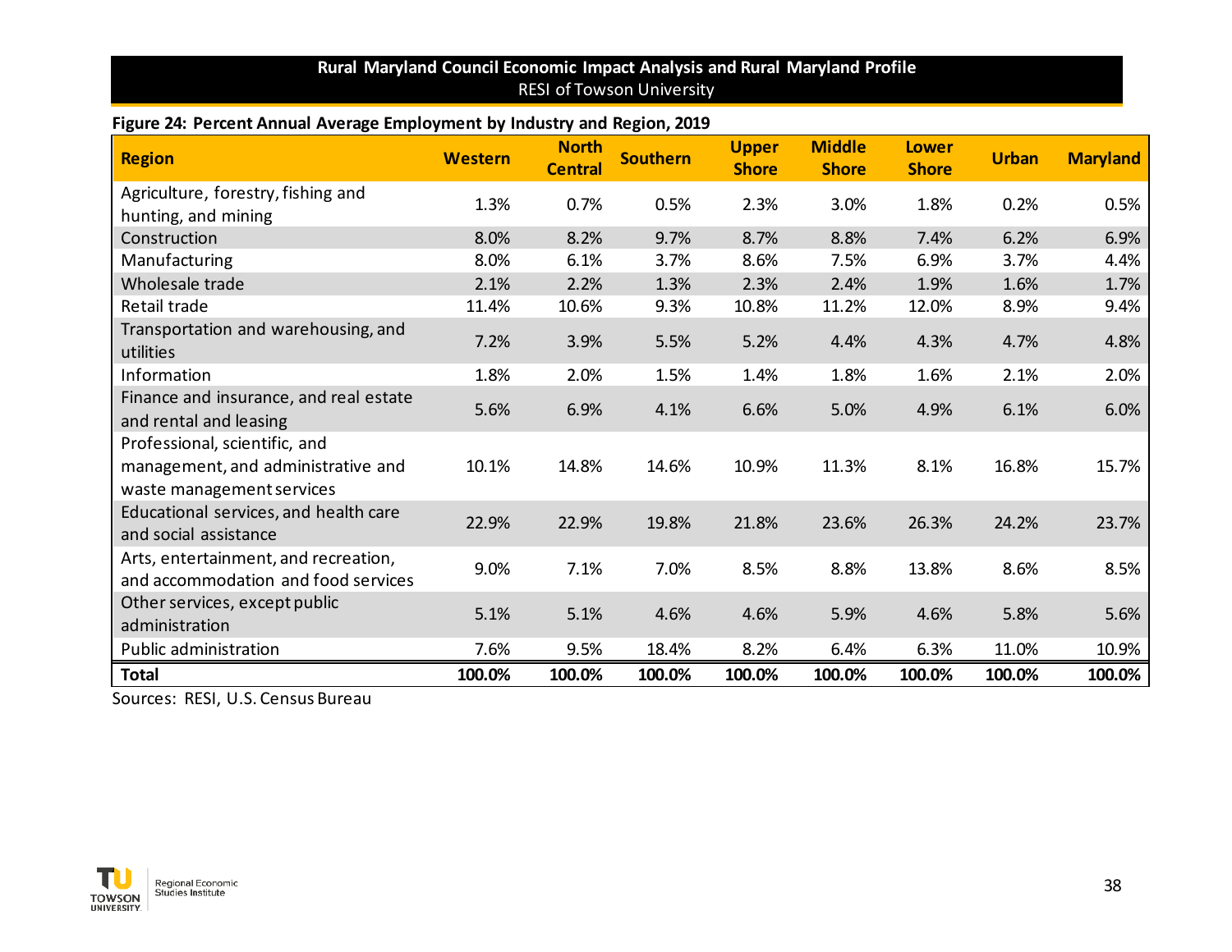**Figure 24: Percent Annual Average Employment by Industry and Region, 2019**

| Region | Western | North Central | Southern | Upper Shore | Middle Shore | Lower Shore | Urban | Maryland |
|---|---|---|---|---|---|---|---|---|
| Agriculture, forestry, fishing and hunting, and mining | 1.3% | 0.7% | 0.5% | 2.3% | 3.0% | 1.8% | 0.2% | 0.5% |
| Construction | 8.0% | 8.2% | 9.7% | 8.7% | 8.8% | 7.4% | 6.2% | 6.9% |
| Manufacturing | 8.0% | 6.1% | 3.7% | 8.6% | 7.5% | 6.9% | 3.7% | 4.4% |
| Wholesale trade | 2.1% | 2.2% | 1.3% | 2.3% | 2.4% | 1.9% | 1.6% | 1.7% |
| Retail trade | 11.4% | 10.6% | 9.3% | 10.8% | 11.2% | 12.0% | 8.9% | 9.4% |
| Transportation and warehousing, and utilities | 7.2% | 3.9% | 5.5% | 5.2% | 4.4% | 4.3% | 4.7% | 4.8% |
| Information | 1.8% | 2.0% | 1.5% | 1.4% | 1.8% | 1.6% | 2.1% | 2.0% |
| Finance and insurance, and real estate and rental and leasing | 5.6% | 6.9% | 4.1% | 6.6% | 5.0% | 4.9% | 6.1% | 6.0% |
| Professional, scientific, and management, and administrative and waste management services | 10.1% | 14.8% | 14.6% | 10.9% | 11.3% | 8.1% | 16.8% | 15.7% |
| Educational services, and health care and social assistance | 22.9% | 22.9% | 19.8% | 21.8% | 23.6% | 26.3% | 24.2% | 23.7% |
| Arts, entertainment, and recreation, and accommodation and food services | 9.0% | 7.1% | 7.0% | 8.5% | 8.8% | 13.8% | 8.6% | 8.5% |
| Other services, except public administration | 5.1% | 5.1% | 4.6% | 4.6% | 5.9% | 4.6% | 5.8% | 5.6% |
| Public administration | 7.6% | 9.5% | 18.4% | 8.2% | 6.4% | 6.3% | 11.0% | 10.9% |
| **Total** | **100.0%** | **100.0%** | **100.0%** | **100.0%** | **100.0%** | **100.0%** | **100.0%** | **100.0%** |

Sources: RESI, U.S. Census Bureau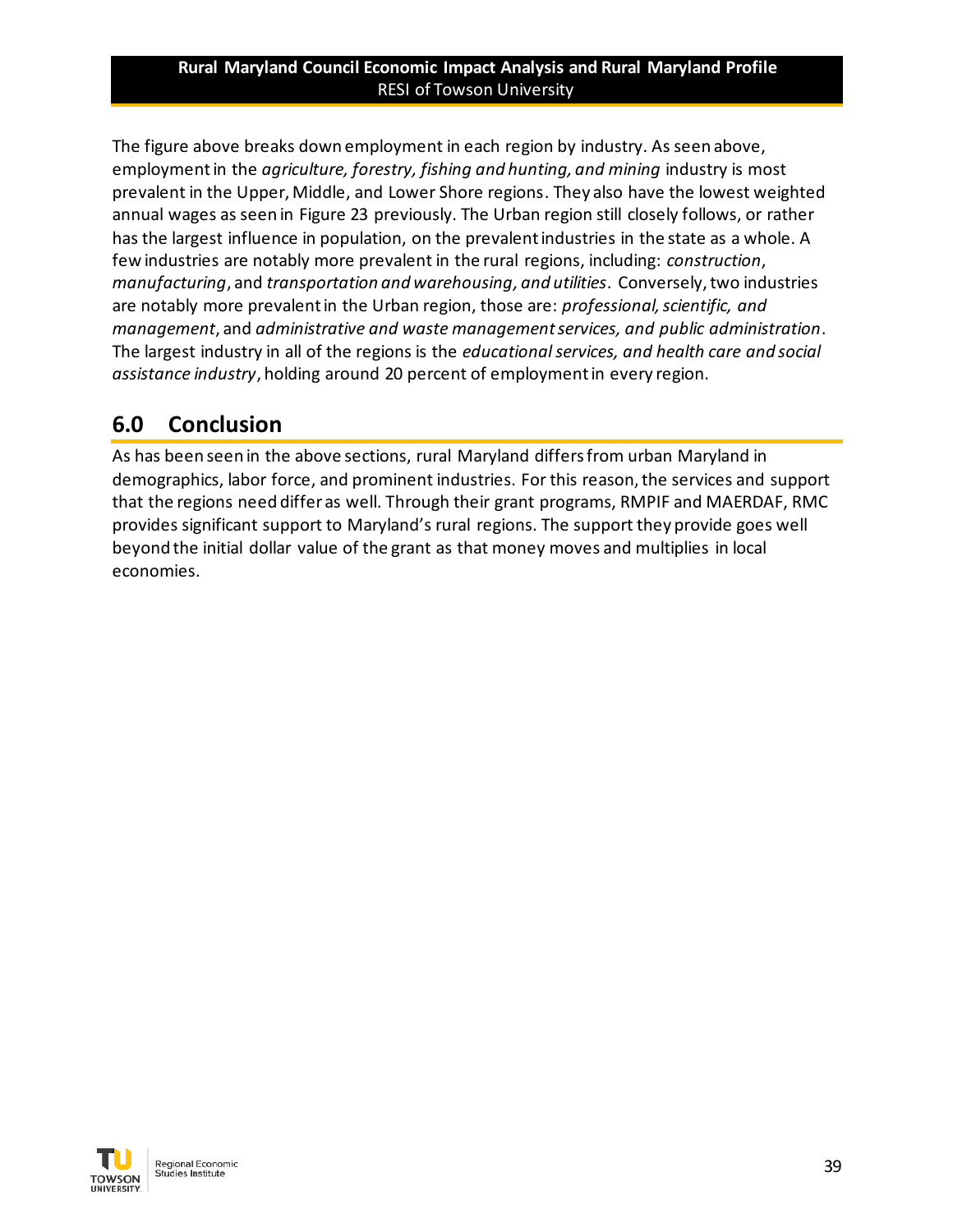The figure above breaks down employment in each region by industry. As seen above, employment in the *agriculture, forestry, fishing and hunting, and mining* industry is most prevalent in the Upper, Middle, and Lower Shore regions. They also have the lowest weighted annual wages as seen in Figure 23 previously. The Urban region still closely follows, or rather has the largest influence in population, on the prevalent industries in the state as a whole. A few industries are notably more prevalent in the rural regions, including: *construction*, *manufacturing*, and *transportation and warehousing, and utilities*. Conversely, two industries are notably more prevalent in the Urban region, those are: *professional, scientific, and management*, and *administrative and waste management services, and public administration*. The largest industry in all of the regions is the *educational services, and health care and social assistance industry*, holding around 20 percent of employment in every region.

## 6.0 Conclusion

As has been seen in the above sections, rural Maryland differs from urban Maryland in demographics, labor force, and prominent industries. For this reason, the services and support that the regions need differ as well. Through their grant programs, RMPIF and MAERDAF, RMC provides significant support to Maryland's rural regions. The support they provide goes well beyond the initial dollar value of the grant as that money moves and multiplies in local economies.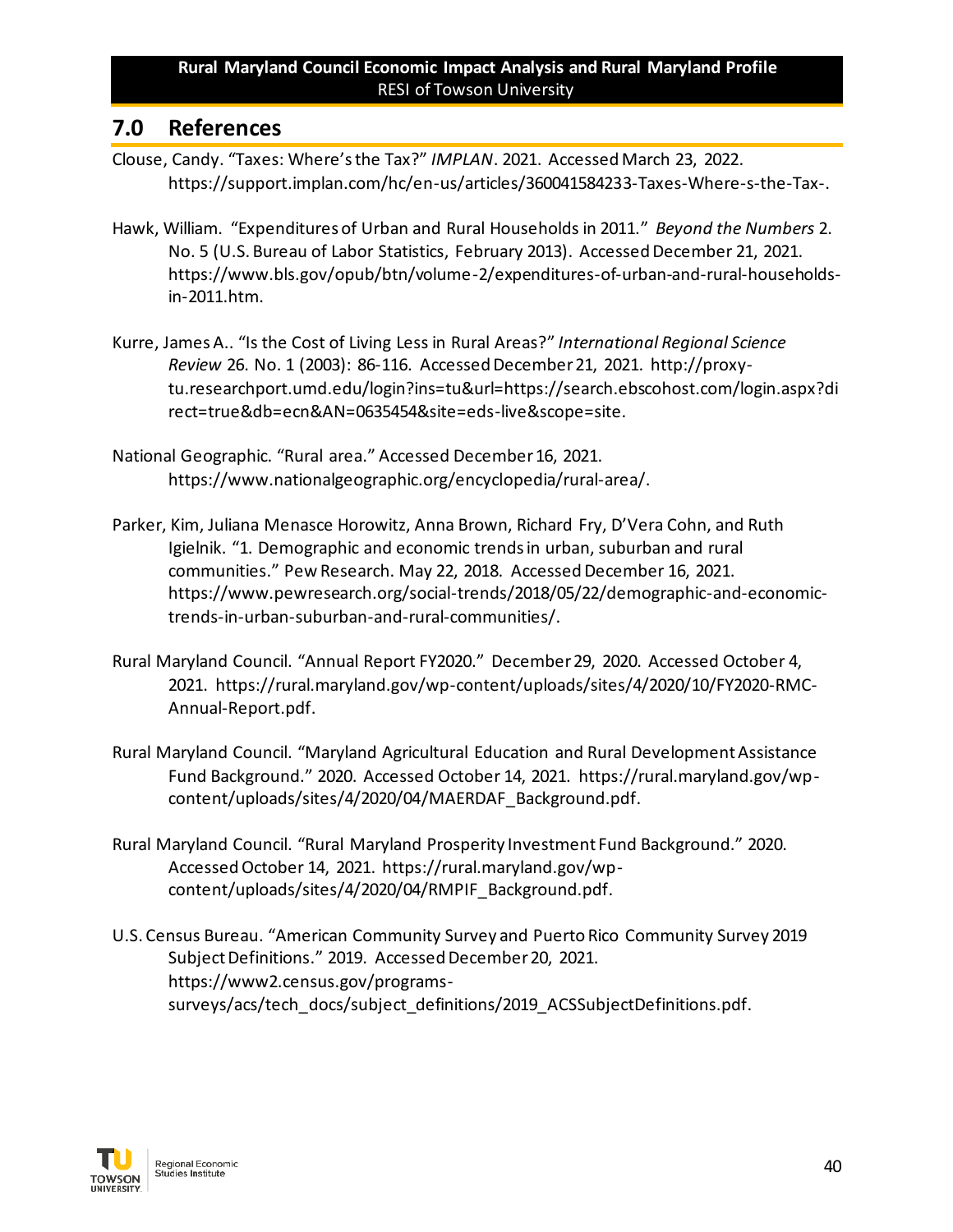## 7.0 References

Clouse, Candy. "Taxes: Where's the Tax?" *IMPLAN*. 2021. Accessed March 23, 2022. https://support.implan.com/hc/en-us/articles/360041584233-Taxes-Where-s-the-Tax-.

Hawk, William. "Expenditures of Urban and Rural Households in 2011." *Beyond the Numbers* 2. No. 5 (U.S. Bureau of Labor Statistics, February 2013). Accessed December 21, 2021. https://www.bls.gov/opub/btn/volume-2/expenditures-of-urban-and-rural-households-in-2011.htm.

Kurre, James A.. "Is the Cost of Living Less in Rural Areas?" *International Regional Science Review* 26. No. 1 (2003): 86-116. Accessed December 21, 2021. http://proxy-tu.researchport.umd.edu/login?ins=tu&url=https://search.ebscohost.com/login.aspx?direct=true&db=ecn&AN=0635454&site=eds-live&scope=site.

National Geographic. "Rural area." Accessed December 16, 2021. https://www.nationalgeographic.org/encyclopedia/rural-area/.

Parker, Kim, Juliana Menasce Horowitz, Anna Brown, Richard Fry, D'Vera Cohn, and Ruth Igielnik. "1. Demographic and economic trends in urban, suburban and rural communities." Pew Research. May 22, 2018. Accessed December 16, 2021. https://www.pewresearch.org/social-trends/2018/05/22/demographic-and-economic-trends-in-urban-suburban-and-rural-communities/.

Rural Maryland Council. "Annual Report FY2020." December 29, 2020. Accessed October 4, 2021. https://rural.maryland.gov/wp-content/uploads/sites/4/2020/10/FY2020-RMC-Annual-Report.pdf.

Rural Maryland Council. "Maryland Agricultural Education and Rural Development Assistance Fund Background." 2020. Accessed October 14, 2021. https://rural.maryland.gov/wp-content/uploads/sites/4/2020/04/MAERDAF_Background.pdf.

Rural Maryland Council. "Rural Maryland Prosperity Investment Fund Background." 2020. Accessed October 14, 2021. https://rural.maryland.gov/wp-content/uploads/sites/4/2020/04/RMPIF_Background.pdf.

U.S. Census Bureau. "American Community Survey and Puerto Rico Community Survey 2019 Subject Definitions." 2019. Accessed December 20, 2021. https://www2.census.gov/programs-surveys/acs/tech_docs/subject_definitions/2019_ACSSubjectDefinitions.pdf.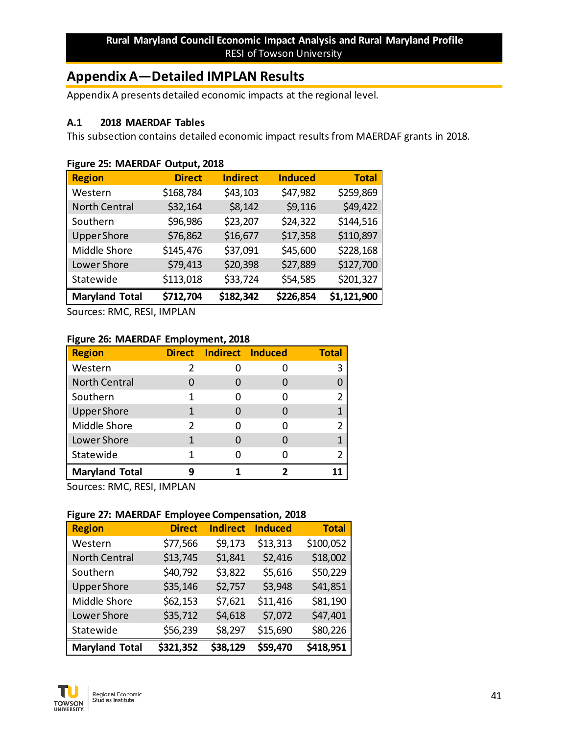## Appendix A—Detailed IMPLAN Results

Appendix A presents detailed economic impacts at the regional level.

### A.1 2018 MAERDAF Tables

This subsection contains detailed economic impact results from MAERDAF grants in 2018.

**Figure 25: MAERDAF Output, 2018**

| Region | Direct | Indirect | Induced | Total |
|---|---|---|---|---|
| Western | $168,784 | $43,103 | $47,982 | $259,869 |
| North Central | $32,164 | $8,142 | $9,116 | $49,422 |
| Southern | $96,986 | $23,207 | $24,322 | $144,516 |
| Upper Shore | $76,862 | $16,677 | $17,358 | $110,897 |
| Middle Shore | $145,476 | $37,091 | $45,600 | $228,168 |
| Lower Shore | $79,413 | $20,398 | $27,889 | $127,700 |
| Statewide | $113,018 | $33,724 | $54,585 | $201,327 |
| **Maryland Total** | **$712,704** | **$182,342** | **$226,854** | **$1,121,900** |

Sources: RMC, RESI, IMPLAN

**Figure 26: MAERDAF Employment, 2018**

| Region | Direct | Indirect | Induced | Total |
|---|---|---|---|---|
| Western | 2 | 0 | 0 | 3 |
| North Central | 0 | 0 | 0 | 0 |
| Southern | 1 | 0 | 0 | 2 |
| Upper Shore | 1 | 0 | 0 | 1 |
| Middle Shore | 2 | 0 | 0 | 2 |
| Lower Shore | 1 | 0 | 0 | 1 |
| Statewide | 1 | 0 | 0 | 2 |
| **Maryland Total** | **9** | **1** | **2** | **11** |

Sources: RMC, RESI, IMPLAN

**Figure 27: MAERDAF Employee Compensation, 2018**

| Region | Direct | Indirect | Induced | Total |
|---|---|---|---|---|
| Western | $77,566 | $9,173 | $13,313 | $100,052 |
| North Central | $13,745 | $1,841 | $2,416 | $18,002 |
| Southern | $40,792 | $3,822 | $5,616 | $50,229 |
| Upper Shore | $35,146 | $2,757 | $3,948 | $41,851 |
| Middle Shore | $62,153 | $7,621 | $11,416 | $81,190 |
| Lower Shore | $35,712 | $4,618 | $7,072 | $47,401 |
| Statewide | $56,239 | $8,297 | $15,690 | $80,226 |
| **Maryland Total** | **$321,352** | **$38,129** | **$59,470** | **$418,951** |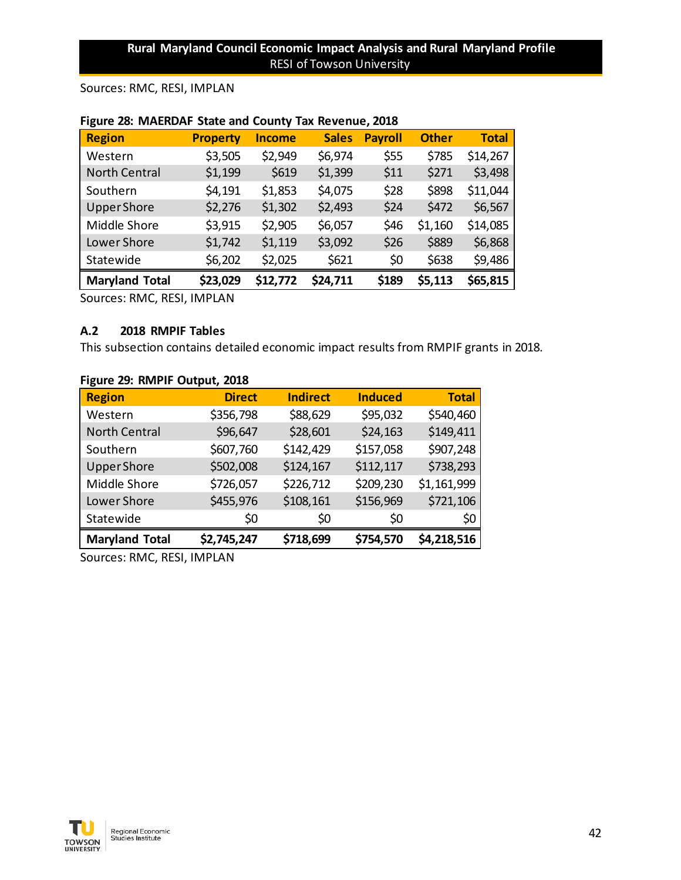Sources: RMC, RESI, IMPLAN

**Figure 28: MAERDAF State and County Tax Revenue, 2018**

| Region | Property | Income | Sales | Payroll | Other | Total |
|---|---|---|---|---|---|---|
| Western | $3,505 | $2,949 | $6,974 | $55 | $785 | $14,267 |
| North Central | $1,199 | $619 | $1,399 | $11 | $271 | $3,498 |
| Southern | $4,191 | $1,853 | $4,075 | $28 | $898 | $11,044 |
| Upper Shore | $2,276 | $1,302 | $2,493 | $24 | $472 | $6,567 |
| Middle Shore | $3,915 | $2,905 | $6,057 | $46 | $1,160 | $14,085 |
| Lower Shore | $1,742 | $1,119 | $3,092 | $26 | $889 | $6,868 |
| Statewide | $6,202 | $2,025 | $621 | $0 | $638 | $9,486 |
| **Maryland Total** | **$23,029** | **$12,772** | **$24,711** | **$189** | **$5,113** | **$65,815** |

Sources: RMC, RESI, IMPLAN

### A.2 2018 RMPIF Tables

This subsection contains detailed economic impact results from RMPIF grants in 2018.

**Figure 29: RMPIF Output, 2018**

| Region | Direct | Indirect | Induced | Total |
|---|---|---|---|---|
| Western | $356,798 | $88,629 | $95,032 | $540,460 |
| North Central | $96,647 | $28,601 | $24,163 | $149,411 |
| Southern | $607,760 | $142,429 | $157,058 | $907,248 |
| Upper Shore | $502,008 | $124,167 | $112,117 | $738,293 |
| Middle Shore | $726,057 | $226,712 | $209,230 | $1,161,999 |
| Lower Shore | $455,976 | $108,161 | $156,969 | $721,106 |
| Statewide | $0 | $0 | $0 | $0 |
| **Maryland Total** | **$2,745,247** | **$718,699** | **$754,570** | **$4,218,516** |

Sources: RMC, RESI, IMPLAN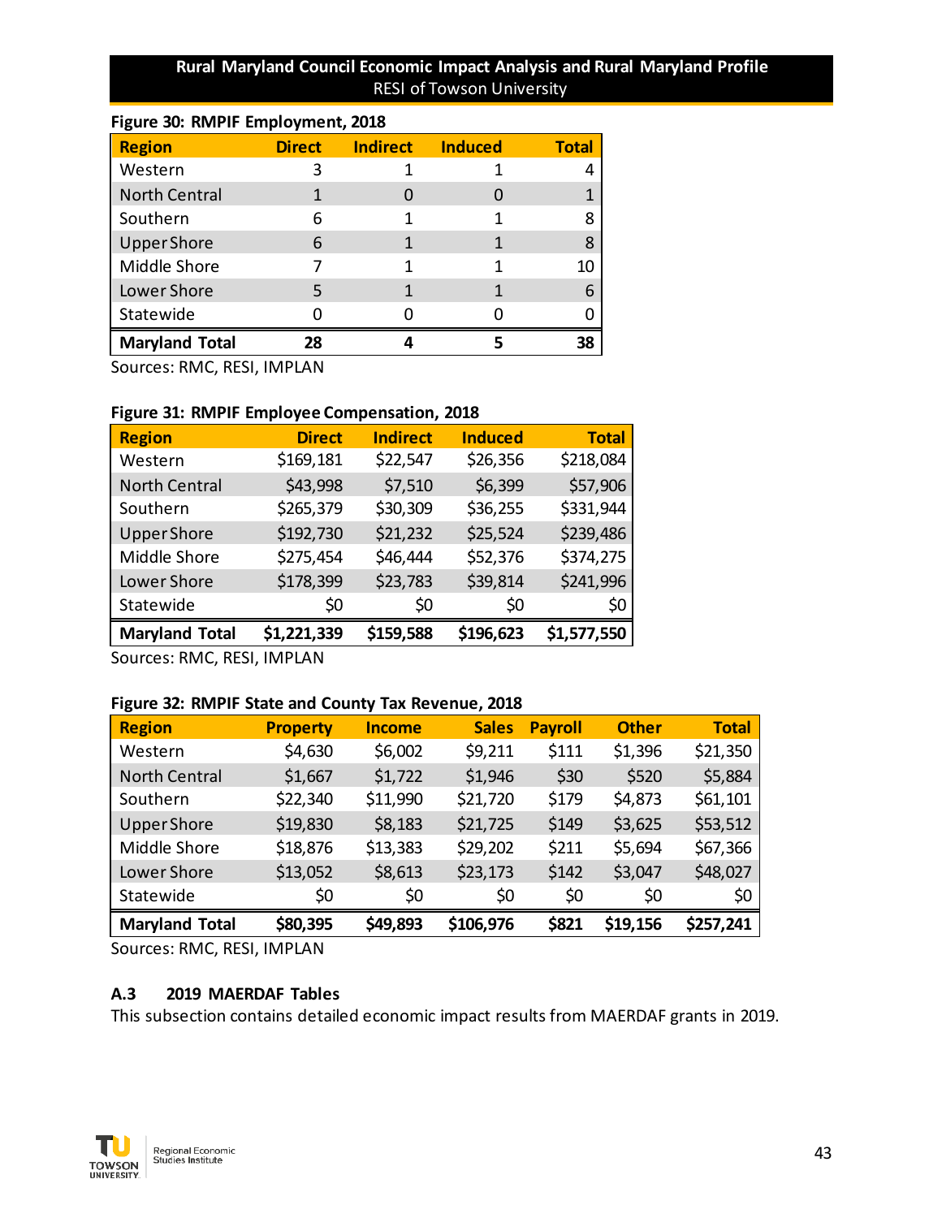**Figure 30: RMPIF Employment, 2018**

| Region | Direct | Indirect | Induced | Total |
|---|---|---|---|---|
| Western | 3 | 1 | 1 | 4 |
| North Central | 1 | 0 | 0 | 1 |
| Southern | 6 | 1 | 1 | 8 |
| Upper Shore | 6 | 1 | 1 | 8 |
| Middle Shore | 7 | 1 | 1 | 10 |
| Lower Shore | 5 | 1 | 1 | 6 |
| Statewide | 0 | 0 | 0 | 0 |
| **Maryland Total** | **28** | **4** | **5** | **38** |

Sources: RMC, RESI, IMPLAN

**Figure 31: RMPIF Employee Compensation, 2018**

| Region | Direct | Indirect | Induced | Total |
|---|---|---|---|---|
| Western | $169,181 | $22,547 | $26,356 | $218,084 |
| North Central | $43,998 | $7,510 | $6,399 | $57,906 |
| Southern | $265,379 | $30,309 | $36,255 | $331,944 |
| Upper Shore | $192,730 | $21,232 | $25,524 | $239,486 |
| Middle Shore | $275,454 | $46,444 | $52,376 | $374,275 |
| Lower Shore | $178,399 | $23,783 | $39,814 | $241,996 |
| Statewide | $0 | $0 | $0 | $0 |
| **Maryland Total** | **$1,221,339** | **$159,588** | **$196,623** | **$1,577,550** |

Sources: RMC, RESI, IMPLAN

**Figure 32: RMPIF State and County Tax Revenue, 2018**

| Region | Property | Income | Sales | Payroll | Other | Total |
|---|---|---|---|---|---|---|
| Western | $4,630 | $6,002 | $9,211 | $111 | $1,396 | $21,350 |
| North Central | $1,667 | $1,722 | $1,946 | $30 | $520 | $5,884 |
| Southern | $22,340 | $11,990 | $21,720 | $179 | $4,873 | $61,101 |
| Upper Shore | $19,830 | $8,183 | $21,725 | $149 | $3,625 | $53,512 |
| Middle Shore | $18,876 | $13,383 | $29,202 | $211 | $5,694 | $67,366 |
| Lower Shore | $13,052 | $8,613 | $23,173 | $142 | $3,047 | $48,027 |
| Statewide | $0 | $0 | $0 | $0 | $0 | $0 |
| **Maryland Total** | **$80,395** | **$49,893** | **$106,976** | **$821** | **$19,156** | **$257,241** |

Sources: RMC, RESI, IMPLAN

### A.3 2019 MAERDAF Tables

This subsection contains detailed economic impact results from MAERDAF grants in 2019.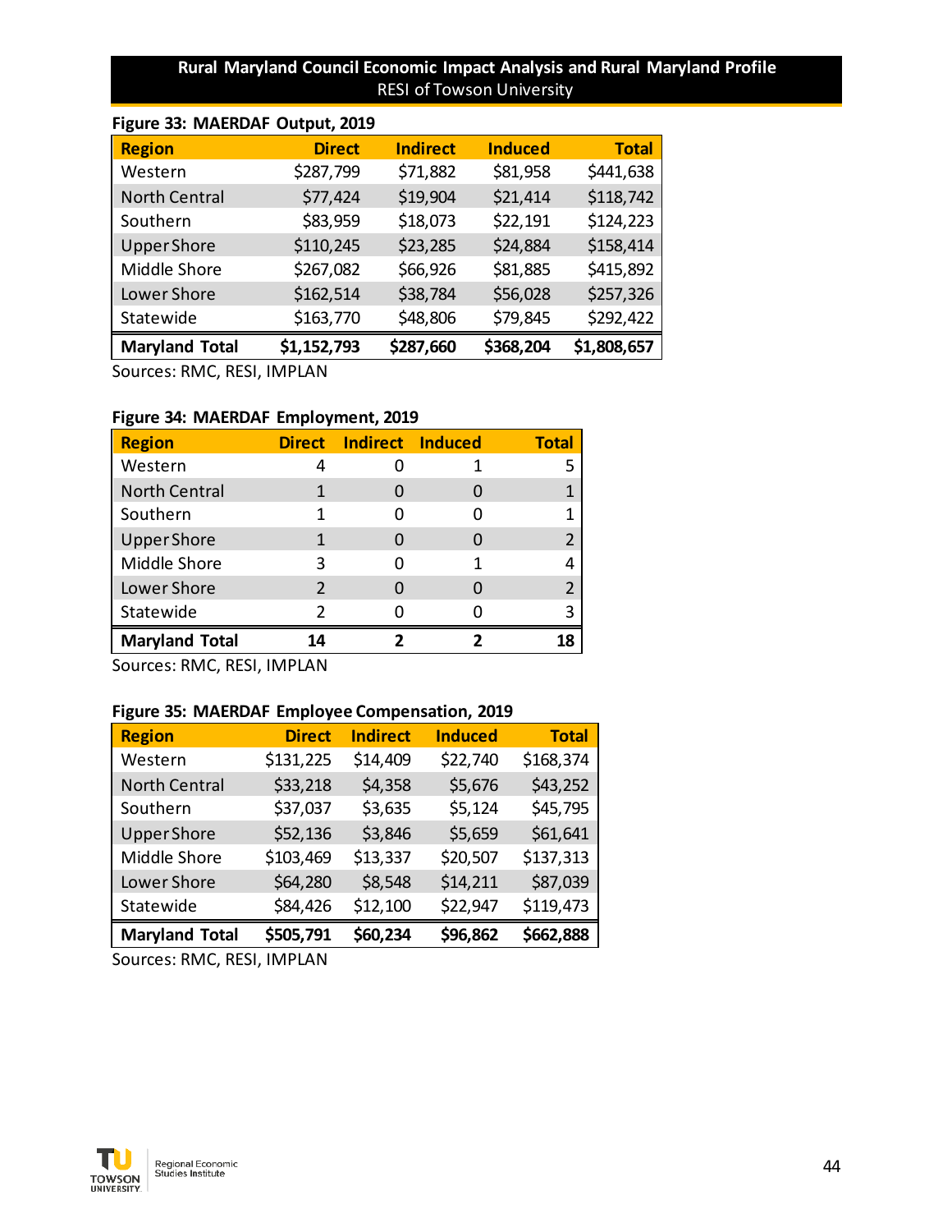**Figure 33: MAERDAF Output, 2019**

| Region | Direct | Indirect | Induced | Total |
|---|---|---|---|---|
| Western | $287,799 | $71,882 | $81,958 | $441,638 |
| North Central | $77,424 | $19,904 | $21,414 | $118,742 |
| Southern | $83,959 | $18,073 | $22,191 | $124,223 |
| Upper Shore | $110,245 | $23,285 | $24,884 | $158,414 |
| Middle Shore | $267,082 | $66,926 | $81,885 | $415,892 |
| Lower Shore | $162,514 | $38,784 | $56,028 | $257,326 |
| Statewide | $163,770 | $48,806 | $79,845 | $292,422 |
| **Maryland Total** | **$1,152,793** | **$287,660** | **$368,204** | **$1,808,657** |

Sources: RMC, RESI, IMPLAN

**Figure 34: MAERDAF Employment, 2019**

| Region | Direct | Indirect | Induced | Total |
|---|---|---|---|---|
| Western | 4 | 0 | 1 | 5 |
| North Central | 1 | 0 | 0 | 1 |
| Southern | 1 | 0 | 0 | 1 |
| Upper Shore | 1 | 0 | 0 | 2 |
| Middle Shore | 3 | 0 | 1 | 4 |
| Lower Shore | 2 | 0 | 0 | 2 |
| Statewide | 2 | 0 | 0 | 3 |
| **Maryland Total** | **14** | **2** | **2** | **18** |

Sources: RMC, RESI, IMPLAN

**Figure 35: MAERDAF Employee Compensation, 2019**

| Region | Direct | Indirect | Induced | Total |
|---|---|---|---|---|
| Western | $131,225 | $14,409 | $22,740 | $168,374 |
| North Central | $33,218 | $4,358 | $5,676 | $43,252 |
| Southern | $37,037 | $3,635 | $5,124 | $45,795 |
| Upper Shore | $52,136 | $3,846 | $5,659 | $61,641 |
| Middle Shore | $103,469 | $13,337 | $20,507 | $137,313 |
| Lower Shore | $64,280 | $8,548 | $14,211 | $87,039 |
| Statewide | $84,426 | $12,100 | $22,947 | $119,473 |
| **Maryland Total** | **$505,791** | **$60,234** | **$96,862** | **$662,888** |

Sources: RMC, RESI, IMPLAN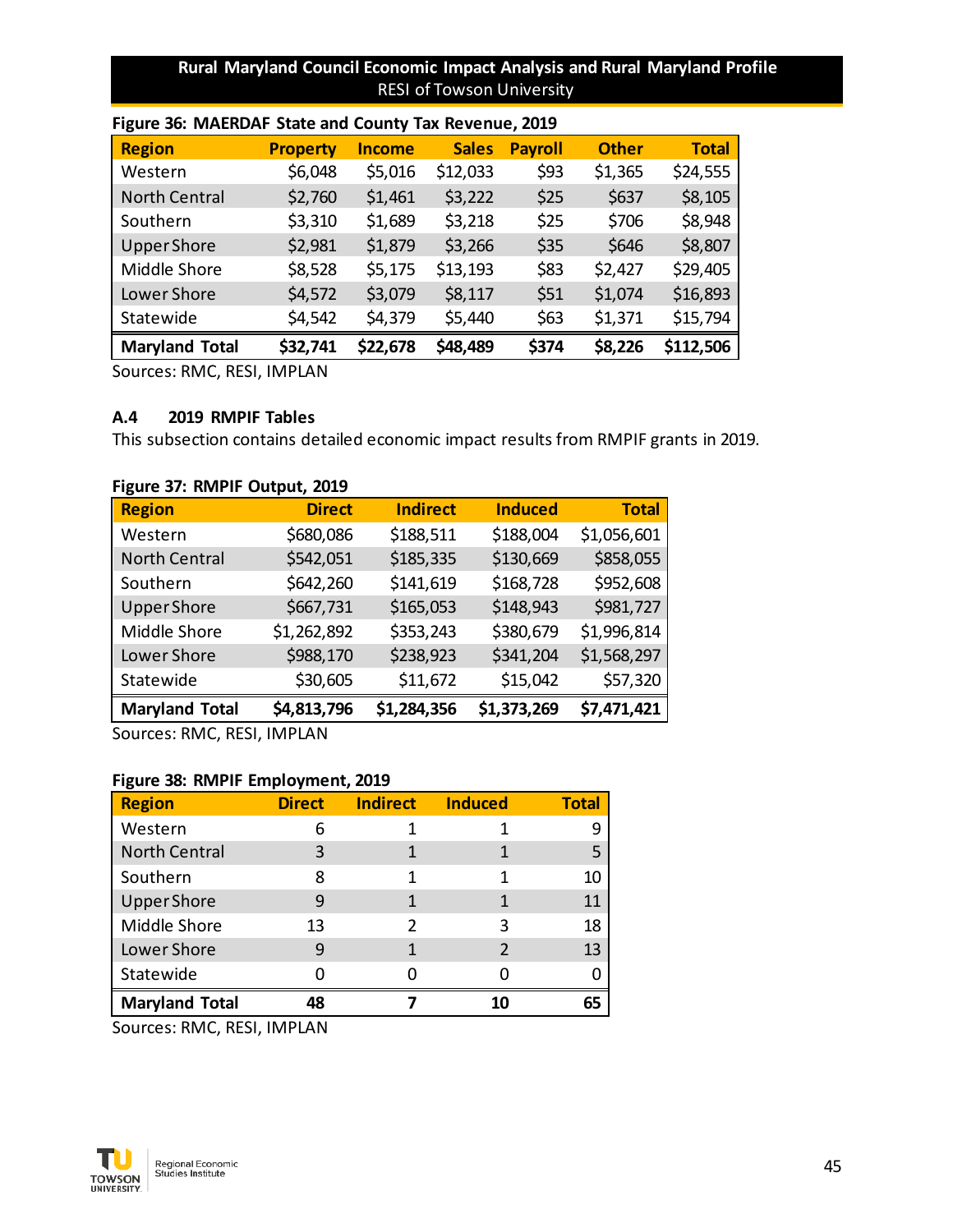**Figure 36: MAERDAF State and County Tax Revenue, 2019**

| Region | Property | Income | Sales | Payroll | Other | Total |
|---|---|---|---|---|---|---|
| Western | $6,048 | $5,016 | $12,033 | $93 | $1,365 | $24,555 |
| North Central | $2,760 | $1,461 | $3,222 | $25 | $637 | $8,105 |
| Southern | $3,310 | $1,689 | $3,218 | $25 | $706 | $8,948 |
| Upper Shore | $2,981 | $1,879 | $3,266 | $35 | $646 | $8,807 |
| Middle Shore | $8,528 | $5,175 | $13,193 | $83 | $2,427 | $29,405 |
| Lower Shore | $4,572 | $3,079 | $8,117 | $51 | $1,074 | $16,893 |
| Statewide | $4,542 | $4,379 | $5,440 | $63 | $1,371 | $15,794 |
| **Maryland Total** | **$32,741** | **$22,678** | **$48,489** | **$374** | **$8,226** | **$112,506** |

Sources: RMC, RESI, IMPLAN

### A.4 2019 RMPIF Tables

This subsection contains detailed economic impact results from RMPIF grants in 2019.

**Figure 37: RMPIF Output, 2019**

| Region | Direct | Indirect | Induced | Total |
|---|---|---|---|---|
| Western | $680,086 | $188,511 | $188,004 | $1,056,601 |
| North Central | $542,051 | $185,335 | $130,669 | $858,055 |
| Southern | $642,260 | $141,619 | $168,728 | $952,608 |
| Upper Shore | $667,731 | $165,053 | $148,943 | $981,727 |
| Middle Shore | $1,262,892 | $353,243 | $380,679 | $1,996,814 |
| Lower Shore | $988,170 | $238,923 | $341,204 | $1,568,297 |
| Statewide | $30,605 | $11,672 | $15,042 | $57,320 |
| **Maryland Total** | **$4,813,796** | **$1,284,356** | **$1,373,269** | **$7,471,421** |

Sources: RMC, RESI, IMPLAN

**Figure 38: RMPIF Employment, 2019**

| Region | Direct | Indirect | Induced | Total |
|---|---|---|---|---|
| Western | 6 | 1 | 1 | 9 |
| North Central | 3 | 1 | 1 | 5 |
| Southern | 8 | 1 | 1 | 10 |
| Upper Shore | 9 | 1 | 1 | 11 |
| Middle Shore | 13 | 2 | 3 | 18 |
| Lower Shore | 9 | 1 | 2 | 13 |
| Statewide | 0 | 0 | 0 | 0 |
| **Maryland Total** | **48** | **7** | **10** | **65** |

Sources: RMC, RESI, IMPLAN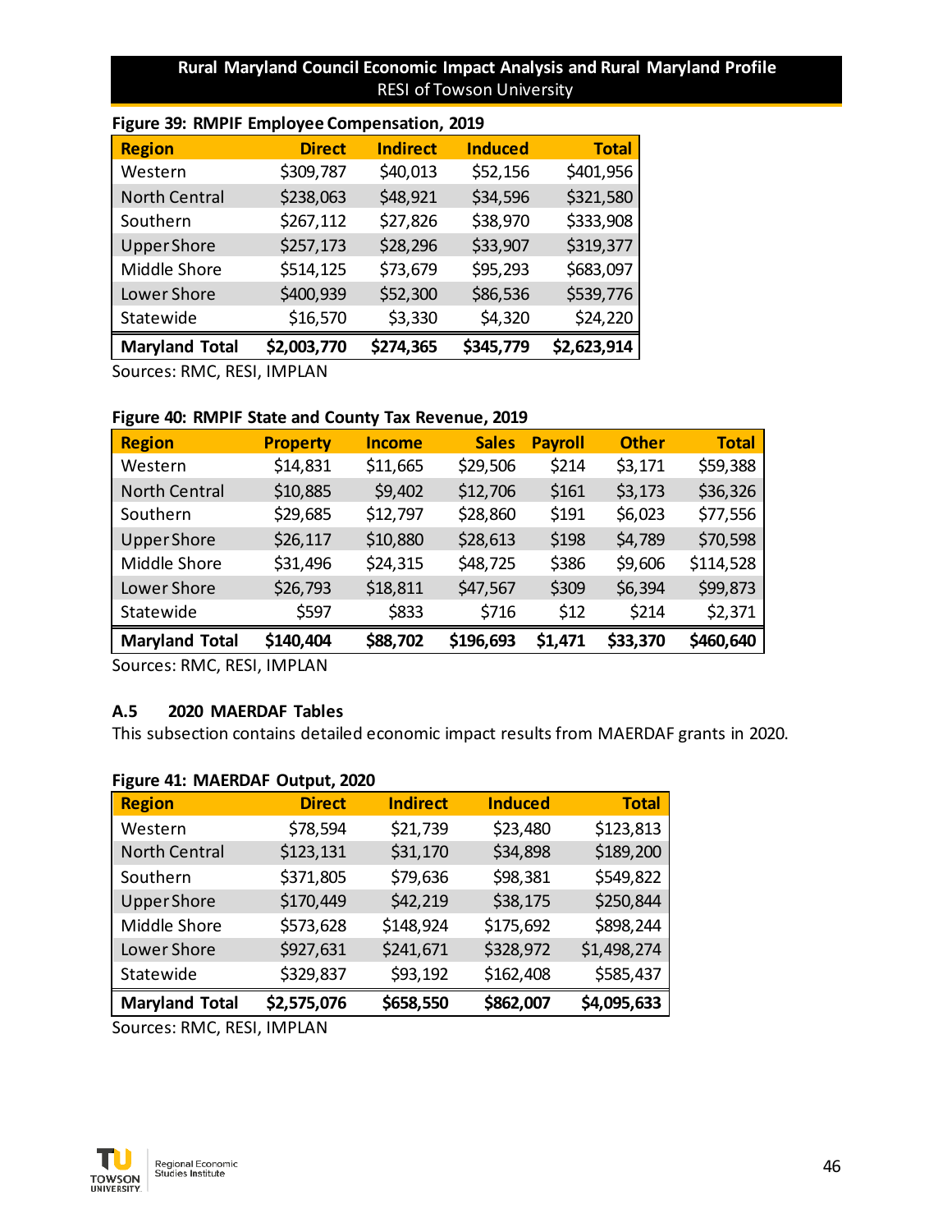**Figure 39: RMPIF Employee Compensation, 2019**

| Region | Direct | Indirect | Induced | Total |
|---|---|---|---|---|
| Western | $309,787 | $40,013 | $52,156 | $401,956 |
| North Central | $238,063 | $48,921 | $34,596 | $321,580 |
| Southern | $267,112 | $27,826 | $38,970 | $333,908 |
| Upper Shore | $257,173 | $28,296 | $33,907 | $319,377 |
| Middle Shore | $514,125 | $73,679 | $95,293 | $683,097 |
| Lower Shore | $400,939 | $52,300 | $86,536 | $539,776 |
| Statewide | $16,570 | $3,330 | $4,320 | $24,220 |
| **Maryland Total** | **$2,003,770** | **$274,365** | **$345,779** | **$2,623,914** |

Sources: RMC, RESI, IMPLAN

**Figure 40: RMPIF State and County Tax Revenue, 2019**

| Region | Property | Income | Sales | Payroll | Other | Total |
|---|---|---|---|---|---|---|
| Western | $14,831 | $11,665 | $29,506 | $214 | $3,171 | $59,388 |
| North Central | $10,885 | $9,402 | $12,706 | $161 | $3,173 | $36,326 |
| Southern | $29,685 | $12,797 | $28,860 | $191 | $6,023 | $77,556 |
| Upper Shore | $26,117 | $10,880 | $28,613 | $198 | $4,789 | $70,598 |
| Middle Shore | $31,496 | $24,315 | $48,725 | $386 | $9,606 | $114,528 |
| Lower Shore | $26,793 | $18,811 | $47,567 | $309 | $6,394 | $99,873 |
| Statewide | $597 | $833 | $716 | $12 | $214 | $2,371 |
| **Maryland Total** | **$140,404** | **$88,702** | **$196,693** | **$1,471** | **$33,370** | **$460,640** |

Sources: RMC, RESI, IMPLAN

### A.5 2020 MAERDAF Tables

This subsection contains detailed economic impact results from MAERDAF grants in 2020.

**Figure 41: MAERDAF Output, 2020**

| Region | Direct | Indirect | Induced | Total |
|---|---|---|---|---|
| Western | $78,594 | $21,739 | $23,480 | $123,813 |
| North Central | $123,131 | $31,170 | $34,898 | $189,200 |
| Southern | $371,805 | $79,636 | $98,381 | $549,822 |
| Upper Shore | $170,449 | $42,219 | $38,175 | $250,844 |
| Middle Shore | $573,628 | $148,924 | $175,692 | $898,244 |
| Lower Shore | $927,631 | $241,671 | $328,972 | $1,498,274 |
| Statewide | $329,837 | $93,192 | $162,408 | $585,437 |
| **Maryland Total** | **$2,575,076** | **$658,550** | **$862,007** | **$4,095,633** |

Sources: RMC, RESI, IMPLAN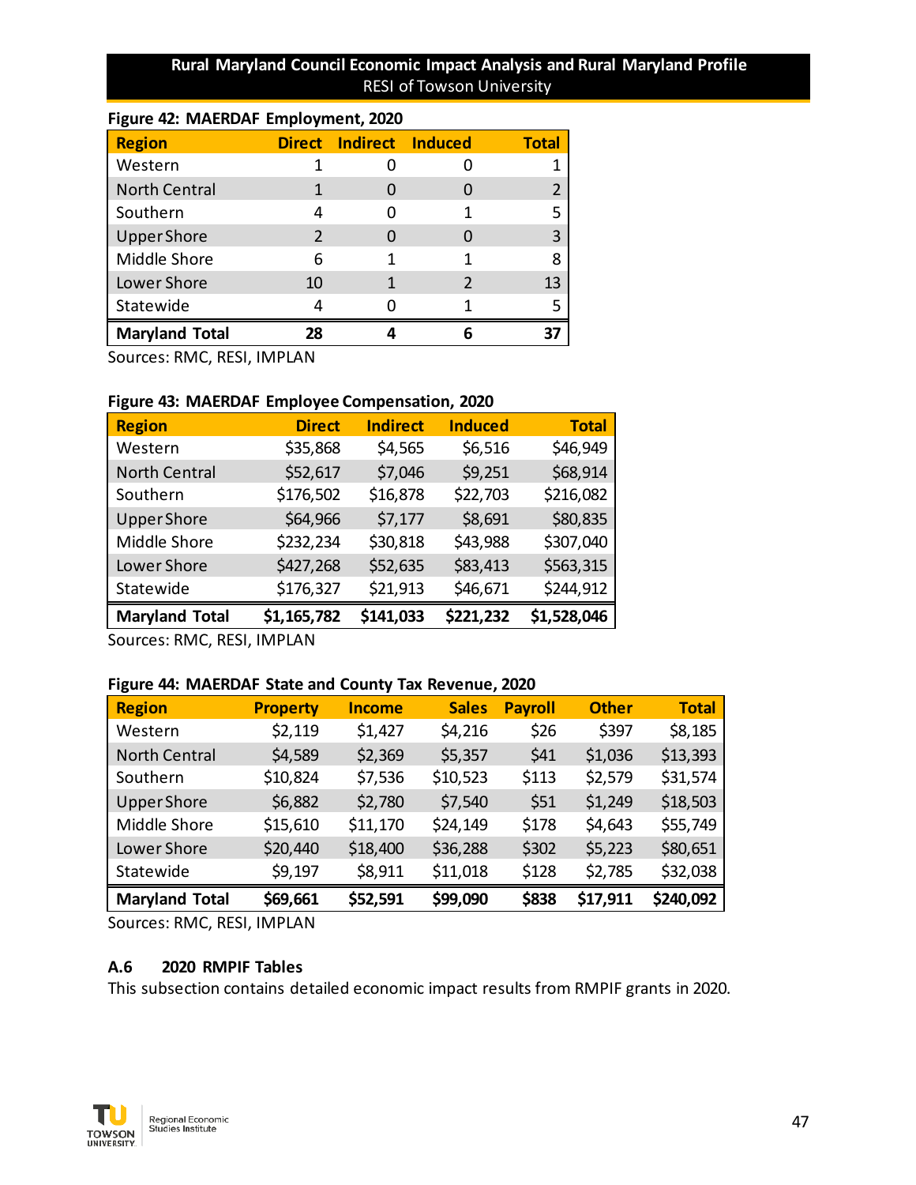**Figure 42: MAERDAF Employment, 2020**

| Region | Direct | Indirect | Induced | Total |
|---|---|---|---|---|
| Western | 1 | 0 | 0 | 1 |
| North Central | 1 | 0 | 0 | 2 |
| Southern | 4 | 0 | 1 | 5 |
| Upper Shore | 2 | 0 | 0 | 3 |
| Middle Shore | 6 | 1 | 1 | 8 |
| Lower Shore | 10 | 1 | 2 | 13 |
| Statewide | 4 | 0 | 1 | 5 |
| **Maryland Total** | **28** | **4** | **6** | **37** |

Sources: RMC, RESI, IMPLAN

**Figure 43: MAERDAF Employee Compensation, 2020**

| Region | Direct | Indirect | Induced | Total |
|---|---|---|---|---|
| Western | $35,868 | $4,565 | $6,516 | $46,949 |
| North Central | $52,617 | $7,046 | $9,251 | $68,914 |
| Southern | $176,502 | $16,878 | $22,703 | $216,082 |
| Upper Shore | $64,966 | $7,177 | $8,691 | $80,835 |
| Middle Shore | $232,234 | $30,818 | $43,988 | $307,040 |
| Lower Shore | $427,268 | $52,635 | $83,413 | $563,315 |
| Statewide | $176,327 | $21,913 | $46,671 | $244,912 |
| **Maryland Total** | **$1,165,782** | **$141,033** | **$221,232** | **$1,528,046** |

Sources: RMC, RESI, IMPLAN

**Figure 44: MAERDAF State and County Tax Revenue, 2020**

| Region | Property | Income | Sales | Payroll | Other | Total |
|---|---|---|---|---|---|---|
| Western | $2,119 | $1,427 | $4,216 | $26 | $397 | $8,185 |
| North Central | $4,589 | $2,369 | $5,357 | $41 | $1,036 | $13,393 |
| Southern | $10,824 | $7,536 | $10,523 | $113 | $2,579 | $31,574 |
| Upper Shore | $6,882 | $2,780 | $7,540 | $51 | $1,249 | $18,503 |
| Middle Shore | $15,610 | $11,170 | $24,149 | $178 | $4,643 | $55,749 |
| Lower Shore | $20,440 | $18,400 | $36,288 | $302 | $5,223 | $80,651 |
| Statewide | $9,197 | $8,911 | $11,018 | $128 | $2,785 | $32,038 |
| **Maryland Total** | **$69,661** | **$52,591** | **$99,090** | **$838** | **$17,911** | **$240,092** |

Sources: RMC, RESI, IMPLAN

### A.6 2020 RMPIF Tables

This subsection contains detailed economic impact results from RMPIF grants in 2020.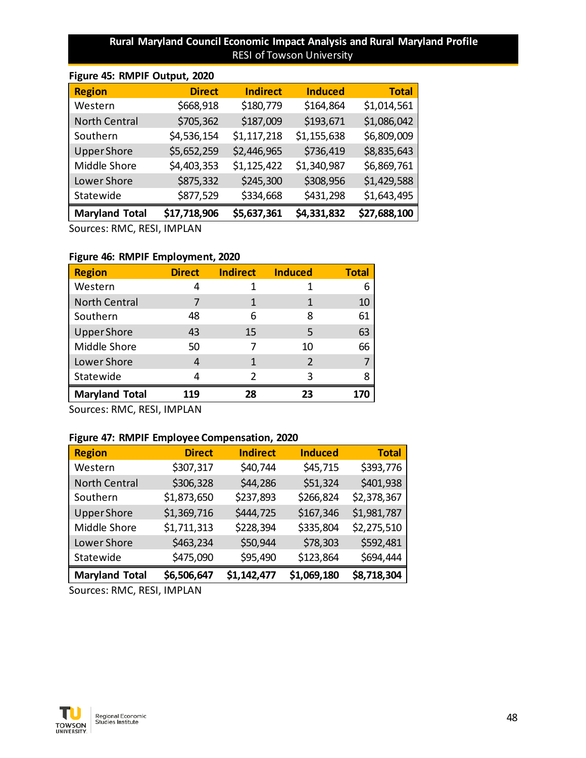**Figure 45: RMPIF Output, 2020**

| Region | Direct | Indirect | Induced | Total |
|---|---|---|---|---|
| Western | $668,918 | $180,779 | $164,864 | $1,014,561 |
| North Central | $705,362 | $187,009 | $193,671 | $1,086,042 |
| Southern | $4,536,154 | $1,117,218 | $1,155,638 | $6,809,009 |
| Upper Shore | $5,652,259 | $2,446,965 | $736,419 | $8,835,643 |
| Middle Shore | $4,403,353 | $1,125,422 | $1,340,987 | $6,869,761 |
| Lower Shore | $875,332 | $245,300 | $308,956 | $1,429,588 |
| Statewide | $877,529 | $334,668 | $431,298 | $1,643,495 |
| **Maryland Total** | **$17,718,906** | **$5,637,361** | **$4,331,832** | **$27,688,100** |

Sources: RMC, RESI, IMPLAN

**Figure 46: RMPIF Employment, 2020**

| Region | Direct | Indirect | Induced | Total |
|---|---|---|---|---|
| Western | 4 | 1 | 1 | 6 |
| North Central | 7 | 1 | 1 | 10 |
| Southern | 48 | 6 | 8 | 61 |
| Upper Shore | 43 | 15 | 5 | 63 |
| Middle Shore | 50 | 7 | 10 | 66 |
| Lower Shore | 4 | 1 | 2 | 7 |
| Statewide | 4 | 2 | 3 | 8 |
| **Maryland Total** | **119** | **28** | **23** | **170** |

Sources: RMC, RESI, IMPLAN

**Figure 47: RMPIF Employee Compensation, 2020**

| Region | Direct | Indirect | Induced | Total |
|---|---|---|---|---|
| Western | $307,317 | $40,744 | $45,715 | $393,776 |
| North Central | $306,328 | $44,286 | $51,324 | $401,938 |
| Southern | $1,873,650 | $237,893 | $266,824 | $2,378,367 |
| Upper Shore | $1,369,716 | $444,725 | $167,346 | $1,981,787 |
| Middle Shore | $1,711,313 | $228,394 | $335,804 | $2,275,510 |
| Lower Shore | $463,234 | $50,944 | $78,303 | $592,481 |
| Statewide | $475,090 | $95,490 | $123,864 | $694,444 |
| **Maryland Total** | **$6,506,647** | **$1,142,477** | **$1,069,180** | **$8,718,304** |

Sources: RMC, RESI, IMPLAN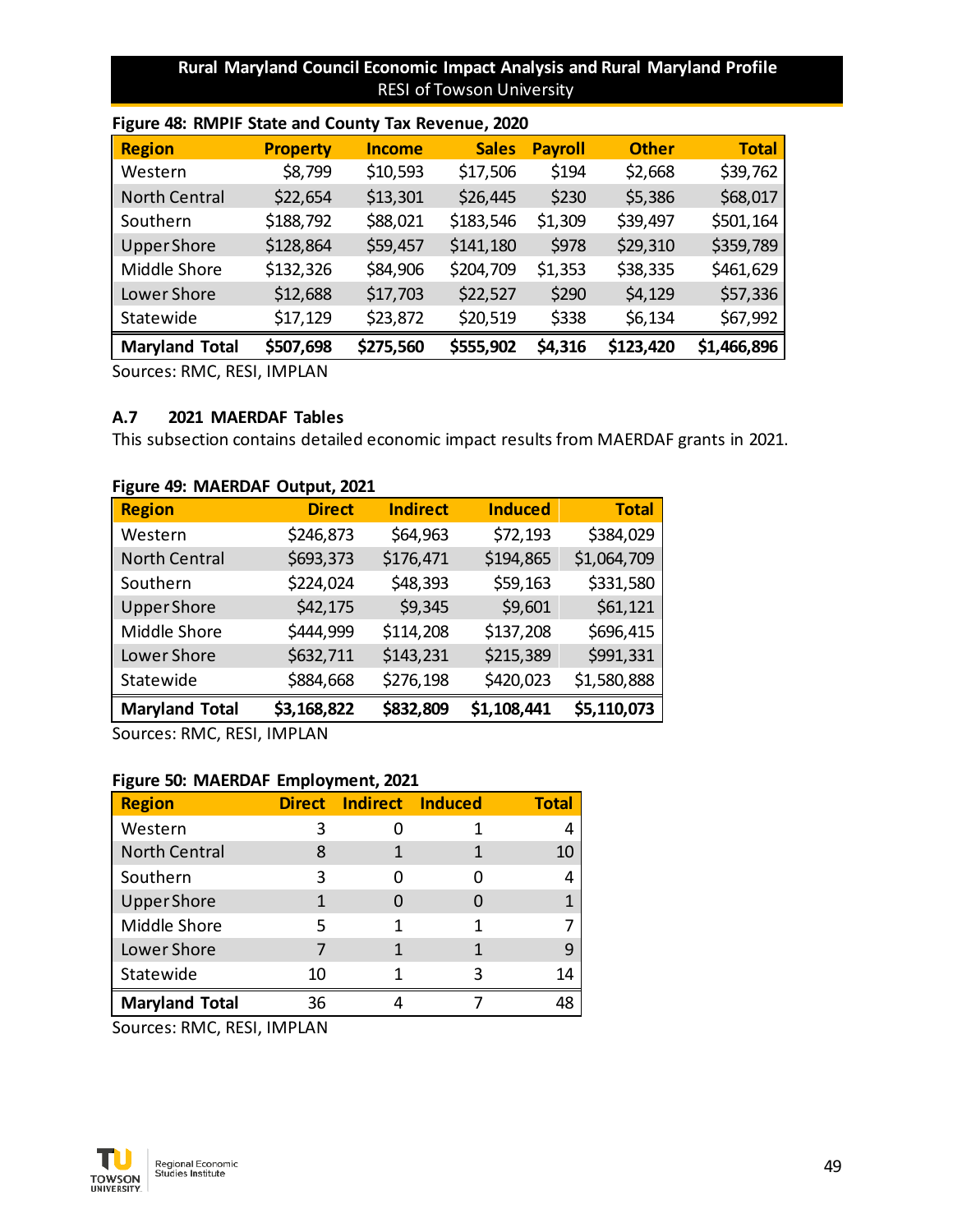**Figure 48: RMPIF State and County Tax Revenue, 2020**

| Region | Property | Income | Sales | Payroll | Other | Total |
|---|---|---|---|---|---|---|
| Western | $8,799 | $10,593 | $17,506 | $194 | $2,668 | $39,762 |
| North Central | $22,654 | $13,301 | $26,445 | $230 | $5,386 | $68,017 |
| Southern | $188,792 | $88,021 | $183,546 | $1,309 | $39,497 | $501,164 |
| Upper Shore | $128,864 | $59,457 | $141,180 | $978 | $29,310 | $359,789 |
| Middle Shore | $132,326 | $84,906 | $204,709 | $1,353 | $38,335 | $461,629 |
| Lower Shore | $12,688 | $17,703 | $22,527 | $290 | $4,129 | $57,336 |
| Statewide | $17,129 | $23,872 | $20,519 | $338 | $6,134 | $67,992 |
| **Maryland Total** | **$507,698** | **$275,560** | **$555,902** | **$4,316** | **$123,420** | **$1,466,896** |

Sources: RMC, RESI, IMPLAN

### A.7 2021 MAERDAF Tables

This subsection contains detailed economic impact results from MAERDAF grants in 2021.

**Figure 49: MAERDAF Output, 2021**

| Region | Direct | Indirect | Induced | Total |
|---|---|---|---|---|
| Western | $246,873 | $64,963 | $72,193 | $384,029 |
| North Central | $693,373 | $176,471 | $194,865 | $1,064,709 |
| Southern | $224,024 | $48,393 | $59,163 | $331,580 |
| Upper Shore | $42,175 | $9,345 | $9,601 | $61,121 |
| Middle Shore | $444,999 | $114,208 | $137,208 | $696,415 |
| Lower Shore | $632,711 | $143,231 | $215,389 | $991,331 |
| Statewide | $884,668 | $276,198 | $420,023 | $1,580,888 |
| **Maryland Total** | **$3,168,822** | **$832,809** | **$1,108,441** | **$5,110,073** |

Sources: RMC, RESI, IMPLAN

**Figure 50: MAERDAF Employment, 2021**

| Region | Direct | Indirect | Induced | Total |
|---|---|---|---|---|
| Western | 3 | 0 | 1 | 4 |
| North Central | 8 | 1 | 1 | 10 |
| Southern | 3 | 0 | 0 | 4 |
| Upper Shore | 1 | 0 | 0 | 1 |
| Middle Shore | 5 | 1 | 1 | 7 |
| Lower Shore | 7 | 1 | 1 | 9 |
| Statewide | 10 | 1 | 3 | 14 |
| **Maryland Total** | 36 | 4 | 7 | 48 |

Sources: RMC, RESI, IMPLAN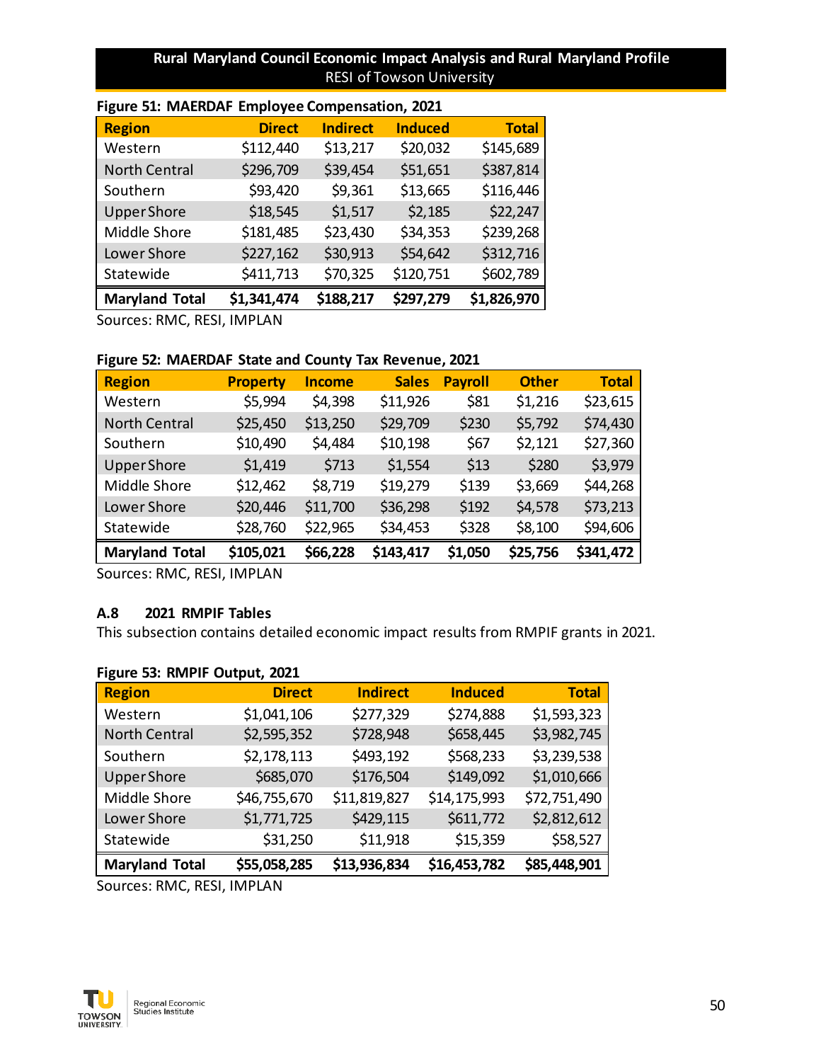**Figure 51: MAERDAF Employee Compensation, 2021**

| Region | Direct | Indirect | Induced | Total |
|---|---|---|---|---|
| Western | $112,440 | $13,217 | $20,032 | $145,689 |
| North Central | $296,709 | $39,454 | $51,651 | $387,814 |
| Southern | $93,420 | $9,361 | $13,665 | $116,446 |
| Upper Shore | $18,545 | $1,517 | $2,185 | $22,247 |
| Middle Shore | $181,485 | $23,430 | $34,353 | $239,268 |
| Lower Shore | $227,162 | $30,913 | $54,642 | $312,716 |
| Statewide | $411,713 | $70,325 | $120,751 | $602,789 |
| **Maryland Total** | **$1,341,474** | **$188,217** | **$297,279** | **$1,826,970** |

Sources: RMC, RESI, IMPLAN

**Figure 52: MAERDAF State and County Tax Revenue, 2021**

| Region | Property | Income | Sales | Payroll | Other | Total |
|---|---|---|---|---|---|---|
| Western | $5,994 | $4,398 | $11,926 | $81 | $1,216 | $23,615 |
| North Central | $25,450 | $13,250 | $29,709 | $230 | $5,792 | $74,430 |
| Southern | $10,490 | $4,484 | $10,198 | $67 | $2,121 | $27,360 |
| Upper Shore | $1,419 | $713 | $1,554 | $13 | $280 | $3,979 |
| Middle Shore | $12,462 | $8,719 | $19,279 | $139 | $3,669 | $44,268 |
| Lower Shore | $20,446 | $11,700 | $36,298 | $192 | $4,578 | $73,213 |
| Statewide | $28,760 | $22,965 | $34,453 | $328 | $8,100 | $94,606 |
| **Maryland Total** | **$105,021** | **$66,228** | **$143,417** | **$1,050** | **$25,756** | **$341,472** |

Sources: RMC, RESI, IMPLAN

### A.8 2021 RMPIF Tables

This subsection contains detailed economic impact results from RMPIF grants in 2021.

**Figure 53: RMPIF Output, 2021**

| Region | Direct | Indirect | Induced | Total |
|---|---|---|---|---|
| Western | $1,041,106 | $277,329 | $274,888 | $1,593,323 |
| North Central | $2,595,352 | $728,948 | $658,445 | $3,982,745 |
| Southern | $2,178,113 | $493,192 | $568,233 | $3,239,538 |
| Upper Shore | $685,070 | $176,504 | $149,092 | $1,010,666 |
| Middle Shore | $46,755,670 | $11,819,827 | $14,175,993 | $72,751,490 |
| Lower Shore | $1,771,725 | $429,115 | $611,772 | $2,812,612 |
| Statewide | $31,250 | $11,918 | $15,359 | $58,527 |
| **Maryland Total** | **$55,058,285** | **$13,936,834** | **$16,453,782** | **$85,448,901** |

Sources: RMC, RESI, IMPLAN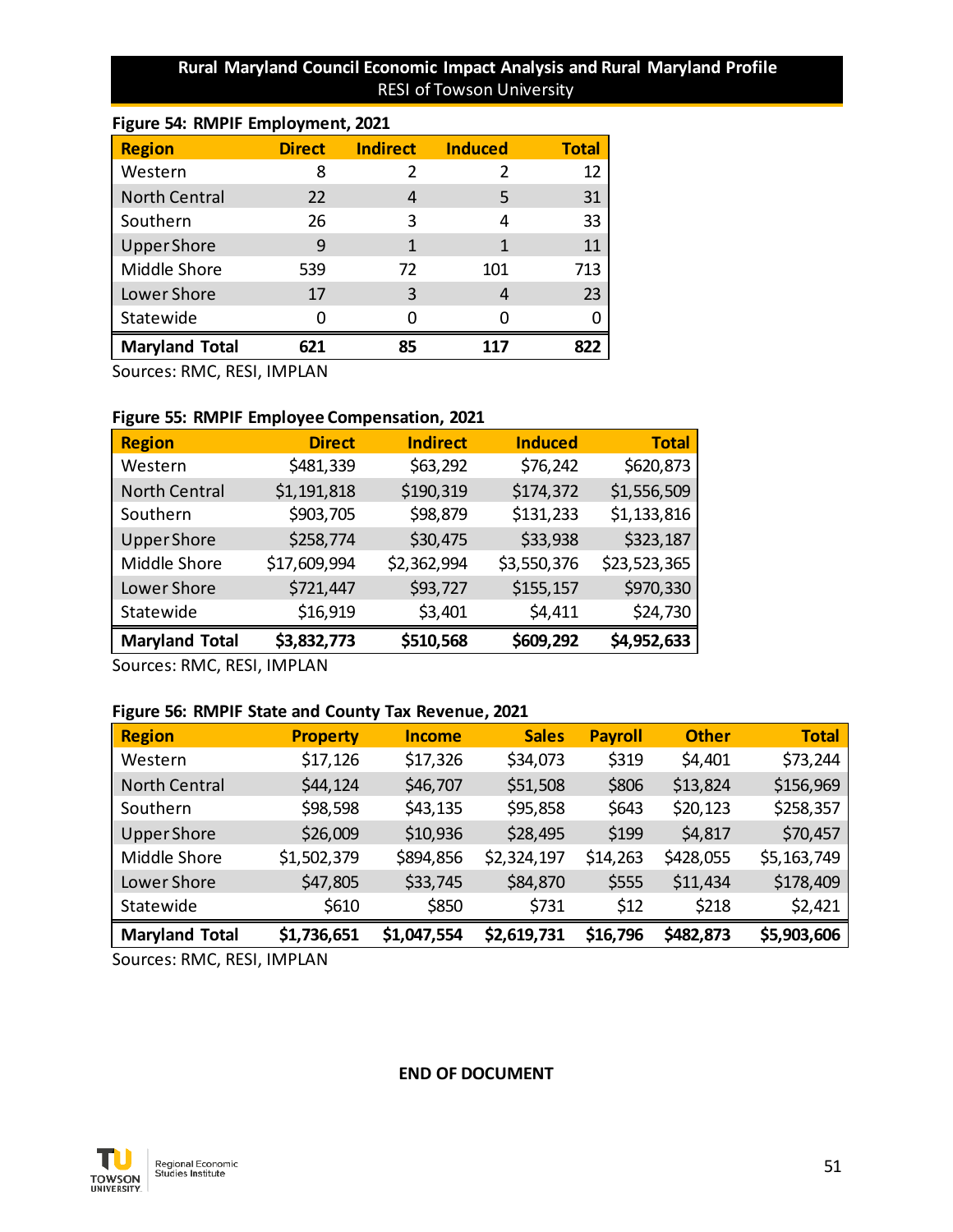**Figure 54: RMPIF Employment, 2021**

| Region | Direct | Indirect | Induced | Total |
|---|---|---|---|---|
| Western | 8 | 2 | 2 | 12 |
| North Central | 22 | 4 | 5 | 31 |
| Southern | 26 | 3 | 4 | 33 |
| Upper Shore | 9 | 1 | 1 | 11 |
| Middle Shore | 539 | 72 | 101 | 713 |
| Lower Shore | 17 | 3 | 4 | 23 |
| Statewide | 0 | 0 | 0 | 0 |
| **Maryland Total** | **621** | **85** | **117** | **822** |

Sources: RMC, RESI, IMPLAN

**Figure 55: RMPIF Employee Compensation, 2021**

| Region | Direct | Indirect | Induced | Total |
|---|---|---|---|---|
| Western | $481,339 | $63,292 | $76,242 | $620,873 |
| North Central | $1,191,818 | $190,319 | $174,372 | $1,556,509 |
| Southern | $903,705 | $98,879 | $131,233 | $1,133,816 |
| Upper Shore | $258,774 | $30,475 | $33,938 | $323,187 |
| Middle Shore | $17,609,994 | $2,362,994 | $3,550,376 | $23,523,365 |
| Lower Shore | $721,447 | $93,727 | $155,157 | $970,330 |
| Statewide | $16,919 | $3,401 | $4,411 | $24,730 |
| **Maryland Total** | **$3,832,773** | **$510,568** | **$609,292** | **$4,952,633** |

Sources: RMC, RESI, IMPLAN

**Figure 56: RMPIF State and County Tax Revenue, 2021**

| Region | Property | Income | Sales | Payroll | Other | Total |
|---|---|---|---|---|---|---|
| Western | $17,126 | $17,326 | $34,073 | $319 | $4,401 | $73,244 |
| North Central | $44,124 | $46,707 | $51,508 | $806 | $13,824 | $156,969 |
| Southern | $98,598 | $43,135 | $95,858 | $643 | $20,123 | $258,357 |
| Upper Shore | $26,009 | $10,936 | $28,495 | $199 | $4,817 | $70,457 |
| Middle Shore | $1,502,379 | $894,856 | $2,324,197 | $14,263 | $428,055 | $5,163,749 |
| Lower Shore | $47,805 | $33,745 | $84,870 | $555 | $11,434 | $178,409 |
| Statewide | $610 | $850 | $731 | $12 | $218 | $2,421 |
| **Maryland Total** | **$1,736,651** | **$1,047,554** | **$2,619,731** | **$16,796** | **$482,873** | **$5,903,606** |

Sources: RMC, RESI, IMPLAN

**END OF DOCUMENT**